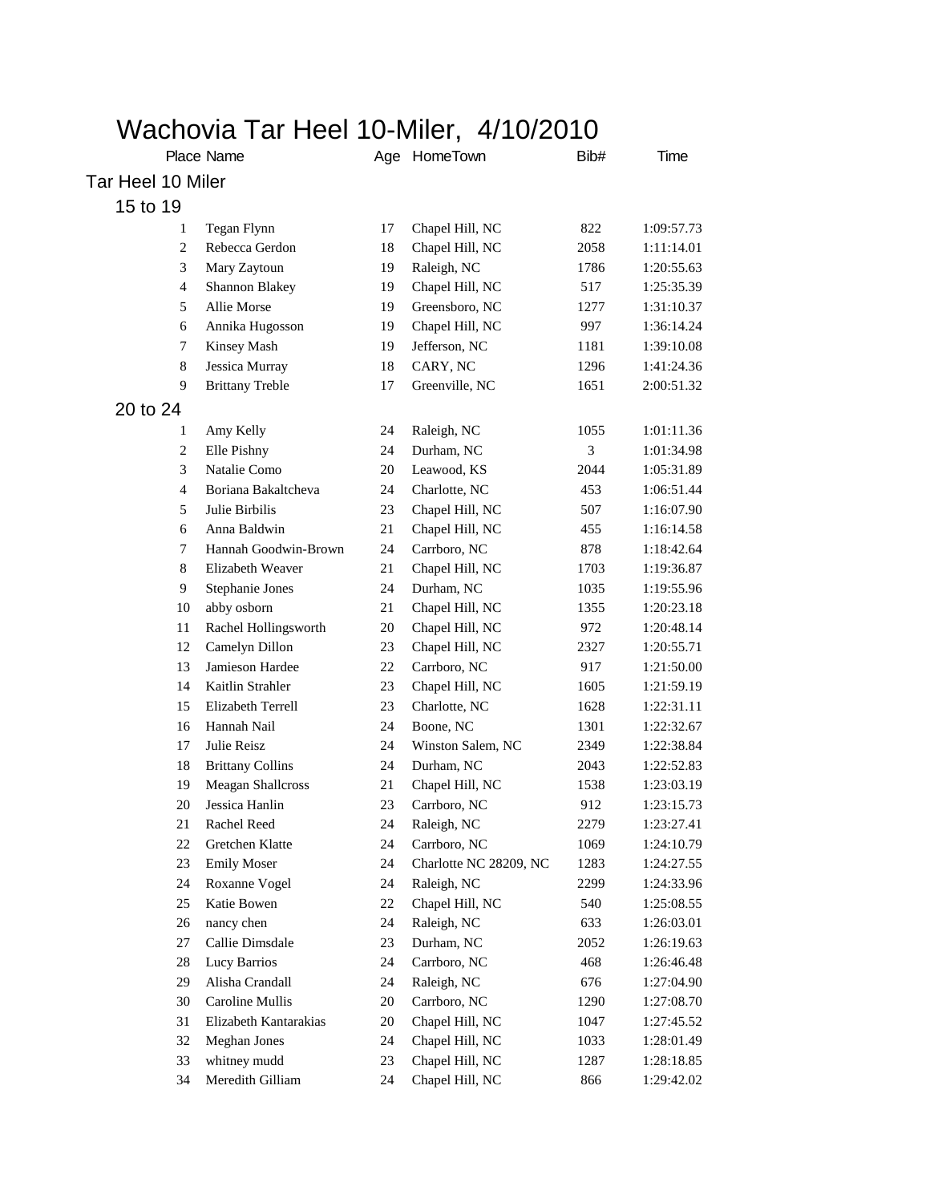# Wachovia Tar Heel 10-Miler, 4/10/2010

| Place | Name | Age | HomeTown | Bib# | Time |
|---|---|---|---|---|---|

## Tar Heel 10 Miler

### 15 to 19

| Place | Name | Age | HomeTown | Bib# | Time |
|---|---|---|---|---|---|
| 1 | Tegan Flynn | 17 | Chapel Hill, NC | 822 | 1:09:57.73 |
| 2 | Rebecca Gerdon | 18 | Chapel Hill, NC | 2058 | 1:11:14.01 |
| 3 | Mary Zaytoun | 19 | Raleigh, NC | 1786 | 1:20:55.63 |
| 4 | Shannon Blakey | 19 | Chapel Hill, NC | 517 | 1:25:35.39 |
| 5 | Allie Morse | 19 | Greensboro, NC | 1277 | 1:31:10.37 |
| 6 | Annika Hugosson | 19 | Chapel Hill, NC | 997 | 1:36:14.24 |
| 7 | Kinsey Mash | 19 | Jefferson, NC | 1181 | 1:39:10.08 |
| 8 | Jessica Murray | 18 | CARY, NC | 1296 | 1:41:24.36 |
| 9 | Brittany Treble | 17 | Greenville, NC | 1651 | 2:00:51.32 |

### 20 to 24

| Place | Name | Age | HomeTown | Bib# | Time |
|---|---|---|---|---|---|
| 1 | Amy Kelly | 24 | Raleigh, NC | 1055 | 1:01:11.36 |
| 2 | Elle Pishny | 24 | Durham, NC | 3 | 1:01:34.98 |
| 3 | Natalie Como | 20 | Leawood, KS | 2044 | 1:05:31.89 |
| 4 | Boriana Bakaltcheva | 24 | Charlotte, NC | 453 | 1:06:51.44 |
| 5 | Julie Birbilis | 23 | Chapel Hill, NC | 507 | 1:16:07.90 |
| 6 | Anna Baldwin | 21 | Chapel Hill, NC | 455 | 1:16:14.58 |
| 7 | Hannah Goodwin-Brown | 24 | Carrboro, NC | 878 | 1:18:42.64 |
| 8 | Elizabeth Weaver | 21 | Chapel Hill, NC | 1703 | 1:19:36.87 |
| 9 | Stephanie Jones | 24 | Durham, NC | 1035 | 1:19:55.96 |
| 10 | abby osborn | 21 | Chapel Hill, NC | 1355 | 1:20:23.18 |
| 11 | Rachel Hollingsworth | 20 | Chapel Hill, NC | 972 | 1:20:48.14 |
| 12 | Camelyn Dillon | 23 | Chapel Hill, NC | 2327 | 1:20:55.71 |
| 13 | Jamieson Hardee | 22 | Carrboro, NC | 917 | 1:21:50.00 |
| 14 | Kaitlin Strahler | 23 | Chapel Hill, NC | 1605 | 1:21:59.19 |
| 15 | Elizabeth Terrell | 23 | Charlotte, NC | 1628 | 1:22:31.11 |
| 16 | Hannah Nail | 24 | Boone, NC | 1301 | 1:22:32.67 |
| 17 | Julie Reisz | 24 | Winston Salem, NC | 2349 | 1:22:38.84 |
| 18 | Brittany Collins | 24 | Durham, NC | 2043 | 1:22:52.83 |
| 19 | Meagan Shallcross | 21 | Chapel Hill, NC | 1538 | 1:23:03.19 |
| 20 | Jessica Hanlin | 23 | Carrboro, NC | 912 | 1:23:15.73 |
| 21 | Rachel Reed | 24 | Raleigh, NC | 2279 | 1:23:27.41 |
| 22 | Gretchen Klatte | 24 | Carrboro, NC | 1069 | 1:24:10.79 |
| 23 | Emily Moser | 24 | Charlotte NC 28209, NC | 1283 | 1:24:27.55 |
| 24 | Roxanne Vogel | 24 | Raleigh, NC | 2299 | 1:24:33.96 |
| 25 | Katie Bowen | 22 | Chapel Hill, NC | 540 | 1:25:08.55 |
| 26 | nancy chen | 24 | Raleigh, NC | 633 | 1:26:03.01 |
| 27 | Callie Dimsdale | 23 | Durham, NC | 2052 | 1:26:19.63 |
| 28 | Lucy Barrios | 24 | Carrboro, NC | 468 | 1:26:46.48 |
| 29 | Alisha Crandall | 24 | Raleigh, NC | 676 | 1:27:04.90 |
| 30 | Caroline Mullis | 20 | Carrboro, NC | 1290 | 1:27:08.70 |
| 31 | Elizabeth Kantarakias | 20 | Chapel Hill, NC | 1047 | 1:27:45.52 |
| 32 | Meghan Jones | 24 | Chapel Hill, NC | 1033 | 1:28:01.49 |
| 33 | whitney mudd | 23 | Chapel Hill, NC | 1287 | 1:28:18.85 |
| 34 | Meredith Gilliam | 24 | Chapel Hill, NC | 866 | 1:29:42.02 |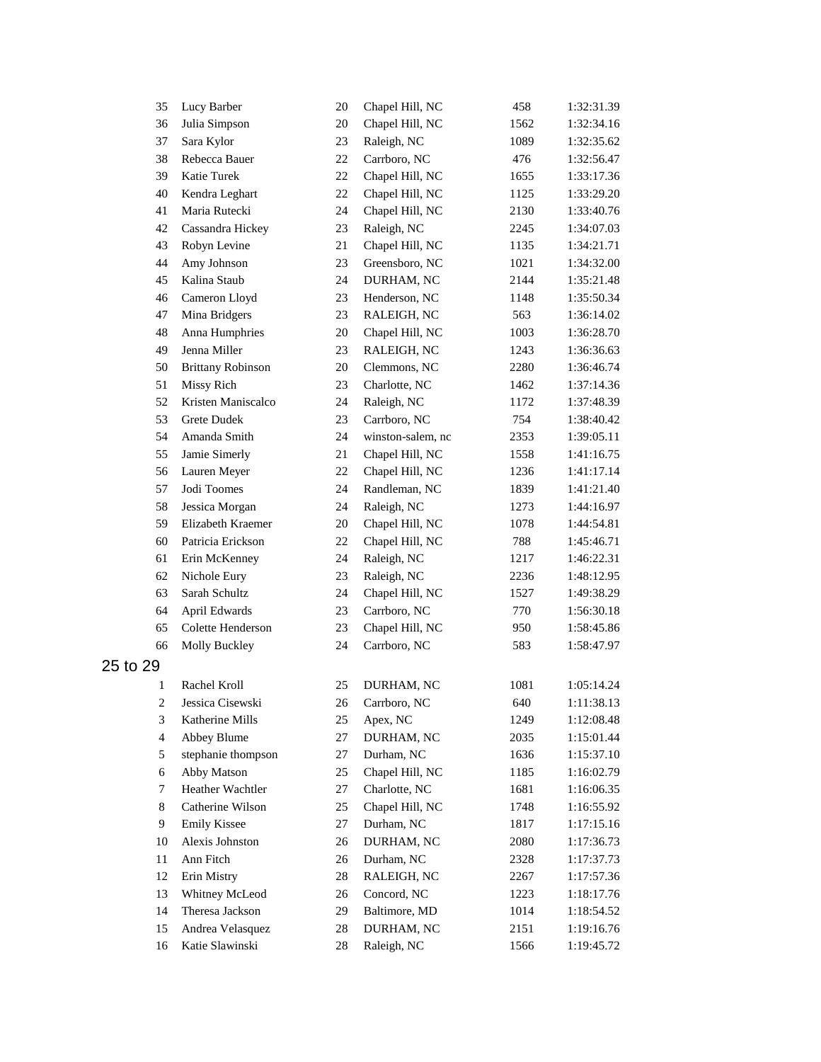| | | | | | |
|---|---|---|---|---|---|
| 35 | Lucy Barber | 20 | Chapel Hill, NC | 458 | 1:32:31.39 |
| 36 | Julia Simpson | 20 | Chapel Hill, NC | 1562 | 1:32:34.16 |
| 37 | Sara Kylor | 23 | Raleigh, NC | 1089 | 1:32:35.62 |
| 38 | Rebecca Bauer | 22 | Carrboro, NC | 476 | 1:32:56.47 |
| 39 | Katie Turek | 22 | Chapel Hill, NC | 1655 | 1:33:17.36 |
| 40 | Kendra Leghart | 22 | Chapel Hill, NC | 1125 | 1:33:29.20 |
| 41 | Maria Rutecki | 24 | Chapel Hill, NC | 2130 | 1:33:40.76 |
| 42 | Cassandra Hickey | 23 | Raleigh, NC | 2245 | 1:34:07.03 |
| 43 | Robyn Levine | 21 | Chapel Hill, NC | 1135 | 1:34:21.71 |
| 44 | Amy Johnson | 23 | Greensboro, NC | 1021 | 1:34:32.00 |
| 45 | Kalina Staub | 24 | DURHAM, NC | 2144 | 1:35:21.48 |
| 46 | Cameron Lloyd | 23 | Henderson, NC | 1148 | 1:35:50.34 |
| 47 | Mina Bridgers | 23 | RALEIGH, NC | 563 | 1:36:14.02 |
| 48 | Anna Humphries | 20 | Chapel Hill, NC | 1003 | 1:36:28.70 |
| 49 | Jenna Miller | 23 | RALEIGH, NC | 1243 | 1:36:36.63 |
| 50 | Brittany Robinson | 20 | Clemmons, NC | 2280 | 1:36:46.74 |
| 51 | Missy Rich | 23 | Charlotte, NC | 1462 | 1:37:14.36 |
| 52 | Kristen Maniscalco | 24 | Raleigh, NC | 1172 | 1:37:48.39 |
| 53 | Grete Dudek | 23 | Carrboro, NC | 754 | 1:38:40.42 |
| 54 | Amanda Smith | 24 | winston-salem, nc | 2353 | 1:39:05.11 |
| 55 | Jamie Simerly | 21 | Chapel Hill, NC | 1558 | 1:41:16.75 |
| 56 | Lauren Meyer | 22 | Chapel Hill, NC | 1236 | 1:41:17.14 |
| 57 | Jodi Toomes | 24 | Randleman, NC | 1839 | 1:41:21.40 |
| 58 | Jessica Morgan | 24 | Raleigh, NC | 1273 | 1:44:16.97 |
| 59 | Elizabeth Kraemer | 20 | Chapel Hill, NC | 1078 | 1:44:54.81 |
| 60 | Patricia Erickson | 22 | Chapel Hill, NC | 788 | 1:45:46.71 |
| 61 | Erin McKenney | 24 | Raleigh, NC | 1217 | 1:46:22.31 |
| 62 | Nichole Eury | 23 | Raleigh, NC | 2236 | 1:48:12.95 |
| 63 | Sarah Schultz | 24 | Chapel Hill, NC | 1527 | 1:49:38.29 |
| 64 | April Edwards | 23 | Carrboro, NC | 770 | 1:56:30.18 |
| 65 | Colette Henderson | 23 | Chapel Hill, NC | 950 | 1:58:45.86 |
| 66 | Molly Buckley | 24 | Carrboro, NC | 583 | 1:58:47.97 |

## 25 to 29

| | | | | | |
|---|---|---|---|---|---|
| 1 | Rachel Kroll | 25 | DURHAM, NC | 1081 | 1:05:14.24 |
| 2 | Jessica Cisewski | 26 | Carrboro, NC | 640 | 1:11:38.13 |
| 3 | Katherine Mills | 25 | Apex, NC | 1249 | 1:12:08.48 |
| 4 | Abbey Blume | 27 | DURHAM, NC | 2035 | 1:15:01.44 |
| 5 | stephanie thompson | 27 | Durham, NC | 1636 | 1:15:37.10 |
| 6 | Abby Matson | 25 | Chapel Hill, NC | 1185 | 1:16:02.79 |
| 7 | Heather Wachtler | 27 | Charlotte, NC | 1681 | 1:16:06.35 |
| 8 | Catherine Wilson | 25 | Chapel Hill, NC | 1748 | 1:16:55.92 |
| 9 | Emily Kissee | 27 | Durham, NC | 1817 | 1:17:15.16 |
| 10 | Alexis Johnston | 26 | DURHAM, NC | 2080 | 1:17:36.73 |
| 11 | Ann Fitch | 26 | Durham, NC | 2328 | 1:17:37.73 |
| 12 | Erin Mistry | 28 | RALEIGH, NC | 2267 | 1:17:57.36 |
| 13 | Whitney McLeod | 26 | Concord, NC | 1223 | 1:18:17.76 |
| 14 | Theresa Jackson | 29 | Baltimore, MD | 1014 | 1:18:54.52 |
| 15 | Andrea Velasquez | 28 | DURHAM, NC | 2151 | 1:19:16.76 |
| 16 | Katie Slawinski | 28 | Raleigh, NC | 1566 | 1:19:45.72 |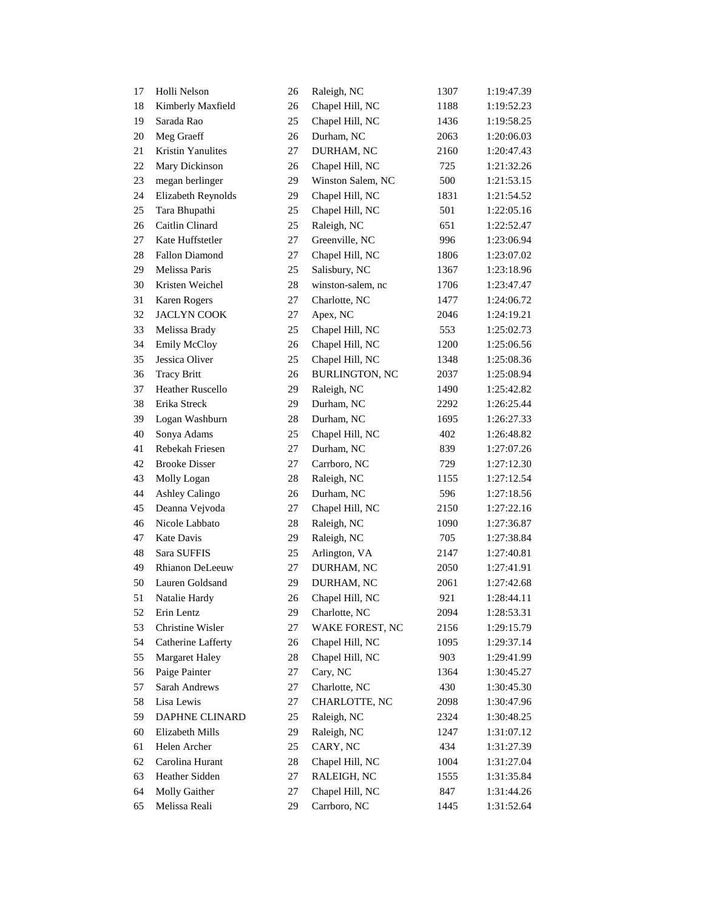| | | | | | |
|---|---|---|---|---|---|
| 17 | Holli Nelson | 26 | Raleigh, NC | 1307 | 1:19:47.39 |
| 18 | Kimberly Maxfield | 26 | Chapel Hill, NC | 1188 | 1:19:52.23 |
| 19 | Sarada Rao | 25 | Chapel Hill, NC | 1436 | 1:19:58.25 |
| 20 | Meg Graeff | 26 | Durham, NC | 2063 | 1:20:06.03 |
| 21 | Kristin Yanulites | 27 | DURHAM, NC | 2160 | 1:20:47.43 |
| 22 | Mary Dickinson | 26 | Chapel Hill, NC | 725 | 1:21:32.26 |
| 23 | megan berlinger | 29 | Winston Salem, NC | 500 | 1:21:53.15 |
| 24 | Elizabeth Reynolds | 29 | Chapel Hill, NC | 1831 | 1:21:54.52 |
| 25 | Tara Bhupathi | 25 | Chapel Hill, NC | 501 | 1:22:05.16 |
| 26 | Caitlin Clinard | 25 | Raleigh, NC | 651 | 1:22:52.47 |
| 27 | Kate Huffstetler | 27 | Greenville, NC | 996 | 1:23:06.94 |
| 28 | Fallon Diamond | 27 | Chapel Hill, NC | 1806 | 1:23:07.02 |
| 29 | Melissa Paris | 25 | Salisbury, NC | 1367 | 1:23:18.96 |
| 30 | Kristen Weichel | 28 | winston-salem, nc | 1706 | 1:23:47.47 |
| 31 | Karen Rogers | 27 | Charlotte, NC | 1477 | 1:24:06.72 |
| 32 | JACLYN COOK | 27 | Apex, NC | 2046 | 1:24:19.21 |
| 33 | Melissa Brady | 25 | Chapel Hill, NC | 553 | 1:25:02.73 |
| 34 | Emily McCloy | 26 | Chapel Hill, NC | 1200 | 1:25:06.56 |
| 35 | Jessica Oliver | 25 | Chapel Hill, NC | 1348 | 1:25:08.36 |
| 36 | Tracy Britt | 26 | BURLINGTON, NC | 2037 | 1:25:08.94 |
| 37 | Heather Ruscello | 29 | Raleigh, NC | 1490 | 1:25:42.82 |
| 38 | Erika Streck | 29 | Durham, NC | 2292 | 1:26:25.44 |
| 39 | Logan Washburn | 28 | Durham, NC | 1695 | 1:26:27.33 |
| 40 | Sonya Adams | 25 | Chapel Hill, NC | 402 | 1:26:48.82 |
| 41 | Rebekah Friesen | 27 | Durham, NC | 839 | 1:27:07.26 |
| 42 | Brooke Disser | 27 | Carrboro, NC | 729 | 1:27:12.30 |
| 43 | Molly Logan | 28 | Raleigh, NC | 1155 | 1:27:12.54 |
| 44 | Ashley Calingo | 26 | Durham, NC | 596 | 1:27:18.56 |
| 45 | Deanna Vejvoda | 27 | Chapel Hill, NC | 2150 | 1:27:22.16 |
| 46 | Nicole Labbato | 28 | Raleigh, NC | 1090 | 1:27:36.87 |
| 47 | Kate Davis | 29 | Raleigh, NC | 705 | 1:27:38.84 |
| 48 | Sara SUFFIS | 25 | Arlington, VA | 2147 | 1:27:40.81 |
| 49 | Rhianon DeLeeuw | 27 | DURHAM, NC | 2050 | 1:27:41.91 |
| 50 | Lauren Goldsand | 29 | DURHAM, NC | 2061 | 1:27:42.68 |
| 51 | Natalie Hardy | 26 | Chapel Hill, NC | 921 | 1:28:44.11 |
| 52 | Erin Lentz | 29 | Charlotte, NC | 2094 | 1:28:53.31 |
| 53 | Christine Wisler | 27 | WAKE FOREST, NC | 2156 | 1:29:15.79 |
| 54 | Catherine Lafferty | 26 | Chapel Hill, NC | 1095 | 1:29:37.14 |
| 55 | Margaret Haley | 28 | Chapel Hill, NC | 903 | 1:29:41.99 |
| 56 | Paige Painter | 27 | Cary, NC | 1364 | 1:30:45.27 |
| 57 | Sarah Andrews | 27 | Charlotte, NC | 430 | 1:30:45.30 |
| 58 | Lisa Lewis | 27 | CHARLOTTE, NC | 2098 | 1:30:47.96 |
| 59 | DAPHNE CLINARD | 25 | Raleigh, NC | 2324 | 1:30:48.25 |
| 60 | Elizabeth Mills | 29 | Raleigh, NC | 1247 | 1:31:07.12 |
| 61 | Helen Archer | 25 | CARY, NC | 434 | 1:31:27.39 |
| 62 | Carolina Hurant | 28 | Chapel Hill, NC | 1004 | 1:31:27.04 |
| 63 | Heather Sidden | 27 | RALEIGH, NC | 1555 | 1:31:35.84 |
| 64 | Molly Gaither | 27 | Chapel Hill, NC | 847 | 1:31:44.26 |
| 65 | Melissa Reali | 29 | Carrboro, NC | 1445 | 1:31:52.64 |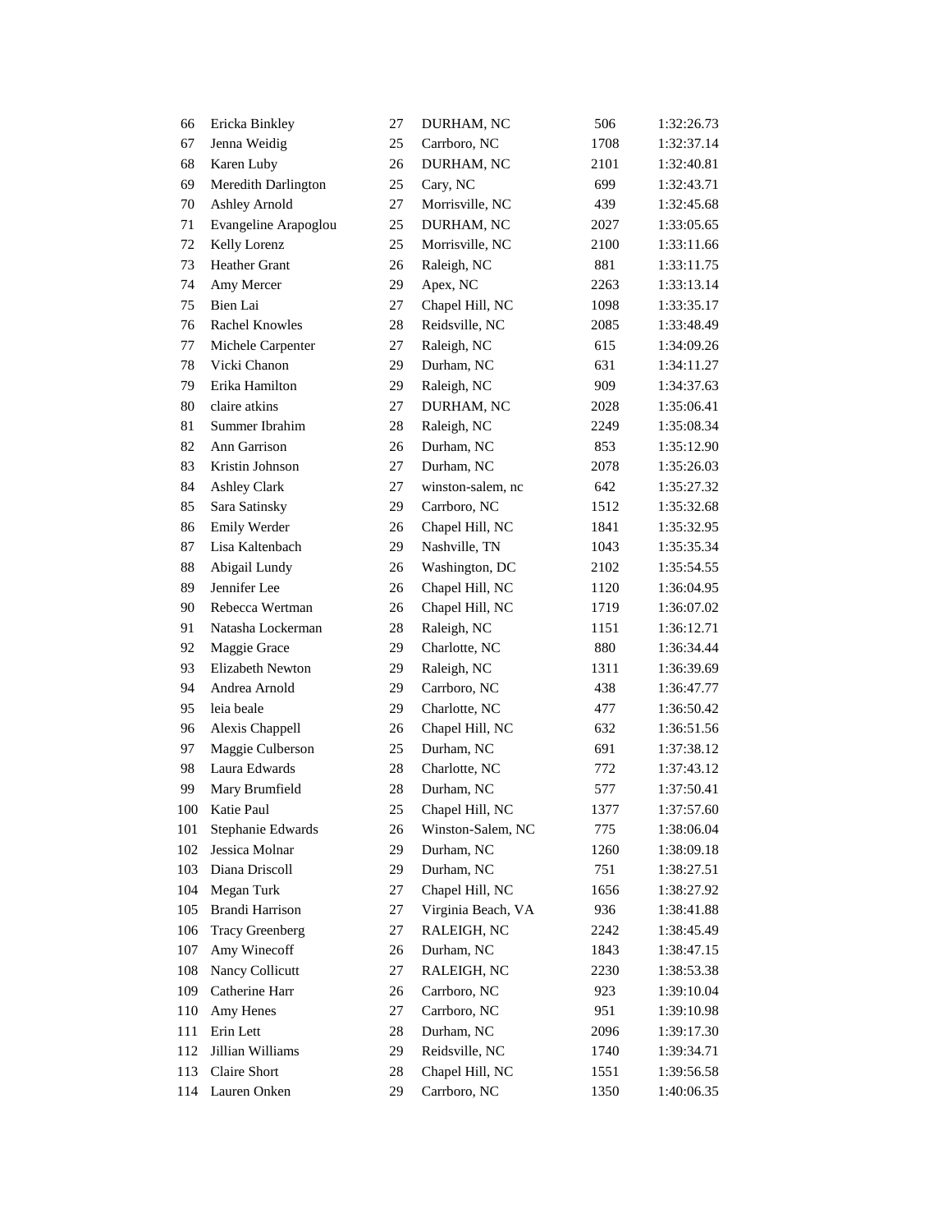| 66 | Ericka Binkley | 27 | DURHAM, NC | 506 | 1:32:26.73 |
|---|---|---|---|---|---|
| 67 | Jenna Weidig | 25 | Carrboro, NC | 1708 | 1:32:37.14 |
| 68 | Karen Luby | 26 | DURHAM, NC | 2101 | 1:32:40.81 |
| 69 | Meredith Darlington | 25 | Cary, NC | 699 | 1:32:43.71 |
| 70 | Ashley Arnold | 27 | Morrisville, NC | 439 | 1:32:45.68 |
| 71 | Evangeline Arapoglou | 25 | DURHAM, NC | 2027 | 1:33:05.65 |
| 72 | Kelly Lorenz | 25 | Morrisville, NC | 2100 | 1:33:11.66 |
| 73 | Heather Grant | 26 | Raleigh, NC | 881 | 1:33:11.75 |
| 74 | Amy Mercer | 29 | Apex, NC | 2263 | 1:33:13.14 |
| 75 | Bien Lai | 27 | Chapel Hill, NC | 1098 | 1:33:35.17 |
| 76 | Rachel Knowles | 28 | Reidsville, NC | 2085 | 1:33:48.49 |
| 77 | Michele Carpenter | 27 | Raleigh, NC | 615 | 1:34:09.26 |
| 78 | Vicki Chanon | 29 | Durham, NC | 631 | 1:34:11.27 |
| 79 | Erika Hamilton | 29 | Raleigh, NC | 909 | 1:34:37.63 |
| 80 | claire atkins | 27 | DURHAM, NC | 2028 | 1:35:06.41 |
| 81 | Summer Ibrahim | 28 | Raleigh, NC | 2249 | 1:35:08.34 |
| 82 | Ann Garrison | 26 | Durham, NC | 853 | 1:35:12.90 |
| 83 | Kristin Johnson | 27 | Durham, NC | 2078 | 1:35:26.03 |
| 84 | Ashley Clark | 27 | winston-salem, nc | 642 | 1:35:27.32 |
| 85 | Sara Satinsky | 29 | Carrboro, NC | 1512 | 1:35:32.68 |
| 86 | Emily Werder | 26 | Chapel Hill, NC | 1841 | 1:35:32.95 |
| 87 | Lisa Kaltenbach | 29 | Nashville, TN | 1043 | 1:35:35.34 |
| 88 | Abigail Lundy | 26 | Washington, DC | 2102 | 1:35:54.55 |
| 89 | Jennifer Lee | 26 | Chapel Hill, NC | 1120 | 1:36:04.95 |
| 90 | Rebecca Wertman | 26 | Chapel Hill, NC | 1719 | 1:36:07.02 |
| 91 | Natasha Lockerman | 28 | Raleigh, NC | 1151 | 1:36:12.71 |
| 92 | Maggie Grace | 29 | Charlotte, NC | 880 | 1:36:34.44 |
| 93 | Elizabeth Newton | 29 | Raleigh, NC | 1311 | 1:36:39.69 |
| 94 | Andrea Arnold | 29 | Carrboro, NC | 438 | 1:36:47.77 |
| 95 | leia beale | 29 | Charlotte, NC | 477 | 1:36:50.42 |
| 96 | Alexis Chappell | 26 | Chapel Hill, NC | 632 | 1:36:51.56 |
| 97 | Maggie Culberson | 25 | Durham, NC | 691 | 1:37:38.12 |
| 98 | Laura Edwards | 28 | Charlotte, NC | 772 | 1:37:43.12 |
| 99 | Mary Brumfield | 28 | Durham, NC | 577 | 1:37:50.41 |
| 100 | Katie Paul | 25 | Chapel Hill, NC | 1377 | 1:37:57.60 |
| 101 | Stephanie Edwards | 26 | Winston-Salem, NC | 775 | 1:38:06.04 |
| 102 | Jessica Molnar | 29 | Durham, NC | 1260 | 1:38:09.18 |
| 103 | Diana Driscoll | 29 | Durham, NC | 751 | 1:38:27.51 |
| 104 | Megan Turk | 27 | Chapel Hill, NC | 1656 | 1:38:27.92 |
| 105 | Brandi Harrison | 27 | Virginia Beach, VA | 936 | 1:38:41.88 |
| 106 | Tracy Greenberg | 27 | RALEIGH, NC | 2242 | 1:38:45.49 |
| 107 | Amy Winecoff | 26 | Durham, NC | 1843 | 1:38:47.15 |
| 108 | Nancy Collicutt | 27 | RALEIGH, NC | 2230 | 1:38:53.38 |
| 109 | Catherine Harr | 26 | Carrboro, NC | 923 | 1:39:10.04 |
| 110 | Amy Henes | 27 | Carrboro, NC | 951 | 1:39:10.98 |
| 111 | Erin Lett | 28 | Durham, NC | 2096 | 1:39:17.30 |
| 112 | Jillian Williams | 29 | Reidsville, NC | 1740 | 1:39:34.71 |
| 113 | Claire Short | 28 | Chapel Hill, NC | 1551 | 1:39:56.58 |
| 114 | Lauren Onken | 29 | Carrboro, NC | 1350 | 1:40:06.35 |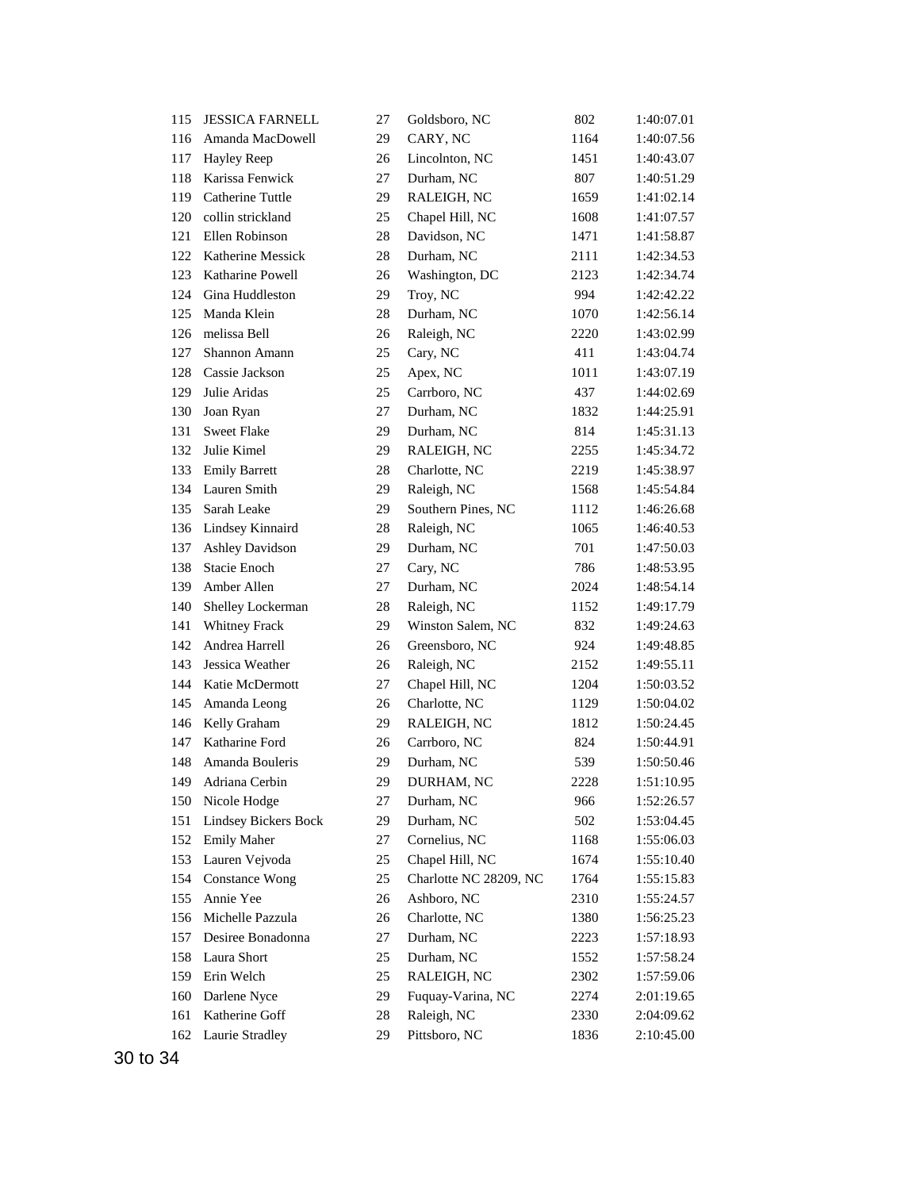| | | | | | |
|---|---|---|---|---|---|
| 115 | JESSICA FARNELL | 27 | Goldsboro, NC | 802 | 1:40:07.01 |
| 116 | Amanda MacDowell | 29 | CARY, NC | 1164 | 1:40:07.56 |
| 117 | Hayley Reep | 26 | Lincolnton, NC | 1451 | 1:40:43.07 |
| 118 | Karissa Fenwick | 27 | Durham, NC | 807 | 1:40:51.29 |
| 119 | Catherine Tuttle | 29 | RALEIGH, NC | 1659 | 1:41:02.14 |
| 120 | collin strickland | 25 | Chapel Hill, NC | 1608 | 1:41:07.57 |
| 121 | Ellen Robinson | 28 | Davidson, NC | 1471 | 1:41:58.87 |
| 122 | Katherine Messick | 28 | Durham, NC | 2111 | 1:42:34.53 |
| 123 | Katharine Powell | 26 | Washington, DC | 2123 | 1:42:34.74 |
| 124 | Gina Huddleston | 29 | Troy, NC | 994 | 1:42:42.22 |
| 125 | Manda Klein | 28 | Durham, NC | 1070 | 1:42:56.14 |
| 126 | melissa Bell | 26 | Raleigh, NC | 2220 | 1:43:02.99 |
| 127 | Shannon Amann | 25 | Cary, NC | 411 | 1:43:04.74 |
| 128 | Cassie Jackson | 25 | Apex, NC | 1011 | 1:43:07.19 |
| 129 | Julie Aridas | 25 | Carrboro, NC | 437 | 1:44:02.69 |
| 130 | Joan Ryan | 27 | Durham, NC | 1832 | 1:44:25.91 |
| 131 | Sweet Flake | 29 | Durham, NC | 814 | 1:45:31.13 |
| 132 | Julie Kimel | 29 | RALEIGH, NC | 2255 | 1:45:34.72 |
| 133 | Emily Barrett | 28 | Charlotte, NC | 2219 | 1:45:38.97 |
| 134 | Lauren Smith | 29 | Raleigh, NC | 1568 | 1:45:54.84 |
| 135 | Sarah Leake | 29 | Southern Pines, NC | 1112 | 1:46:26.68 |
| 136 | Lindsey Kinnaird | 28 | Raleigh, NC | 1065 | 1:46:40.53 |
| 137 | Ashley Davidson | 29 | Durham, NC | 701 | 1:47:50.03 |
| 138 | Stacie Enoch | 27 | Cary, NC | 786 | 1:48:53.95 |
| 139 | Amber Allen | 27 | Durham, NC | 2024 | 1:48:54.14 |
| 140 | Shelley Lockerman | 28 | Raleigh, NC | 1152 | 1:49:17.79 |
| 141 | Whitney Frack | 29 | Winston Salem, NC | 832 | 1:49:24.63 |
| 142 | Andrea Harrell | 26 | Greensboro, NC | 924 | 1:49:48.85 |
| 143 | Jessica Weather | 26 | Raleigh, NC | 2152 | 1:49:55.11 |
| 144 | Katie McDermott | 27 | Chapel Hill, NC | 1204 | 1:50:03.52 |
| 145 | Amanda Leong | 26 | Charlotte, NC | 1129 | 1:50:04.02 |
| 146 | Kelly Graham | 29 | RALEIGH, NC | 1812 | 1:50:24.45 |
| 147 | Katharine Ford | 26 | Carrboro, NC | 824 | 1:50:44.91 |
| 148 | Amanda Bouleris | 29 | Durham, NC | 539 | 1:50:50.46 |
| 149 | Adriana Cerbin | 29 | DURHAM, NC | 2228 | 1:51:10.95 |
| 150 | Nicole Hodge | 27 | Durham, NC | 966 | 1:52:26.57 |
| 151 | Lindsey Bickers Bock | 29 | Durham, NC | 502 | 1:53:04.45 |
| 152 | Emily Maher | 27 | Cornelius, NC | 1168 | 1:55:06.03 |
| 153 | Lauren Vejvoda | 25 | Chapel Hill, NC | 1674 | 1:55:10.40 |
| 154 | Constance Wong | 25 | Charlotte NC 28209, NC | 1764 | 1:55:15.83 |
| 155 | Annie Yee | 26 | Ashboro, NC | 2310 | 1:55:24.57 |
| 156 | Michelle Pazzula | 26 | Charlotte, NC | 1380 | 1:56:25.23 |
| 157 | Desiree Bonadonna | 27 | Durham, NC | 2223 | 1:57:18.93 |
| 158 | Laura Short | 25 | Durham, NC | 1552 | 1:57:58.24 |
| 159 | Erin Welch | 25 | RALEIGH, NC | 2302 | 1:57:59.06 |
| 160 | Darlene Nyce | 29 | Fuquay-Varina, NC | 2274 | 2:01:19.65 |
| 161 | Katherine Goff | 28 | Raleigh, NC | 2330 | 2:04:09.62 |
| 162 | Laurie Stradley | 29 | Pittsboro, NC | 1836 | 2:10:45.00 |

## 30 to 34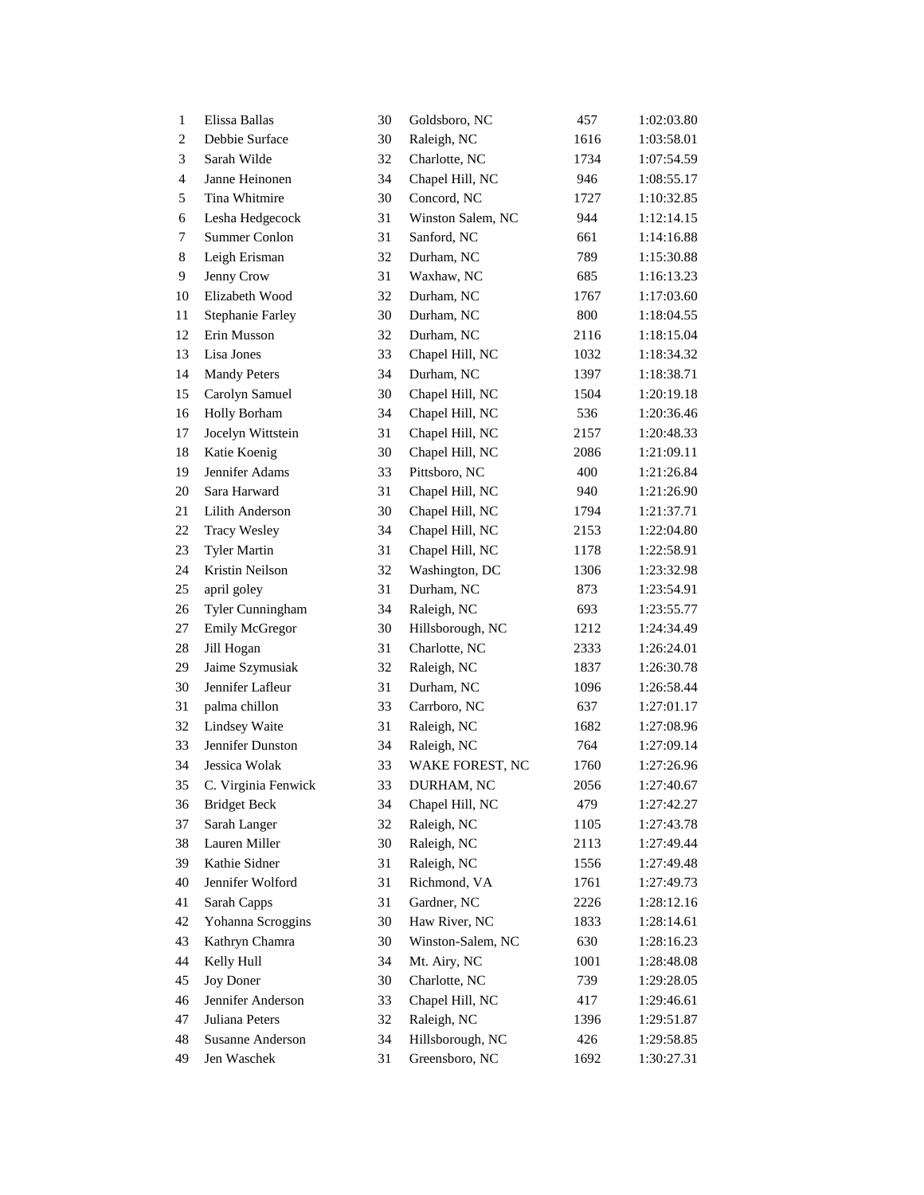| | | | | | |
|---|---|---|---|---|---|
| 1 | Elissa Ballas | 30 | Goldsboro, NC | 457 | 1:02:03.80 |
| 2 | Debbie Surface | 30 | Raleigh, NC | 1616 | 1:03:58.01 |
| 3 | Sarah Wilde | 32 | Charlotte, NC | 1734 | 1:07:54.59 |
| 4 | Janne Heinonen | 34 | Chapel Hill, NC | 946 | 1:08:55.17 |
| 5 | Tina Whitmire | 30 | Concord, NC | 1727 | 1:10:32.85 |
| 6 | Lesha Hedgecock | 31 | Winston Salem, NC | 944 | 1:12:14.15 |
| 7 | Summer Conlon | 31 | Sanford, NC | 661 | 1:14:16.88 |
| 8 | Leigh Erisman | 32 | Durham, NC | 789 | 1:15:30.88 |
| 9 | Jenny Crow | 31 | Waxhaw, NC | 685 | 1:16:13.23 |
| 10 | Elizabeth Wood | 32 | Durham, NC | 1767 | 1:17:03.60 |
| 11 | Stephanie Farley | 30 | Durham, NC | 800 | 1:18:04.55 |
| 12 | Erin Musson | 32 | Durham, NC | 2116 | 1:18:15.04 |
| 13 | Lisa Jones | 33 | Chapel Hill, NC | 1032 | 1:18:34.32 |
| 14 | Mandy Peters | 34 | Durham, NC | 1397 | 1:18:38.71 |
| 15 | Carolyn Samuel | 30 | Chapel Hill, NC | 1504 | 1:20:19.18 |
| 16 | Holly Borham | 34 | Chapel Hill, NC | 536 | 1:20:36.46 |
| 17 | Jocelyn Wittstein | 31 | Chapel Hill, NC | 2157 | 1:20:48.33 |
| 18 | Katie Koenig | 30 | Chapel Hill, NC | 2086 | 1:21:09.11 |
| 19 | Jennifer Adams | 33 | Pittsboro, NC | 400 | 1:21:26.84 |
| 20 | Sara Harward | 31 | Chapel Hill, NC | 940 | 1:21:26.90 |
| 21 | Lilith Anderson | 30 | Chapel Hill, NC | 1794 | 1:21:37.71 |
| 22 | Tracy Wesley | 34 | Chapel Hill, NC | 2153 | 1:22:04.80 |
| 23 | Tyler Martin | 31 | Chapel Hill, NC | 1178 | 1:22:58.91 |
| 24 | Kristin Neilson | 32 | Washington, DC | 1306 | 1:23:32.98 |
| 25 | april goley | 31 | Durham, NC | 873 | 1:23:54.91 |
| 26 | Tyler Cunningham | 34 | Raleigh, NC | 693 | 1:23:55.77 |
| 27 | Emily McGregor | 30 | Hillsborough, NC | 1212 | 1:24:34.49 |
| 28 | Jill Hogan | 31 | Charlotte, NC | 2333 | 1:26:24.01 |
| 29 | Jaime Szymusiak | 32 | Raleigh, NC | 1837 | 1:26:30.78 |
| 30 | Jennifer Lafleur | 31 | Durham, NC | 1096 | 1:26:58.44 |
| 31 | palma chillon | 33 | Carrboro, NC | 637 | 1:27:01.17 |
| 32 | Lindsey Waite | 31 | Raleigh, NC | 1682 | 1:27:08.96 |
| 33 | Jennifer Dunston | 34 | Raleigh, NC | 764 | 1:27:09.14 |
| 34 | Jessica Wolak | 33 | WAKE FOREST, NC | 1760 | 1:27:26.96 |
| 35 | C. Virginia Fenwick | 33 | DURHAM, NC | 2056 | 1:27:40.67 |
| 36 | Bridget Beck | 34 | Chapel Hill, NC | 479 | 1:27:42.27 |
| 37 | Sarah Langer | 32 | Raleigh, NC | 1105 | 1:27:43.78 |
| 38 | Lauren Miller | 30 | Raleigh, NC | 2113 | 1:27:49.44 |
| 39 | Kathie Sidner | 31 | Raleigh, NC | 1556 | 1:27:49.48 |
| 40 | Jennifer Wolford | 31 | Richmond, VA | 1761 | 1:27:49.73 |
| 41 | Sarah Capps | 31 | Gardner, NC | 2226 | 1:28:12.16 |
| 42 | Yohanna Scroggins | 30 | Haw River, NC | 1833 | 1:28:14.61 |
| 43 | Kathryn Chamra | 30 | Winston-Salem, NC | 630 | 1:28:16.23 |
| 44 | Kelly Hull | 34 | Mt. Airy, NC | 1001 | 1:28:48.08 |
| 45 | Joy Doner | 30 | Charlotte, NC | 739 | 1:29:28.05 |
| 46 | Jennifer Anderson | 33 | Chapel Hill, NC | 417 | 1:29:46.61 |
| 47 | Juliana Peters | 32 | Raleigh, NC | 1396 | 1:29:51.87 |
| 48 | Susanne Anderson | 34 | Hillsborough, NC | 426 | 1:29:58.85 |
| 49 | Jen Waschek | 31 | Greensboro, NC | 1692 | 1:30:27.31 |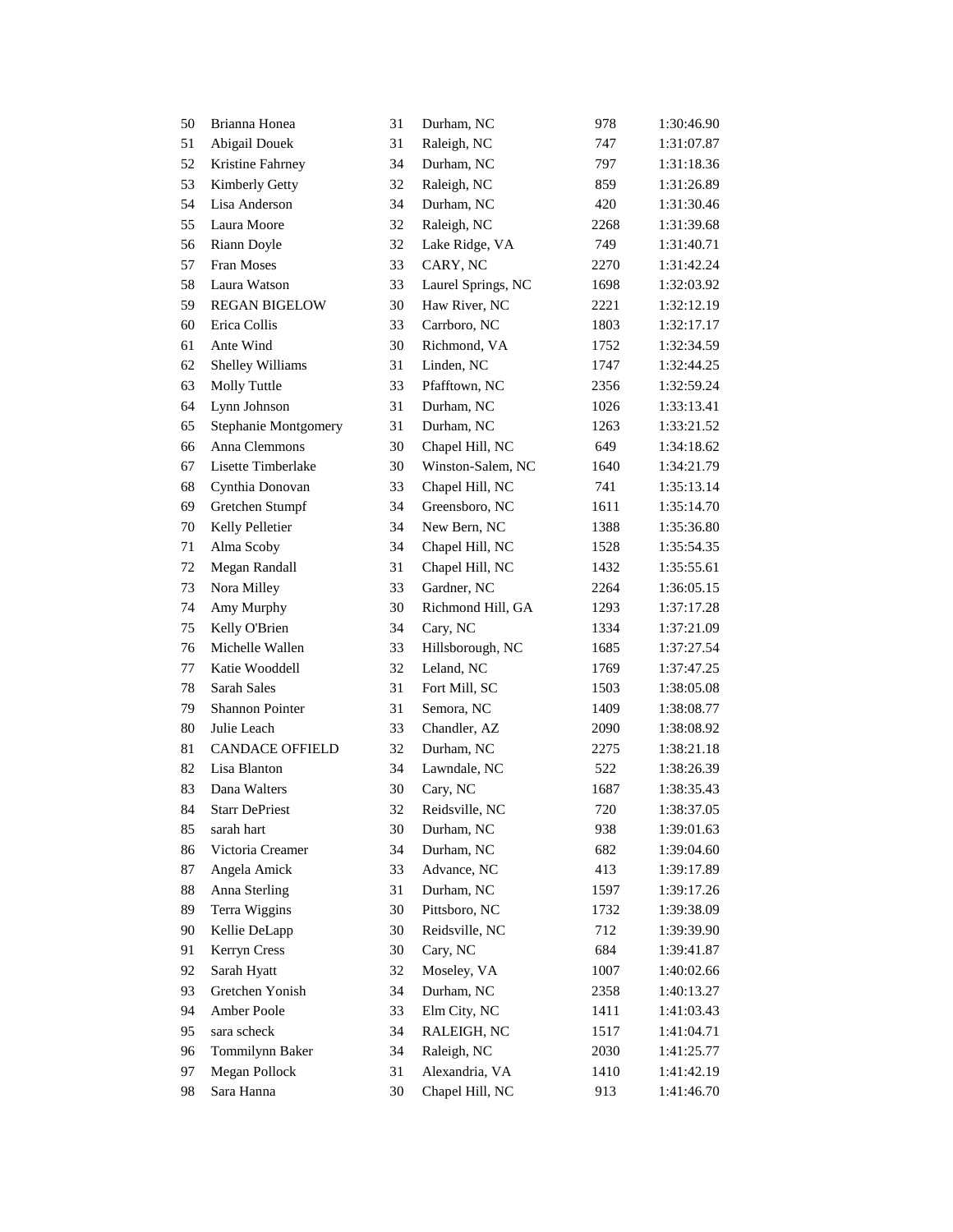| | | | | | |
|---|---|---|---|---|---|
| 50 | Brianna Honea | 31 | Durham, NC | 978 | 1:30:46.90 |
| 51 | Abigail Douek | 31 | Raleigh, NC | 747 | 1:31:07.87 |
| 52 | Kristine Fahrney | 34 | Durham, NC | 797 | 1:31:18.36 |
| 53 | Kimberly Getty | 32 | Raleigh, NC | 859 | 1:31:26.89 |
| 54 | Lisa Anderson | 34 | Durham, NC | 420 | 1:31:30.46 |
| 55 | Laura Moore | 32 | Raleigh, NC | 2268 | 1:31:39.68 |
| 56 | Riann Doyle | 32 | Lake Ridge, VA | 749 | 1:31:40.71 |
| 57 | Fran Moses | 33 | CARY, NC | 2270 | 1:31:42.24 |
| 58 | Laura Watson | 33 | Laurel Springs, NC | 1698 | 1:32:03.92 |
| 59 | REGAN BIGELOW | 30 | Haw River, NC | 2221 | 1:32:12.19 |
| 60 | Erica Collis | 33 | Carrboro, NC | 1803 | 1:32:17.17 |
| 61 | Ante Wind | 30 | Richmond, VA | 1752 | 1:32:34.59 |
| 62 | Shelley Williams | 31 | Linden, NC | 1747 | 1:32:44.25 |
| 63 | Molly Tuttle | 33 | Pfafftown, NC | 2356 | 1:32:59.24 |
| 64 | Lynn Johnson | 31 | Durham, NC | 1026 | 1:33:13.41 |
| 65 | Stephanie Montgomery | 31 | Durham, NC | 1263 | 1:33:21.52 |
| 66 | Anna Clemmons | 30 | Chapel Hill, NC | 649 | 1:34:18.62 |
| 67 | Lisette Timberlake | 30 | Winston-Salem, NC | 1640 | 1:34:21.79 |
| 68 | Cynthia Donovan | 33 | Chapel Hill, NC | 741 | 1:35:13.14 |
| 69 | Gretchen Stumpf | 34 | Greensboro, NC | 1611 | 1:35:14.70 |
| 70 | Kelly Pelletier | 34 | New Bern, NC | 1388 | 1:35:36.80 |
| 71 | Alma Scoby | 34 | Chapel Hill, NC | 1528 | 1:35:54.35 |
| 72 | Megan Randall | 31 | Chapel Hill, NC | 1432 | 1:35:55.61 |
| 73 | Nora Milley | 33 | Gardner, NC | 2264 | 1:36:05.15 |
| 74 | Amy Murphy | 30 | Richmond Hill, GA | 1293 | 1:37:17.28 |
| 75 | Kelly O'Brien | 34 | Cary, NC | 1334 | 1:37:21.09 |
| 76 | Michelle Wallen | 33 | Hillsborough, NC | 1685 | 1:37:27.54 |
| 77 | Katie Wooddell | 32 | Leland, NC | 1769 | 1:37:47.25 |
| 78 | Sarah Sales | 31 | Fort Mill, SC | 1503 | 1:38:05.08 |
| 79 | Shannon Pointer | 31 | Semora, NC | 1409 | 1:38:08.77 |
| 80 | Julie Leach | 33 | Chandler, AZ | 2090 | 1:38:08.92 |
| 81 | CANDACE OFFIELD | 32 | Durham, NC | 2275 | 1:38:21.18 |
| 82 | Lisa Blanton | 34 | Lawndale, NC | 522 | 1:38:26.39 |
| 83 | Dana Walters | 30 | Cary, NC | 1687 | 1:38:35.43 |
| 84 | Starr DePriest | 32 | Reidsville, NC | 720 | 1:38:37.05 |
| 85 | sarah hart | 30 | Durham, NC | 938 | 1:39:01.63 |
| 86 | Victoria Creamer | 34 | Durham, NC | 682 | 1:39:04.60 |
| 87 | Angela Amick | 33 | Advance, NC | 413 | 1:39:17.89 |
| 88 | Anna Sterling | 31 | Durham, NC | 1597 | 1:39:17.26 |
| 89 | Terra Wiggins | 30 | Pittsboro, NC | 1732 | 1:39:38.09 |
| 90 | Kellie DeLapp | 30 | Reidsville, NC | 712 | 1:39:39.90 |
| 91 | Kerryn Cress | 30 | Cary, NC | 684 | 1:39:41.87 |
| 92 | Sarah Hyatt | 32 | Moseley, VA | 1007 | 1:40:02.66 |
| 93 | Gretchen Yonish | 34 | Durham, NC | 2358 | 1:40:13.27 |
| 94 | Amber Poole | 33 | Elm City, NC | 1411 | 1:41:03.43 |
| 95 | sara scheck | 34 | RALEIGH, NC | 1517 | 1:41:04.71 |
| 96 | Tommilynn Baker | 34 | Raleigh, NC | 2030 | 1:41:25.77 |
| 97 | Megan Pollock | 31 | Alexandria, VA | 1410 | 1:41:42.19 |
| 98 | Sara Hanna | 30 | Chapel Hill, NC | 913 | 1:41:46.70 |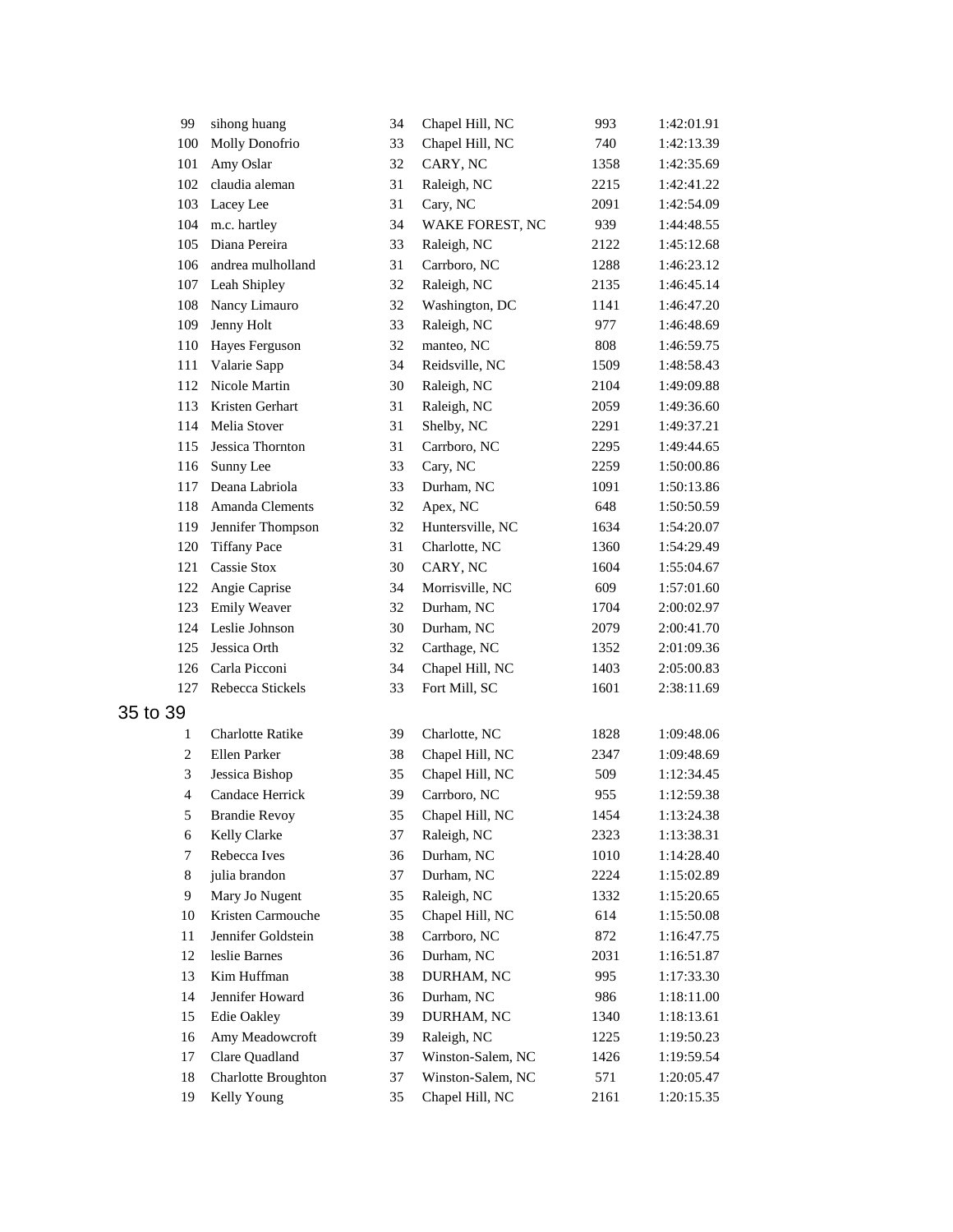| | | | | | |
|---|---|---|---|---|---|
| 99 | sihong huang | 34 | Chapel Hill, NC | 993 | 1:42:01.91 |
| 100 | Molly Donofrio | 33 | Chapel Hill, NC | 740 | 1:42:13.39 |
| 101 | Amy Oslar | 32 | CARY, NC | 1358 | 1:42:35.69 |
| 102 | claudia aleman | 31 | Raleigh, NC | 2215 | 1:42:41.22 |
| 103 | Lacey Lee | 31 | Cary, NC | 2091 | 1:42:54.09 |
| 104 | m.c. hartley | 34 | WAKE FOREST, NC | 939 | 1:44:48.55 |
| 105 | Diana Pereira | 33 | Raleigh, NC | 2122 | 1:45:12.68 |
| 106 | andrea mulholland | 31 | Carrboro, NC | 1288 | 1:46:23.12 |
| 107 | Leah Shipley | 32 | Raleigh, NC | 2135 | 1:46:45.14 |
| 108 | Nancy Limauro | 32 | Washington, DC | 1141 | 1:46:47.20 |
| 109 | Jenny Holt | 33 | Raleigh, NC | 977 | 1:46:48.69 |
| 110 | Hayes Ferguson | 32 | manteo, NC | 808 | 1:46:59.75 |
| 111 | Valarie Sapp | 34 | Reidsville, NC | 1509 | 1:48:58.43 |
| 112 | Nicole Martin | 30 | Raleigh, NC | 2104 | 1:49:09.88 |
| 113 | Kristen Gerhart | 31 | Raleigh, NC | 2059 | 1:49:36.60 |
| 114 | Melia Stover | 31 | Shelby, NC | 2291 | 1:49:37.21 |
| 115 | Jessica Thornton | 31 | Carrboro, NC | 2295 | 1:49:44.65 |
| 116 | Sunny Lee | 33 | Cary, NC | 2259 | 1:50:00.86 |
| 117 | Deana Labriola | 33 | Durham, NC | 1091 | 1:50:13.86 |
| 118 | Amanda Clements | 32 | Apex, NC | 648 | 1:50:50.59 |
| 119 | Jennifer Thompson | 32 | Huntersville, NC | 1634 | 1:54:20.07 |
| 120 | Tiffany Pace | 31 | Charlotte, NC | 1360 | 1:54:29.49 |
| 121 | Cassie Stox | 30 | CARY, NC | 1604 | 1:55:04.67 |
| 122 | Angie Caprise | 34 | Morrisville, NC | 609 | 1:57:01.60 |
| 123 | Emily Weaver | 32 | Durham, NC | 1704 | 2:00:02.97 |
| 124 | Leslie Johnson | 30 | Durham, NC | 2079 | 2:00:41.70 |
| 125 | Jessica Orth | 32 | Carthage, NC | 1352 | 2:01:09.36 |
| 126 | Carla Picconi | 34 | Chapel Hill, NC | 1403 | 2:05:00.83 |
| 127 | Rebecca Stickels | 33 | Fort Mill, SC | 1601 | 2:38:11.69 |

## 35 to 39

| | | | | | |
|---|---|---|---|---|---|
| 1 | Charlotte Ratike | 39 | Charlotte, NC | 1828 | 1:09:48.06 |
| 2 | Ellen Parker | 38 | Chapel Hill, NC | 2347 | 1:09:48.69 |
| 3 | Jessica Bishop | 35 | Chapel Hill, NC | 509 | 1:12:34.45 |
| 4 | Candace Herrick | 39 | Carrboro, NC | 955 | 1:12:59.38 |
| 5 | Brandie Revoy | 35 | Chapel Hill, NC | 1454 | 1:13:24.38 |
| 6 | Kelly Clarke | 37 | Raleigh, NC | 2323 | 1:13:38.31 |
| 7 | Rebecca Ives | 36 | Durham, NC | 1010 | 1:14:28.40 |
| 8 | julia brandon | 37 | Durham, NC | 2224 | 1:15:02.89 |
| 9 | Mary Jo Nugent | 35 | Raleigh, NC | 1332 | 1:15:20.65 |
| 10 | Kristen Carmouche | 35 | Chapel Hill, NC | 614 | 1:15:50.08 |
| 11 | Jennifer Goldstein | 38 | Carrboro, NC | 872 | 1:16:47.75 |
| 12 | leslie Barnes | 36 | Durham, NC | 2031 | 1:16:51.87 |
| 13 | Kim Huffman | 38 | DURHAM, NC | 995 | 1:17:33.30 |
| 14 | Jennifer Howard | 36 | Durham, NC | 986 | 1:18:11.00 |
| 15 | Edie Oakley | 39 | DURHAM, NC | 1340 | 1:18:13.61 |
| 16 | Amy Meadowcroft | 39 | Raleigh, NC | 1225 | 1:19:50.23 |
| 17 | Clare Quadland | 37 | Winston-Salem, NC | 1426 | 1:19:59.54 |
| 18 | Charlotte Broughton | 37 | Winston-Salem, NC | 571 | 1:20:05.47 |
| 19 | Kelly Young | 35 | Chapel Hill, NC | 2161 | 1:20:15.35 |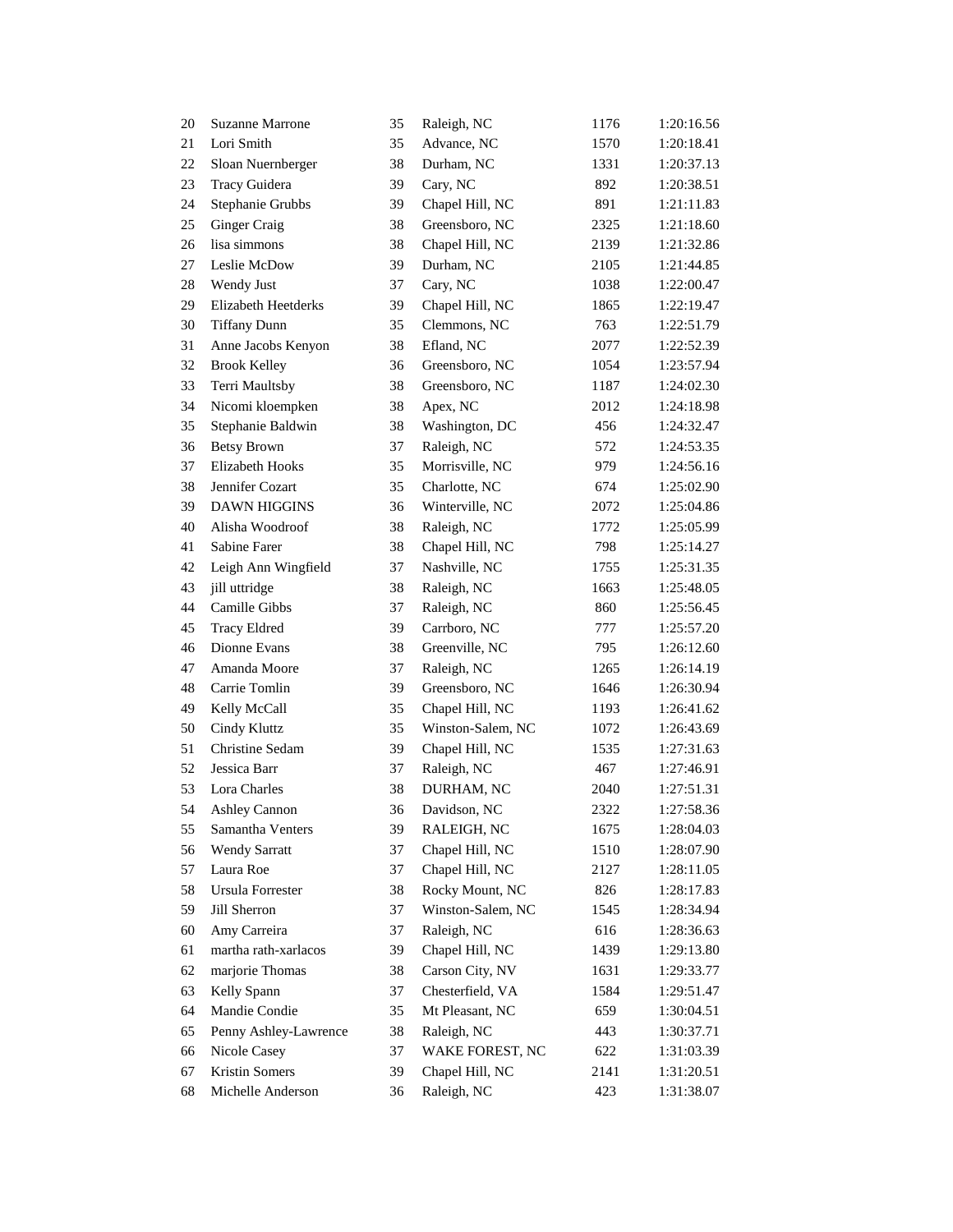| | | | | | |
|---|---|---|---|---|---|
| 20 | Suzanne Marrone | 35 | Raleigh, NC | 1176 | 1:20:16.56 |
| 21 | Lori Smith | 35 | Advance, NC | 1570 | 1:20:18.41 |
| 22 | Sloan Nuernberger | 38 | Durham, NC | 1331 | 1:20:37.13 |
| 23 | Tracy Guidera | 39 | Cary, NC | 892 | 1:20:38.51 |
| 24 | Stephanie Grubbs | 39 | Chapel Hill, NC | 891 | 1:21:11.83 |
| 25 | Ginger Craig | 38 | Greensboro, NC | 2325 | 1:21:18.60 |
| 26 | lisa simmons | 38 | Chapel Hill, NC | 2139 | 1:21:32.86 |
| 27 | Leslie McDow | 39 | Durham, NC | 2105 | 1:21:44.85 |
| 28 | Wendy Just | 37 | Cary, NC | 1038 | 1:22:00.47 |
| 29 | Elizabeth Heetderks | 39 | Chapel Hill, NC | 1865 | 1:22:19.47 |
| 30 | Tiffany Dunn | 35 | Clemmons, NC | 763 | 1:22:51.79 |
| 31 | Anne Jacobs Kenyon | 38 | Efland, NC | 2077 | 1:22:52.39 |
| 32 | Brook Kelley | 36 | Greensboro, NC | 1054 | 1:23:57.94 |
| 33 | Terri Maultsby | 38 | Greensboro, NC | 1187 | 1:24:02.30 |
| 34 | Nicomi kloempken | 38 | Apex, NC | 2012 | 1:24:18.98 |
| 35 | Stephanie Baldwin | 38 | Washington, DC | 456 | 1:24:32.47 |
| 36 | Betsy Brown | 37 | Raleigh, NC | 572 | 1:24:53.35 |
| 37 | Elizabeth Hooks | 35 | Morrisville, NC | 979 | 1:24:56.16 |
| 38 | Jennifer Cozart | 35 | Charlotte, NC | 674 | 1:25:02.90 |
| 39 | DAWN HIGGINS | 36 | Winterville, NC | 2072 | 1:25:04.86 |
| 40 | Alisha Woodroof | 38 | Raleigh, NC | 1772 | 1:25:05.99 |
| 41 | Sabine Farer | 38 | Chapel Hill, NC | 798 | 1:25:14.27 |
| 42 | Leigh Ann Wingfield | 37 | Nashville, NC | 1755 | 1:25:31.35 |
| 43 | jill uttridge | 38 | Raleigh, NC | 1663 | 1:25:48.05 |
| 44 | Camille Gibbs | 37 | Raleigh, NC | 860 | 1:25:56.45 |
| 45 | Tracy Eldred | 39 | Carrboro, NC | 777 | 1:25:57.20 |
| 46 | Dionne Evans | 38 | Greenville, NC | 795 | 1:26:12.60 |
| 47 | Amanda Moore | 37 | Raleigh, NC | 1265 | 1:26:14.19 |
| 48 | Carrie Tomlin | 39 | Greensboro, NC | 1646 | 1:26:30.94 |
| 49 | Kelly McCall | 35 | Chapel Hill, NC | 1193 | 1:26:41.62 |
| 50 | Cindy Kluttz | 35 | Winston-Salem, NC | 1072 | 1:26:43.69 |
| 51 | Christine Sedam | 39 | Chapel Hill, NC | 1535 | 1:27:31.63 |
| 52 | Jessica Barr | 37 | Raleigh, NC | 467 | 1:27:46.91 |
| 53 | Lora Charles | 38 | DURHAM, NC | 2040 | 1:27:51.31 |
| 54 | Ashley Cannon | 36 | Davidson, NC | 2322 | 1:27:58.36 |
| 55 | Samantha Venters | 39 | RALEIGH, NC | 1675 | 1:28:04.03 |
| 56 | Wendy Sarratt | 37 | Chapel Hill, NC | 1510 | 1:28:07.90 |
| 57 | Laura Roe | 37 | Chapel Hill, NC | 2127 | 1:28:11.05 |
| 58 | Ursula Forrester | 38 | Rocky Mount, NC | 826 | 1:28:17.83 |
| 59 | Jill Sherron | 37 | Winston-Salem, NC | 1545 | 1:28:34.94 |
| 60 | Amy Carreira | 37 | Raleigh, NC | 616 | 1:28:36.63 |
| 61 | martha rath-xarlacos | 39 | Chapel Hill, NC | 1439 | 1:29:13.80 |
| 62 | marjorie Thomas | 38 | Carson City, NV | 1631 | 1:29:33.77 |
| 63 | Kelly Spann | 37 | Chesterfield, VA | 1584 | 1:29:51.47 |
| 64 | Mandie Condie | 35 | Mt Pleasant, NC | 659 | 1:30:04.51 |
| 65 | Penny Ashley-Lawrence | 38 | Raleigh, NC | 443 | 1:30:37.71 |
| 66 | Nicole Casey | 37 | WAKE FOREST, NC | 622 | 1:31:03.39 |
| 67 | Kristin Somers | 39 | Chapel Hill, NC | 2141 | 1:31:20.51 |
| 68 | Michelle Anderson | 36 | Raleigh, NC | 423 | 1:31:38.07 |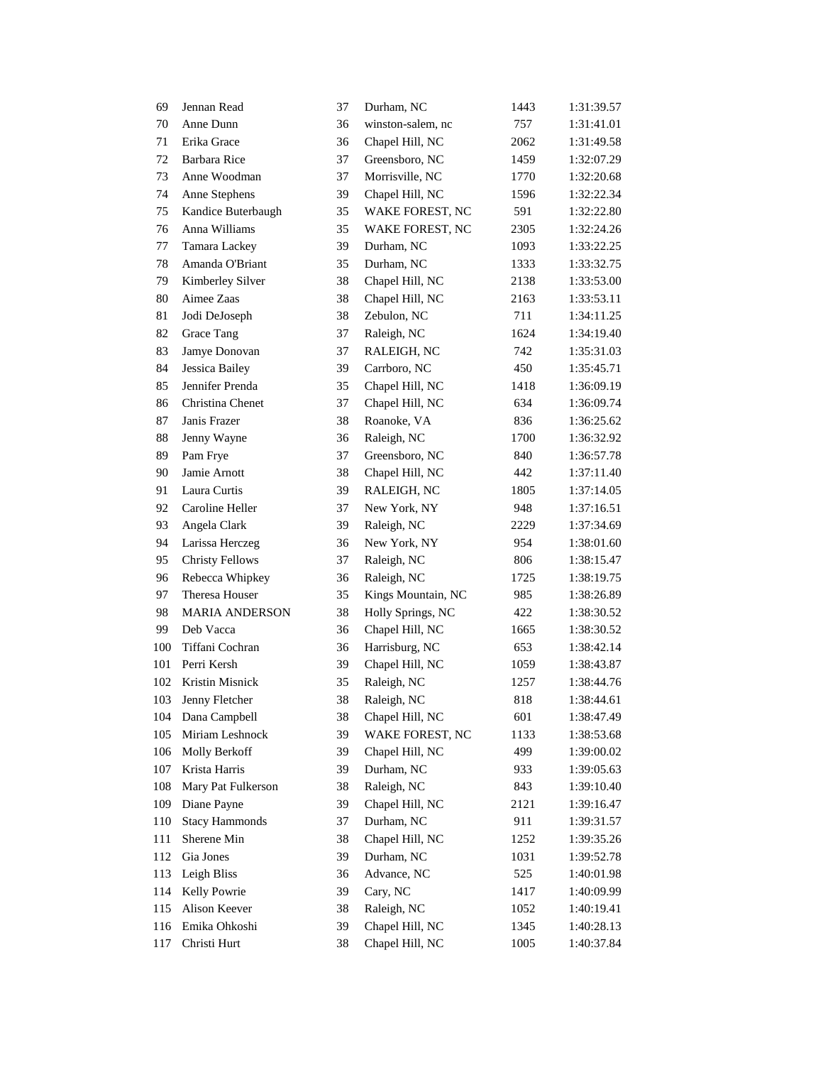| | | | | | |
|---|---|---|---|---|---|
| 69 | Jennan Read | 37 | Durham, NC | 1443 | 1:31:39.57 |
| 70 | Anne Dunn | 36 | winston-salem, nc | 757 | 1:31:41.01 |
| 71 | Erika Grace | 36 | Chapel Hill, NC | 2062 | 1:31:49.58 |
| 72 | Barbara Rice | 37 | Greensboro, NC | 1459 | 1:32:07.29 |
| 73 | Anne Woodman | 37 | Morrisville, NC | 1770 | 1:32:20.68 |
| 74 | Anne Stephens | 39 | Chapel Hill, NC | 1596 | 1:32:22.34 |
| 75 | Kandice Buterbaugh | 35 | WAKE FOREST, NC | 591 | 1:32:22.80 |
| 76 | Anna Williams | 35 | WAKE FOREST, NC | 2305 | 1:32:24.26 |
| 77 | Tamara Lackey | 39 | Durham, NC | 1093 | 1:33:22.25 |
| 78 | Amanda O'Briant | 35 | Durham, NC | 1333 | 1:33:32.75 |
| 79 | Kimberley Silver | 38 | Chapel Hill, NC | 2138 | 1:33:53.00 |
| 80 | Aimee Zaas | 38 | Chapel Hill, NC | 2163 | 1:33:53.11 |
| 81 | Jodi DeJoseph | 38 | Zebulon, NC | 711 | 1:34:11.25 |
| 82 | Grace Tang | 37 | Raleigh, NC | 1624 | 1:34:19.40 |
| 83 | Jamye Donovan | 37 | RALEIGH, NC | 742 | 1:35:31.03 |
| 84 | Jessica Bailey | 39 | Carrboro, NC | 450 | 1:35:45.71 |
| 85 | Jennifer Prenda | 35 | Chapel Hill, NC | 1418 | 1:36:09.19 |
| 86 | Christina Chenet | 37 | Chapel Hill, NC | 634 | 1:36:09.74 |
| 87 | Janis Frazer | 38 | Roanoke, VA | 836 | 1:36:25.62 |
| 88 | Jenny Wayne | 36 | Raleigh, NC | 1700 | 1:36:32.92 |
| 89 | Pam Frye | 37 | Greensboro, NC | 840 | 1:36:57.78 |
| 90 | Jamie Arnott | 38 | Chapel Hill, NC | 442 | 1:37:11.40 |
| 91 | Laura Curtis | 39 | RALEIGH, NC | 1805 | 1:37:14.05 |
| 92 | Caroline Heller | 37 | New York, NY | 948 | 1:37:16.51 |
| 93 | Angela Clark | 39 | Raleigh, NC | 2229 | 1:37:34.69 |
| 94 | Larissa Herczeg | 36 | New York, NY | 954 | 1:38:01.60 |
| 95 | Christy Fellows | 37 | Raleigh, NC | 806 | 1:38:15.47 |
| 96 | Rebecca Whipkey | 36 | Raleigh, NC | 1725 | 1:38:19.75 |
| 97 | Theresa Houser | 35 | Kings Mountain, NC | 985 | 1:38:26.89 |
| 98 | MARIA ANDERSON | 38 | Holly Springs, NC | 422 | 1:38:30.52 |
| 99 | Deb Vacca | 36 | Chapel Hill, NC | 1665 | 1:38:30.52 |
| 100 | Tiffani Cochran | 36 | Harrisburg, NC | 653 | 1:38:42.14 |
| 101 | Perri Kersh | 39 | Chapel Hill, NC | 1059 | 1:38:43.87 |
| 102 | Kristin Misnick | 35 | Raleigh, NC | 1257 | 1:38:44.76 |
| 103 | Jenny Fletcher | 38 | Raleigh, NC | 818 | 1:38:44.61 |
| 104 | Dana Campbell | 38 | Chapel Hill, NC | 601 | 1:38:47.49 |
| 105 | Miriam Leshnock | 39 | WAKE FOREST, NC | 1133 | 1:38:53.68 |
| 106 | Molly Berkoff | 39 | Chapel Hill, NC | 499 | 1:39:00.02 |
| 107 | Krista Harris | 39 | Durham, NC | 933 | 1:39:05.63 |
| 108 | Mary Pat Fulkerson | 38 | Raleigh, NC | 843 | 1:39:10.40 |
| 109 | Diane Payne | 39 | Chapel Hill, NC | 2121 | 1:39:16.47 |
| 110 | Stacy Hammonds | 37 | Durham, NC | 911 | 1:39:31.57 |
| 111 | Sherene Min | 38 | Chapel Hill, NC | 1252 | 1:39:35.26 |
| 112 | Gia Jones | 39 | Durham, NC | 1031 | 1:39:52.78 |
| 113 | Leigh Bliss | 36 | Advance, NC | 525 | 1:40:01.98 |
| 114 | Kelly Powrie | 39 | Cary, NC | 1417 | 1:40:09.99 |
| 115 | Alison Keever | 38 | Raleigh, NC | 1052 | 1:40:19.41 |
| 116 | Emika Ohkoshi | 39 | Chapel Hill, NC | 1345 | 1:40:28.13 |
| 117 | Christi Hurt | 38 | Chapel Hill, NC | 1005 | 1:40:37.84 |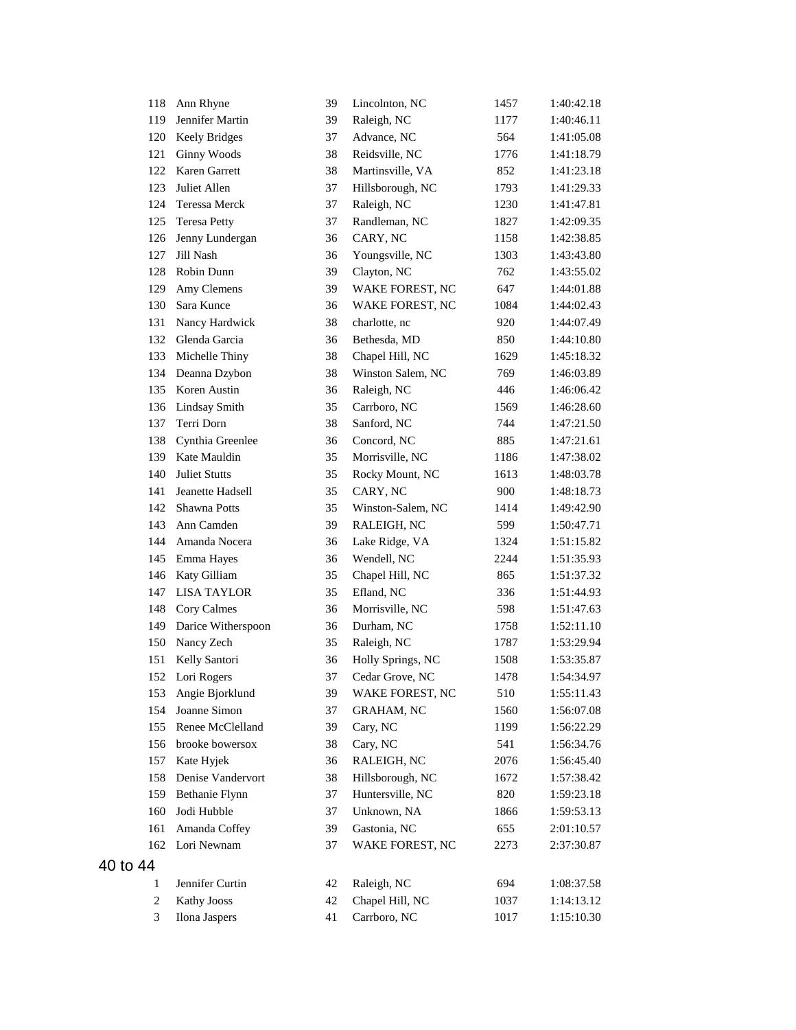| | | | | | |
|---|---|---|---|---|---|
| 118 | Ann Rhyne | 39 | Lincolnton, NC | 1457 | 1:40:42.18 |
| 119 | Jennifer Martin | 39 | Raleigh, NC | 1177 | 1:40:46.11 |
| 120 | Keely Bridges | 37 | Advance, NC | 564 | 1:41:05.08 |
| 121 | Ginny Woods | 38 | Reidsville, NC | 1776 | 1:41:18.79 |
| 122 | Karen Garrett | 38 | Martinsville, VA | 852 | 1:41:23.18 |
| 123 | Juliet Allen | 37 | Hillsborough, NC | 1793 | 1:41:29.33 |
| 124 | Teressa Merck | 37 | Raleigh, NC | 1230 | 1:41:47.81 |
| 125 | Teresa Petty | 37 | Randleman, NC | 1827 | 1:42:09.35 |
| 126 | Jenny Lundergan | 36 | CARY, NC | 1158 | 1:42:38.85 |
| 127 | Jill Nash | 36 | Youngsville, NC | 1303 | 1:43:43.80 |
| 128 | Robin Dunn | 39 | Clayton, NC | 762 | 1:43:55.02 |
| 129 | Amy Clemens | 39 | WAKE FOREST, NC | 647 | 1:44:01.88 |
| 130 | Sara Kunce | 36 | WAKE FOREST, NC | 1084 | 1:44:02.43 |
| 131 | Nancy Hardwick | 38 | charlotte, nc | 920 | 1:44:07.49 |
| 132 | Glenda Garcia | 36 | Bethesda, MD | 850 | 1:44:10.80 |
| 133 | Michelle Thiny | 38 | Chapel Hill, NC | 1629 | 1:45:18.32 |
| 134 | Deanna Dzybon | 38 | Winston Salem, NC | 769 | 1:46:03.89 |
| 135 | Koren Austin | 36 | Raleigh, NC | 446 | 1:46:06.42 |
| 136 | Lindsay Smith | 35 | Carrboro, NC | 1569 | 1:46:28.60 |
| 137 | Terri Dorn | 38 | Sanford, NC | 744 | 1:47:21.50 |
| 138 | Cynthia Greenlee | 36 | Concord, NC | 885 | 1:47:21.61 |
| 139 | Kate Mauldin | 35 | Morrisville, NC | 1186 | 1:47:38.02 |
| 140 | Juliet Stutts | 35 | Rocky Mount, NC | 1613 | 1:48:03.78 |
| 141 | Jeanette Hadsell | 35 | CARY, NC | 900 | 1:48:18.73 |
| 142 | Shawna Potts | 35 | Winston-Salem, NC | 1414 | 1:49:42.90 |
| 143 | Ann Camden | 39 | RALEIGH, NC | 599 | 1:50:47.71 |
| 144 | Amanda Nocera | 36 | Lake Ridge, VA | 1324 | 1:51:15.82 |
| 145 | Emma Hayes | 36 | Wendell, NC | 2244 | 1:51:35.93 |
| 146 | Katy Gilliam | 35 | Chapel Hill, NC | 865 | 1:51:37.32 |
| 147 | LISA TAYLOR | 35 | Efland, NC | 336 | 1:51:44.93 |
| 148 | Cory Calmes | 36 | Morrisville, NC | 598 | 1:51:47.63 |
| 149 | Darice Witherspoon | 36 | Durham, NC | 1758 | 1:52:11.10 |
| 150 | Nancy Zech | 35 | Raleigh, NC | 1787 | 1:53:29.94 |
| 151 | Kelly Santori | 36 | Holly Springs, NC | 1508 | 1:53:35.87 |
| 152 | Lori Rogers | 37 | Cedar Grove, NC | 1478 | 1:54:34.97 |
| 153 | Angie Bjorklund | 39 | WAKE FOREST, NC | 510 | 1:55:11.43 |
| 154 | Joanne Simon | 37 | GRAHAM, NC | 1560 | 1:56:07.08 |
| 155 | Renee McClelland | 39 | Cary, NC | 1199 | 1:56:22.29 |
| 156 | brooke bowersox | 38 | Cary, NC | 541 | 1:56:34.76 |
| 157 | Kate Hyjek | 36 | RALEIGH, NC | 2076 | 1:56:45.40 |
| 158 | Denise Vandervort | 38 | Hillsborough, NC | 1672 | 1:57:38.42 |
| 159 | Bethanie Flynn | 37 | Huntersville, NC | 820 | 1:59:23.18 |
| 160 | Jodi Hubble | 37 | Unknown, NA | 1866 | 1:59:53.13 |
| 161 | Amanda Coffey | 39 | Gastonia, NC | 655 | 2:01:10.57 |
| 162 | Lori Newnam | 37 | WAKE FOREST, NC | 2273 | 2:37:30.87 |

## 40 to 44

| | | | | | |
|---|---|---|---|---|---|
| 1 | Jennifer Curtin | 42 | Raleigh, NC | 694 | 1:08:37.58 |
| 2 | Kathy Jooss | 42 | Chapel Hill, NC | 1037 | 1:14:13.12 |
| 3 | Ilona Jaspers | 41 | Carrboro, NC | 1017 | 1:15:10.30 |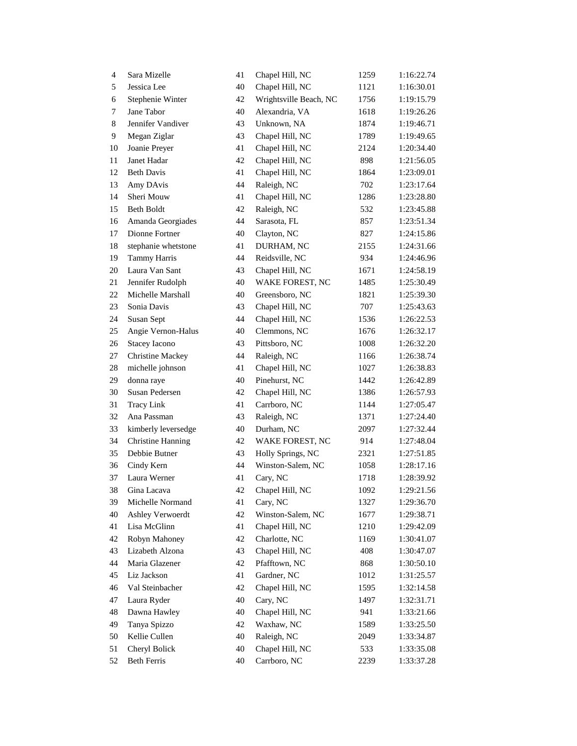| | | | | | |
|---|---|---|---|---|---|
| 4 | Sara Mizelle | 41 | Chapel Hill, NC | 1259 | 1:16:22.74 |
| 5 | Jessica Lee | 40 | Chapel Hill, NC | 1121 | 1:16:30.01 |
| 6 | Stephenie Winter | 42 | Wrightsville Beach, NC | 1756 | 1:19:15.79 |
| 7 | Jane Tabor | 40 | Alexandria, VA | 1618 | 1:19:26.26 |
| 8 | Jennifer Vandiver | 43 | Unknown, NA | 1874 | 1:19:46.71 |
| 9 | Megan Ziglar | 43 | Chapel Hill, NC | 1789 | 1:19:49.65 |
| 10 | Joanie Preyer | 41 | Chapel Hill, NC | 2124 | 1:20:34.40 |
| 11 | Janet Hadar | 42 | Chapel Hill, NC | 898 | 1:21:56.05 |
| 12 | Beth Davis | 41 | Chapel Hill, NC | 1864 | 1:23:09.01 |
| 13 | Amy DAvis | 44 | Raleigh, NC | 702 | 1:23:17.64 |
| 14 | Sheri Mouw | 41 | Chapel Hill, NC | 1286 | 1:23:28.80 |
| 15 | Beth Boldt | 42 | Raleigh, NC | 532 | 1:23:45.88 |
| 16 | Amanda Georgiades | 44 | Sarasota, FL | 857 | 1:23:51.34 |
| 17 | Dionne Fortner | 40 | Clayton, NC | 827 | 1:24:15.86 |
| 18 | stephanie whetstone | 41 | DURHAM, NC | 2155 | 1:24:31.66 |
| 19 | Tammy Harris | 44 | Reidsville, NC | 934 | 1:24:46.96 |
| 20 | Laura Van Sant | 43 | Chapel Hill, NC | 1671 | 1:24:58.19 |
| 21 | Jennifer Rudolph | 40 | WAKE FOREST, NC | 1485 | 1:25:30.49 |
| 22 | Michelle Marshall | 40 | Greensboro, NC | 1821 | 1:25:39.30 |
| 23 | Sonia Davis | 43 | Chapel Hill, NC | 707 | 1:25:43.63 |
| 24 | Susan Sept | 44 | Chapel Hill, NC | 1536 | 1:26:22.53 |
| 25 | Angie Vernon-Halus | 40 | Clemmons, NC | 1676 | 1:26:32.17 |
| 26 | Stacey Iacono | 43 | Pittsboro, NC | 1008 | 1:26:32.20 |
| 27 | Christine Mackey | 44 | Raleigh, NC | 1166 | 1:26:38.74 |
| 28 | michelle johnson | 41 | Chapel Hill, NC | 1027 | 1:26:38.83 |
| 29 | donna raye | 40 | Pinehurst, NC | 1442 | 1:26:42.89 |
| 30 | Susan Pedersen | 42 | Chapel Hill, NC | 1386 | 1:26:57.93 |
| 31 | Tracy Link | 41 | Carrboro, NC | 1144 | 1:27:05.47 |
| 32 | Ana Passman | 43 | Raleigh, NC | 1371 | 1:27:24.40 |
| 33 | kimberly leversedge | 40 | Durham, NC | 2097 | 1:27:32.44 |
| 34 | Christine Hanning | 42 | WAKE FOREST, NC | 914 | 1:27:48.04 |
| 35 | Debbie Butner | 43 | Holly Springs, NC | 2321 | 1:27:51.85 |
| 36 | Cindy Kern | 44 | Winston-Salem, NC | 1058 | 1:28:17.16 |
| 37 | Laura Werner | 41 | Cary, NC | 1718 | 1:28:39.92 |
| 38 | Gina Lacava | 42 | Chapel Hill, NC | 1092 | 1:29:21.56 |
| 39 | Michelle Normand | 41 | Cary, NC | 1327 | 1:29:36.70 |
| 40 | Ashley Verwoerdt | 42 | Winston-Salem, NC | 1677 | 1:29:38.71 |
| 41 | Lisa McGlinn | 41 | Chapel Hill, NC | 1210 | 1:29:42.09 |
| 42 | Robyn Mahoney | 42 | Charlotte, NC | 1169 | 1:30:41.07 |
| 43 | Lizabeth Alzona | 43 | Chapel Hill, NC | 408 | 1:30:47.07 |
| 44 | Maria Glazener | 42 | Pfafftown, NC | 868 | 1:30:50.10 |
| 45 | Liz Jackson | 41 | Gardner, NC | 1012 | 1:31:25.57 |
| 46 | Val Steinbacher | 42 | Chapel Hill, NC | 1595 | 1:32:14.58 |
| 47 | Laura Ryder | 40 | Cary, NC | 1497 | 1:32:31.71 |
| 48 | Dawna Hawley | 40 | Chapel Hill, NC | 941 | 1:33:21.66 |
| 49 | Tanya Spizzo | 42 | Waxhaw, NC | 1589 | 1:33:25.50 |
| 50 | Kellie Cullen | 40 | Raleigh, NC | 2049 | 1:33:34.87 |
| 51 | Cheryl Bolick | 40 | Chapel Hill, NC | 533 | 1:33:35.08 |
| 52 | Beth Ferris | 40 | Carrboro, NC | 2239 | 1:33:37.28 |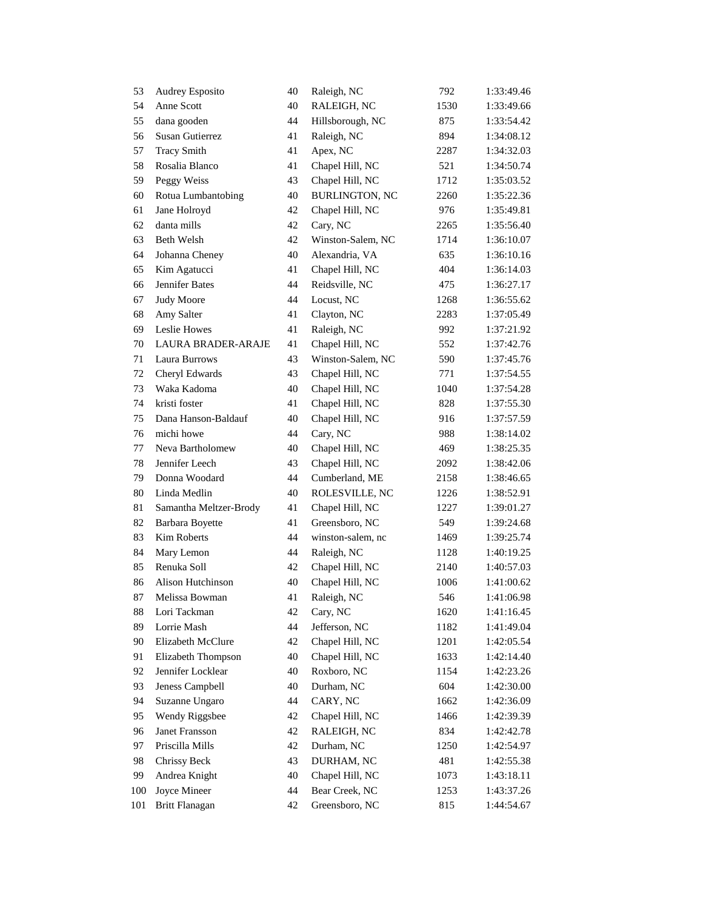| | | | | | |
|---|---|---|---|---|---|
| 53 | Audrey Esposito | 40 | Raleigh, NC | 792 | 1:33:49.46 |
| 54 | Anne Scott | 40 | RALEIGH, NC | 1530 | 1:33:49.66 |
| 55 | dana gooden | 44 | Hillsborough, NC | 875 | 1:33:54.42 |
| 56 | Susan Gutierrez | 41 | Raleigh, NC | 894 | 1:34:08.12 |
| 57 | Tracy Smith | 41 | Apex, NC | 2287 | 1:34:32.03 |
| 58 | Rosalia Blanco | 41 | Chapel Hill, NC | 521 | 1:34:50.74 |
| 59 | Peggy Weiss | 43 | Chapel Hill, NC | 1712 | 1:35:03.52 |
| 60 | Rotua Lumbantobing | 40 | BURLINGTON, NC | 2260 | 1:35:22.36 |
| 61 | Jane Holroyd | 42 | Chapel Hill, NC | 976 | 1:35:49.81 |
| 62 | danta mills | 42 | Cary, NC | 2265 | 1:35:56.40 |
| 63 | Beth Welsh | 42 | Winston-Salem, NC | 1714 | 1:36:10.07 |
| 64 | Johanna Cheney | 40 | Alexandria, VA | 635 | 1:36:10.16 |
| 65 | Kim Agatucci | 41 | Chapel Hill, NC | 404 | 1:36:14.03 |
| 66 | Jennifer Bates | 44 | Reidsville, NC | 475 | 1:36:27.17 |
| 67 | Judy Moore | 44 | Locust, NC | 1268 | 1:36:55.62 |
| 68 | Amy Salter | 41 | Clayton, NC | 2283 | 1:37:05.49 |
| 69 | Leslie Howes | 41 | Raleigh, NC | 992 | 1:37:21.92 |
| 70 | LAURA BRADER-ARAJE | 41 | Chapel Hill, NC | 552 | 1:37:42.76 |
| 71 | Laura Burrows | 43 | Winston-Salem, NC | 590 | 1:37:45.76 |
| 72 | Cheryl Edwards | 43 | Chapel Hill, NC | 771 | 1:37:54.55 |
| 73 | Waka Kadoma | 40 | Chapel Hill, NC | 1040 | 1:37:54.28 |
| 74 | kristi foster | 41 | Chapel Hill, NC | 828 | 1:37:55.30 |
| 75 | Dana Hanson-Baldauf | 40 | Chapel Hill, NC | 916 | 1:37:57.59 |
| 76 | michi howe | 44 | Cary, NC | 988 | 1:38:14.02 |
| 77 | Neva Bartholomew | 40 | Chapel Hill, NC | 469 | 1:38:25.35 |
| 78 | Jennifer Leech | 43 | Chapel Hill, NC | 2092 | 1:38:42.06 |
| 79 | Donna Woodard | 44 | Cumberland, ME | 2158 | 1:38:46.65 |
| 80 | Linda Medlin | 40 | ROLESVILLE, NC | 1226 | 1:38:52.91 |
| 81 | Samantha Meltzer-Brody | 41 | Chapel Hill, NC | 1227 | 1:39:01.27 |
| 82 | Barbara Boyette | 41 | Greensboro, NC | 549 | 1:39:24.68 |
| 83 | Kim Roberts | 44 | winston-salem, nc | 1469 | 1:39:25.74 |
| 84 | Mary Lemon | 44 | Raleigh, NC | 1128 | 1:40:19.25 |
| 85 | Renuka Soll | 42 | Chapel Hill, NC | 2140 | 1:40:57.03 |
| 86 | Alison Hutchinson | 40 | Chapel Hill, NC | 1006 | 1:41:00.62 |
| 87 | Melissa Bowman | 41 | Raleigh, NC | 546 | 1:41:06.98 |
| 88 | Lori Tackman | 42 | Cary, NC | 1620 | 1:41:16.45 |
| 89 | Lorrie Mash | 44 | Jefferson, NC | 1182 | 1:41:49.04 |
| 90 | Elizabeth McClure | 42 | Chapel Hill, NC | 1201 | 1:42:05.54 |
| 91 | Elizabeth Thompson | 40 | Chapel Hill, NC | 1633 | 1:42:14.40 |
| 92 | Jennifer Locklear | 40 | Roxboro, NC | 1154 | 1:42:23.26 |
| 93 | Jeness Campbell | 40 | Durham, NC | 604 | 1:42:30.00 |
| 94 | Suzanne Ungaro | 44 | CARY, NC | 1662 | 1:42:36.09 |
| 95 | Wendy Riggsbee | 42 | Chapel Hill, NC | 1466 | 1:42:39.39 |
| 96 | Janet Fransson | 42 | RALEIGH, NC | 834 | 1:42:42.78 |
| 97 | Priscilla Mills | 42 | Durham, NC | 1250 | 1:42:54.97 |
| 98 | Chrissy Beck | 43 | DURHAM, NC | 481 | 1:42:55.38 |
| 99 | Andrea Knight | 40 | Chapel Hill, NC | 1073 | 1:43:18.11 |
| 100 | Joyce Mineer | 44 | Bear Creek, NC | 1253 | 1:43:37.26 |
| 101 | Britt Flanagan | 42 | Greensboro, NC | 815 | 1:44:54.67 |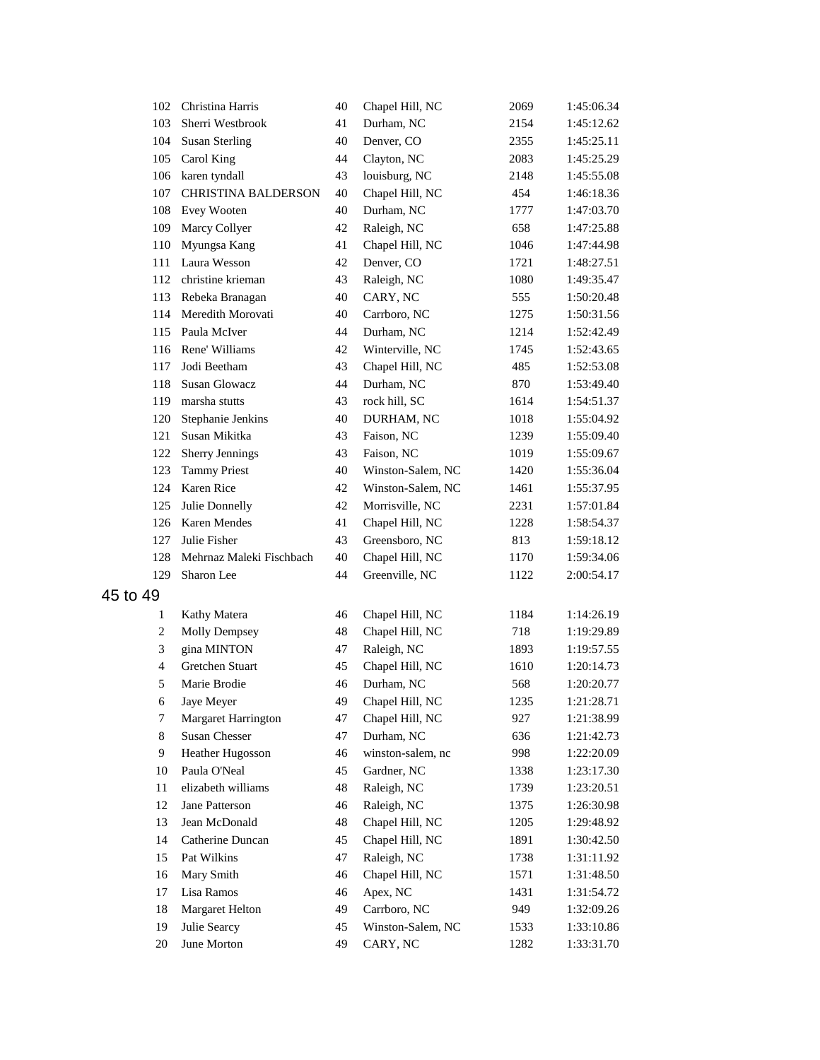| | | | | | |
|---|---|---|---|---|---|
| 102 | Christina Harris | 40 | Chapel Hill, NC | 2069 | 1:45:06.34 |
| 103 | Sherri Westbrook | 41 | Durham, NC | 2154 | 1:45:12.62 |
| 104 | Susan Sterling | 40 | Denver, CO | 2355 | 1:45:25.11 |
| 105 | Carol King | 44 | Clayton, NC | 2083 | 1:45:25.29 |
| 106 | karen tyndall | 43 | louisburg, NC | 2148 | 1:45:55.08 |
| 107 | CHRISTINA BALDERSON | 40 | Chapel Hill, NC | 454 | 1:46:18.36 |
| 108 | Evey Wooten | 40 | Durham, NC | 1777 | 1:47:03.70 |
| 109 | Marcy Collyer | 42 | Raleigh, NC | 658 | 1:47:25.88 |
| 110 | Myungsa Kang | 41 | Chapel Hill, NC | 1046 | 1:47:44.98 |
| 111 | Laura Wesson | 42 | Denver, CO | 1721 | 1:48:27.51 |
| 112 | christine krieman | 43 | Raleigh, NC | 1080 | 1:49:35.47 |
| 113 | Rebeka Branagan | 40 | CARY, NC | 555 | 1:50:20.48 |
| 114 | Meredith Morovati | 40 | Carrboro, NC | 1275 | 1:50:31.56 |
| 115 | Paula McIver | 44 | Durham, NC | 1214 | 1:52:42.49 |
| 116 | Rene' Williams | 42 | Winterville, NC | 1745 | 1:52:43.65 |
| 117 | Jodi Beetham | 43 | Chapel Hill, NC | 485 | 1:52:53.08 |
| 118 | Susan Glowacz | 44 | Durham, NC | 870 | 1:53:49.40 |
| 119 | marsha stutts | 43 | rock hill, SC | 1614 | 1:54:51.37 |
| 120 | Stephanie Jenkins | 40 | DURHAM, NC | 1018 | 1:55:04.92 |
| 121 | Susan Mikitka | 43 | Faison, NC | 1239 | 1:55:09.40 |
| 122 | Sherry Jennings | 43 | Faison, NC | 1019 | 1:55:09.67 |
| 123 | Tammy Priest | 40 | Winston-Salem, NC | 1420 | 1:55:36.04 |
| 124 | Karen Rice | 42 | Winston-Salem, NC | 1461 | 1:55:37.95 |
| 125 | Julie Donnelly | 42 | Morrisville, NC | 2231 | 1:57:01.84 |
| 126 | Karen Mendes | 41 | Chapel Hill, NC | 1228 | 1:58:54.37 |
| 127 | Julie Fisher | 43 | Greensboro, NC | 813 | 1:59:18.12 |
| 128 | Mehrnaz Maleki Fischbach | 40 | Chapel Hill, NC | 1170 | 1:59:34.06 |
| 129 | Sharon Lee | 44 | Greenville, NC | 1122 | 2:00:54.17 |

## 45 to 49

| | | | | | |
|---|---|---|---|---|---|
| 1 | Kathy Matera | 46 | Chapel Hill, NC | 1184 | 1:14:26.19 |
| 2 | Molly Dempsey | 48 | Chapel Hill, NC | 718 | 1:19:29.89 |
| 3 | gina MINTON | 47 | Raleigh, NC | 1893 | 1:19:57.55 |
| 4 | Gretchen Stuart | 45 | Chapel Hill, NC | 1610 | 1:20:14.73 |
| 5 | Marie Brodie | 46 | Durham, NC | 568 | 1:20:20.77 |
| 6 | Jaye Meyer | 49 | Chapel Hill, NC | 1235 | 1:21:28.71 |
| 7 | Margaret Harrington | 47 | Chapel Hill, NC | 927 | 1:21:38.99 |
| 8 | Susan Chesser | 47 | Durham, NC | 636 | 1:21:42.73 |
| 9 | Heather Hugosson | 46 | winston-salem, nc | 998 | 1:22:20.09 |
| 10 | Paula O'Neal | 45 | Gardner, NC | 1338 | 1:23:17.30 |
| 11 | elizabeth williams | 48 | Raleigh, NC | 1739 | 1:23:20.51 |
| 12 | Jane Patterson | 46 | Raleigh, NC | 1375 | 1:26:30.98 |
| 13 | Jean McDonald | 48 | Chapel Hill, NC | 1205 | 1:29:48.92 |
| 14 | Catherine Duncan | 45 | Chapel Hill, NC | 1891 | 1:30:42.50 |
| 15 | Pat Wilkins | 47 | Raleigh, NC | 1738 | 1:31:11.92 |
| 16 | Mary Smith | 46 | Chapel Hill, NC | 1571 | 1:31:48.50 |
| 17 | Lisa Ramos | 46 | Apex, NC | 1431 | 1:31:54.72 |
| 18 | Margaret Helton | 49 | Carrboro, NC | 949 | 1:32:09.26 |
| 19 | Julie Searcy | 45 | Winston-Salem, NC | 1533 | 1:33:10.86 |
| 20 | June Morton | 49 | CARY, NC | 1282 | 1:33:31.70 |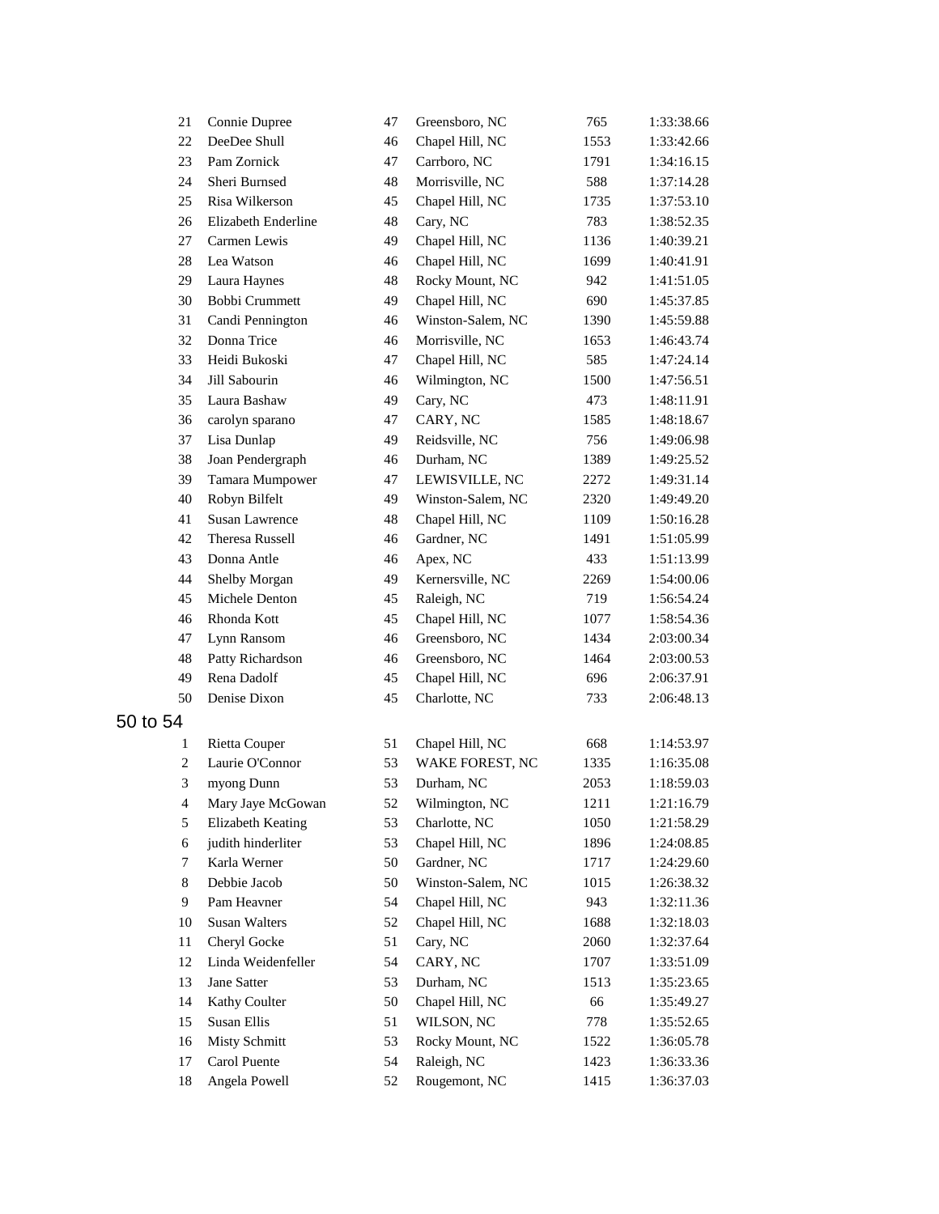| | | | | | |
|---|---|---|---|---|---|
| 21 | Connie Dupree | 47 | Greensboro, NC | 765 | 1:33:38.66 |
| 22 | DeeDee Shull | 46 | Chapel Hill, NC | 1553 | 1:33:42.66 |
| 23 | Pam Zornick | 47 | Carrboro, NC | 1791 | 1:34:16.15 |
| 24 | Sheri Burnsed | 48 | Morrisville, NC | 588 | 1:37:14.28 |
| 25 | Risa Wilkerson | 45 | Chapel Hill, NC | 1735 | 1:37:53.10 |
| 26 | Elizabeth Enderline | 48 | Cary, NC | 783 | 1:38:52.35 |
| 27 | Carmen Lewis | 49 | Chapel Hill, NC | 1136 | 1:40:39.21 |
| 28 | Lea Watson | 46 | Chapel Hill, NC | 1699 | 1:40:41.91 |
| 29 | Laura Haynes | 48 | Rocky Mount, NC | 942 | 1:41:51.05 |
| 30 | Bobbi Crummett | 49 | Chapel Hill, NC | 690 | 1:45:37.85 |
| 31 | Candi Pennington | 46 | Winston-Salem, NC | 1390 | 1:45:59.88 |
| 32 | Donna Trice | 46 | Morrisville, NC | 1653 | 1:46:43.74 |
| 33 | Heidi Bukoski | 47 | Chapel Hill, NC | 585 | 1:47:24.14 |
| 34 | Jill Sabourin | 46 | Wilmington, NC | 1500 | 1:47:56.51 |
| 35 | Laura Bashaw | 49 | Cary, NC | 473 | 1:48:11.91 |
| 36 | carolyn sparano | 47 | CARY, NC | 1585 | 1:48:18.67 |
| 37 | Lisa Dunlap | 49 | Reidsville, NC | 756 | 1:49:06.98 |
| 38 | Joan Pendergraph | 46 | Durham, NC | 1389 | 1:49:25.52 |
| 39 | Tamara Mumpower | 47 | LEWISVILLE, NC | 2272 | 1:49:31.14 |
| 40 | Robyn Bilfelt | 49 | Winston-Salem, NC | 2320 | 1:49:49.20 |
| 41 | Susan Lawrence | 48 | Chapel Hill, NC | 1109 | 1:50:16.28 |
| 42 | Theresa Russell | 46 | Gardner, NC | 1491 | 1:51:05.99 |
| 43 | Donna Antle | 46 | Apex, NC | 433 | 1:51:13.99 |
| 44 | Shelby Morgan | 49 | Kernersville, NC | 2269 | 1:54:00.06 |
| 45 | Michele Denton | 45 | Raleigh, NC | 719 | 1:56:54.24 |
| 46 | Rhonda Kott | 45 | Chapel Hill, NC | 1077 | 1:58:54.36 |
| 47 | Lynn Ransom | 46 | Greensboro, NC | 1434 | 2:03:00.34 |
| 48 | Patty Richardson | 46 | Greensboro, NC | 1464 | 2:03:00.53 |
| 49 | Rena Dadolf | 45 | Chapel Hill, NC | 696 | 2:06:37.91 |
| 50 | Denise Dixon | 45 | Charlotte, NC | 733 | 2:06:48.13 |

## 50 to 54

| | | | | | |
|---|---|---|---|---|---|
| 1 | Rietta Couper | 51 | Chapel Hill, NC | 668 | 1:14:53.97 |
| 2 | Laurie O'Connor | 53 | WAKE FOREST, NC | 1335 | 1:16:35.08 |
| 3 | myong Dunn | 53 | Durham, NC | 2053 | 1:18:59.03 |
| 4 | Mary Jaye McGowan | 52 | Wilmington, NC | 1211 | 1:21:16.79 |
| 5 | Elizabeth Keating | 53 | Charlotte, NC | 1050 | 1:21:58.29 |
| 6 | judith hinderliter | 53 | Chapel Hill, NC | 1896 | 1:24:08.85 |
| 7 | Karla Werner | 50 | Gardner, NC | 1717 | 1:24:29.60 |
| 8 | Debbie Jacob | 50 | Winston-Salem, NC | 1015 | 1:26:38.32 |
| 9 | Pam Heavner | 54 | Chapel Hill, NC | 943 | 1:32:11.36 |
| 10 | Susan Walters | 52 | Chapel Hill, NC | 1688 | 1:32:18.03 |
| 11 | Cheryl Gocke | 51 | Cary, NC | 2060 | 1:32:37.64 |
| 12 | Linda Weidenfeller | 54 | CARY, NC | 1707 | 1:33:51.09 |
| 13 | Jane Satter | 53 | Durham, NC | 1513 | 1:35:23.65 |
| 14 | Kathy Coulter | 50 | Chapel Hill, NC | 66 | 1:35:49.27 |
| 15 | Susan Ellis | 51 | WILSON, NC | 778 | 1:35:52.65 |
| 16 | Misty Schmitt | 53 | Rocky Mount, NC | 1522 | 1:36:05.78 |
| 17 | Carol Puente | 54 | Raleigh, NC | 1423 | 1:36:33.36 |
| 18 | Angela Powell | 52 | Rougemont, NC | 1415 | 1:36:37.03 |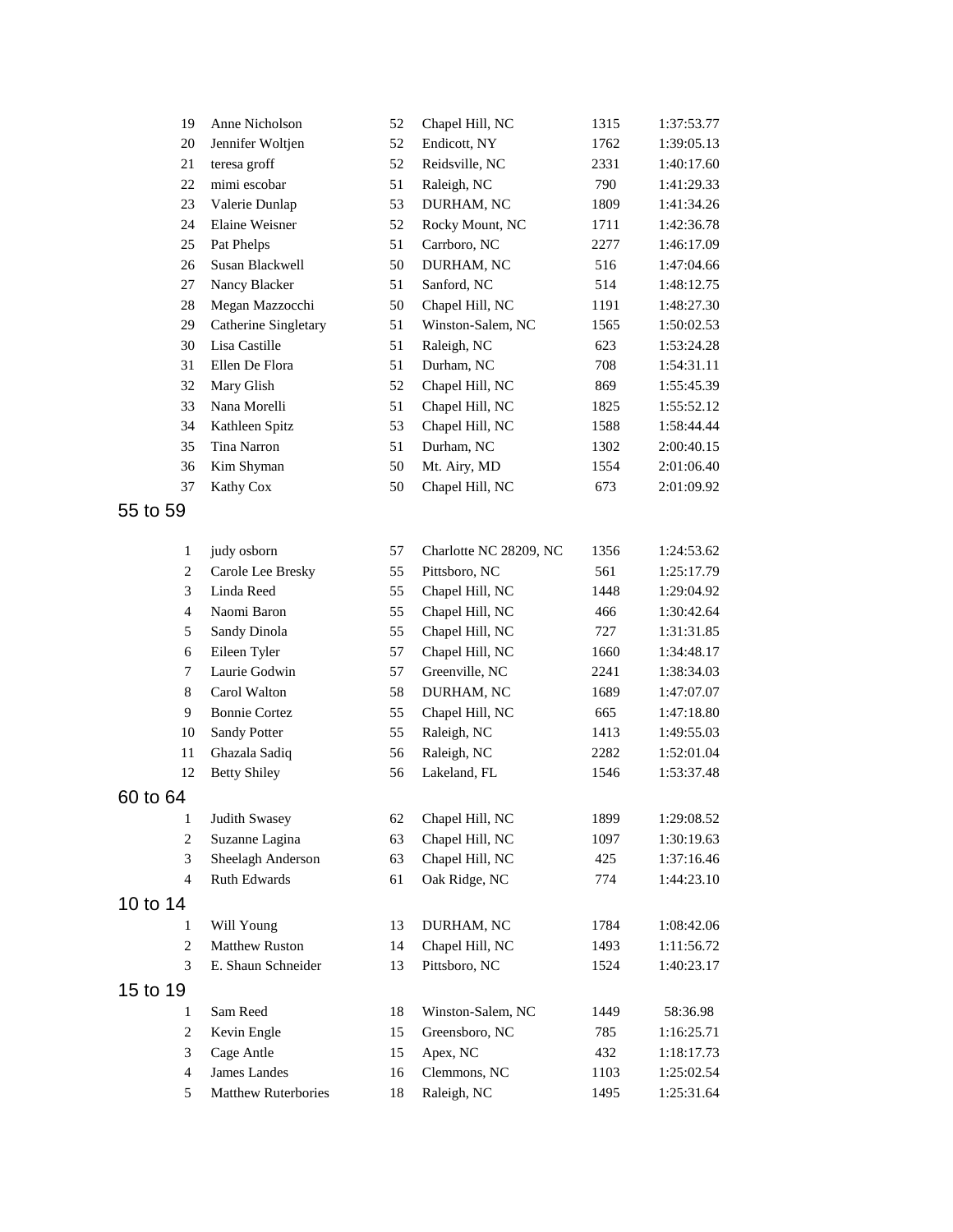| | | | | | |
|---|---|---|---|---|---|
| 19 | Anne Nicholson | 52 | Chapel Hill, NC | 1315 | 1:37:53.77 |
| 20 | Jennifer Woltjen | 52 | Endicott, NY | 1762 | 1:39:05.13 |
| 21 | teresa groff | 52 | Reidsville, NC | 2331 | 1:40:17.60 |
| 22 | mimi escobar | 51 | Raleigh, NC | 790 | 1:41:29.33 |
| 23 | Valerie Dunlap | 53 | DURHAM, NC | 1809 | 1:41:34.26 |
| 24 | Elaine Weisner | 52 | Rocky Mount, NC | 1711 | 1:42:36.78 |
| 25 | Pat Phelps | 51 | Carrboro, NC | 2277 | 1:46:17.09 |
| 26 | Susan Blackwell | 50 | DURHAM, NC | 516 | 1:47:04.66 |
| 27 | Nancy Blacker | 51 | Sanford, NC | 514 | 1:48:12.75 |
| 28 | Megan Mazzocchi | 50 | Chapel Hill, NC | 1191 | 1:48:27.30 |
| 29 | Catherine Singletary | 51 | Winston-Salem, NC | 1565 | 1:50:02.53 |
| 30 | Lisa Castille | 51 | Raleigh, NC | 623 | 1:53:24.28 |
| 31 | Ellen De Flora | 51 | Durham, NC | 708 | 1:54:31.11 |
| 32 | Mary Glish | 52 | Chapel Hill, NC | 869 | 1:55:45.39 |
| 33 | Nana Morelli | 51 | Chapel Hill, NC | 1825 | 1:55:52.12 |
| 34 | Kathleen Spitz | 53 | Chapel Hill, NC | 1588 | 1:58:44.44 |
| 35 | Tina Narron | 51 | Durham, NC | 1302 | 2:00:40.15 |
| 36 | Kim Shyman | 50 | Mt. Airy, MD | 1554 | 2:01:06.40 |
| 37 | Kathy Cox | 50 | Chapel Hill, NC | 673 | 2:01:09.92 |

## 55 to 59

| | | | | | |
|---|---|---|---|---|---|
| 1 | judy osborn | 57 | Charlotte NC 28209, NC | 1356 | 1:24:53.62 |
| 2 | Carole Lee Bresky | 55 | Pittsboro, NC | 561 | 1:25:17.79 |
| 3 | Linda Reed | 55 | Chapel Hill, NC | 1448 | 1:29:04.92 |
| 4 | Naomi Baron | 55 | Chapel Hill, NC | 466 | 1:30:42.64 |
| 5 | Sandy Dinola | 55 | Chapel Hill, NC | 727 | 1:31:31.85 |
| 6 | Eileen Tyler | 57 | Chapel Hill, NC | 1660 | 1:34:48.17 |
| 7 | Laurie Godwin | 57 | Greenville, NC | 2241 | 1:38:34.03 |
| 8 | Carol Walton | 58 | DURHAM, NC | 1689 | 1:47:07.07 |
| 9 | Bonnie Cortez | 55 | Chapel Hill, NC | 665 | 1:47:18.80 |
| 10 | Sandy Potter | 55 | Raleigh, NC | 1413 | 1:49:55.03 |
| 11 | Ghazala Sadiq | 56 | Raleigh, NC | 2282 | 1:52:01.04 |
| 12 | Betty Shiley | 56 | Lakeland, FL | 1546 | 1:53:37.48 |

## 60 to 64

| | | | | | |
|---|---|---|---|---|---|
| 1 | Judith Swasey | 62 | Chapel Hill, NC | 1899 | 1:29:08.52 |
| 2 | Suzanne Lagina | 63 | Chapel Hill, NC | 1097 | 1:30:19.63 |
| 3 | Sheelagh Anderson | 63 | Chapel Hill, NC | 425 | 1:37:16.46 |
| 4 | Ruth Edwards | 61 | Oak Ridge, NC | 774 | 1:44:23.10 |

## 10 to 14

| | | | | | |
|---|---|---|---|---|---|
| 1 | Will Young | 13 | DURHAM, NC | 1784 | 1:08:42.06 |
| 2 | Matthew Ruston | 14 | Chapel Hill, NC | 1493 | 1:11:56.72 |
| 3 | E. Shaun Schneider | 13 | Pittsboro, NC | 1524 | 1:40:23.17 |

## 15 to 19

| | | | | | |
|---|---|---|---|---|---|
| 1 | Sam Reed | 18 | Winston-Salem, NC | 1449 | 58:36.98 |
| 2 | Kevin Engle | 15 | Greensboro, NC | 785 | 1:16:25.71 |
| 3 | Cage Antle | 15 | Apex, NC | 432 | 1:18:17.73 |
| 4 | James Landes | 16 | Clemmons, NC | 1103 | 1:25:02.54 |
| 5 | Matthew Ruterbories | 18 | Raleigh, NC | 1495 | 1:25:31.64 |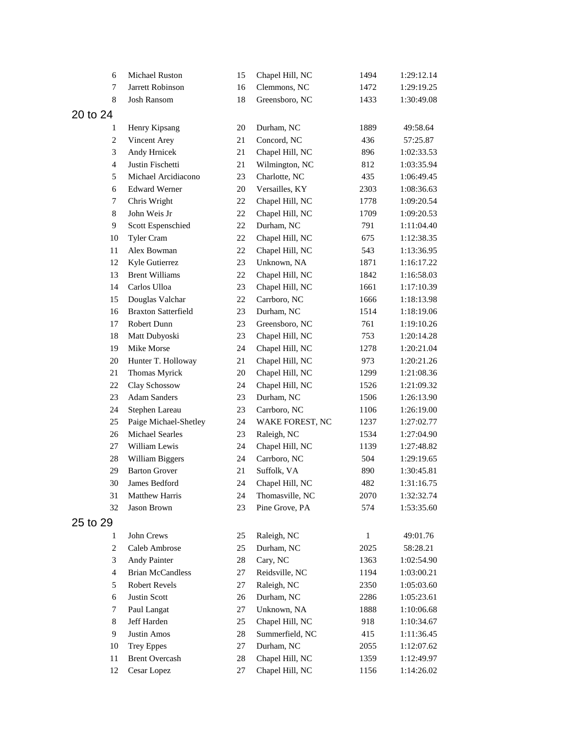| | | | | | |
|---|---|---|---|---|---|
| 6 | Michael Ruston | 15 | Chapel Hill, NC | 1494 | 1:29:12.14 |
| 7 | Jarrett Robinson | 16 | Clemmons, NC | 1472 | 1:29:19.25 |
| 8 | Josh Ransom | 18 | Greensboro, NC | 1433 | 1:30:49.08 |

## 20 to 24

| | | | | | |
|---|---|---|---|---|---|
| 1 | Henry Kipsang | 20 | Durham, NC | 1889 | 49:58.64 |
| 2 | Vincent Arey | 21 | Concord, NC | 436 | 57:25.87 |
| 3 | Andy Hrnicek | 21 | Chapel Hill, NC | 896 | 1:02:33.53 |
| 4 | Justin Fischetti | 21 | Wilmington, NC | 812 | 1:03:35.94 |
| 5 | Michael Arcidiacono | 23 | Charlotte, NC | 435 | 1:06:49.45 |
| 6 | Edward Werner | 20 | Versailles, KY | 2303 | 1:08:36.63 |
| 7 | Chris Wright | 22 | Chapel Hill, NC | 1778 | 1:09:20.54 |
| 8 | John Weis Jr | 22 | Chapel Hill, NC | 1709 | 1:09:20.53 |
| 9 | Scott Espenschied | 22 | Durham, NC | 791 | 1:11:04.40 |
| 10 | Tyler Cram | 22 | Chapel Hill, NC | 675 | 1:12:38.35 |
| 11 | Alex Bowman | 22 | Chapel Hill, NC | 543 | 1:13:36.95 |
| 12 | Kyle Gutierrez | 23 | Unknown, NA | 1871 | 1:16:17.22 |
| 13 | Brent Williams | 22 | Chapel Hill, NC | 1842 | 1:16:58.03 |
| 14 | Carlos Ulloa | 23 | Chapel Hill, NC | 1661 | 1:17:10.39 |
| 15 | Douglas Valchar | 22 | Carrboro, NC | 1666 | 1:18:13.98 |
| 16 | Braxton Satterfield | 23 | Durham, NC | 1514 | 1:18:19.06 |
| 17 | Robert Dunn | 23 | Greensboro, NC | 761 | 1:19:10.26 |
| 18 | Matt Dubyoski | 23 | Chapel Hill, NC | 753 | 1:20:14.28 |
| 19 | Mike Morse | 24 | Chapel Hill, NC | 1278 | 1:20:21.04 |
| 20 | Hunter T. Holloway | 21 | Chapel Hill, NC | 973 | 1:20:21.26 |
| 21 | Thomas Myrick | 20 | Chapel Hill, NC | 1299 | 1:21:08.36 |
| 22 | Clay Schossow | 24 | Chapel Hill, NC | 1526 | 1:21:09.32 |
| 23 | Adam Sanders | 23 | Durham, NC | 1506 | 1:26:13.90 |
| 24 | Stephen Lareau | 23 | Carrboro, NC | 1106 | 1:26:19.00 |
| 25 | Paige Michael-Shetley | 24 | WAKE FOREST, NC | 1237 | 1:27:02.77 |
| 26 | Michael Searles | 23 | Raleigh, NC | 1534 | 1:27:04.90 |
| 27 | William Lewis | 24 | Chapel Hill, NC | 1139 | 1:27:48.82 |
| 28 | William Biggers | 24 | Carrboro, NC | 504 | 1:29:19.65 |
| 29 | Barton Grover | 21 | Suffolk, VA | 890 | 1:30:45.81 |
| 30 | James Bedford | 24 | Chapel Hill, NC | 482 | 1:31:16.75 |
| 31 | Matthew Harris | 24 | Thomasville, NC | 2070 | 1:32:32.74 |
| 32 | Jason Brown | 23 | Pine Grove, PA | 574 | 1:53:35.60 |

## 25 to 29

| | | | | | |
|---|---|---|---|---|---|
| 1 | John Crews | 25 | Raleigh, NC | 1 | 49:01.76 |
| 2 | Caleb Ambrose | 25 | Durham, NC | 2025 | 58:28.21 |
| 3 | Andy Painter | 28 | Cary, NC | 1363 | 1:02:54.90 |
| 4 | Brian McCandless | 27 | Reidsville, NC | 1194 | 1:03:00.21 |
| 5 | Robert Revels | 27 | Raleigh, NC | 2350 | 1:05:03.60 |
| 6 | Justin Scott | 26 | Durham, NC | 2286 | 1:05:23.61 |
| 7 | Paul Langat | 27 | Unknown, NA | 1888 | 1:10:06.68 |
| 8 | Jeff Harden | 25 | Chapel Hill, NC | 918 | 1:10:34.67 |
| 9 | Justin Amos | 28 | Summerfield, NC | 415 | 1:11:36.45 |
| 10 | Trey Eppes | 27 | Durham, NC | 2055 | 1:12:07.62 |
| 11 | Brent Overcash | 28 | Chapel Hill, NC | 1359 | 1:12:49.97 |
| 12 | Cesar Lopez | 27 | Chapel Hill, NC | 1156 | 1:14:26.02 |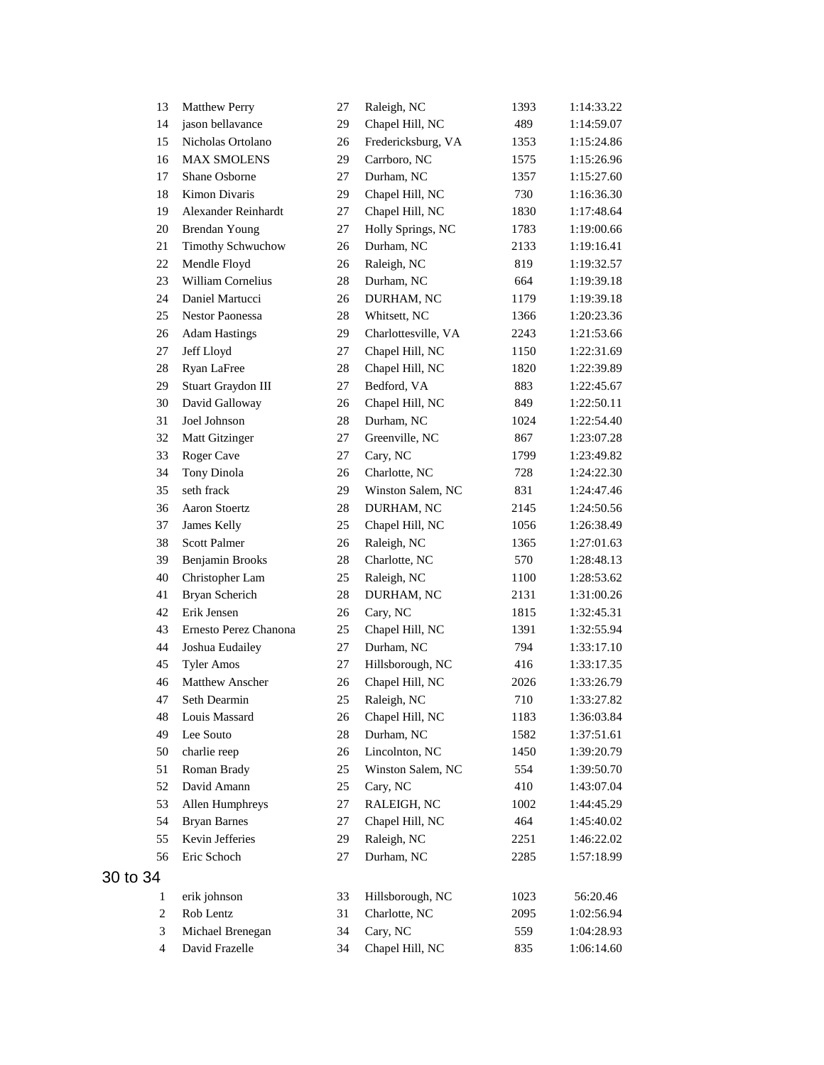| | | | | | |
|---|---|---|---|---|---|
| 13 | Matthew Perry | 27 | Raleigh, NC | 1393 | 1:14:33.22 |
| 14 | jason bellavance | 29 | Chapel Hill, NC | 489 | 1:14:59.07 |
| 15 | Nicholas Ortolano | 26 | Fredericksburg, VA | 1353 | 1:15:24.86 |
| 16 | MAX SMOLENS | 29 | Carrboro, NC | 1575 | 1:15:26.96 |
| 17 | Shane Osborne | 27 | Durham, NC | 1357 | 1:15:27.60 |
| 18 | Kimon Divaris | 29 | Chapel Hill, NC | 730 | 1:16:36.30 |
| 19 | Alexander Reinhardt | 27 | Chapel Hill, NC | 1830 | 1:17:48.64 |
| 20 | Brendan Young | 27 | Holly Springs, NC | 1783 | 1:19:00.66 |
| 21 | Timothy Schwuchow | 26 | Durham, NC | 2133 | 1:19:16.41 |
| 22 | Mendle Floyd | 26 | Raleigh, NC | 819 | 1:19:32.57 |
| 23 | William Cornelius | 28 | Durham, NC | 664 | 1:19:39.18 |
| 24 | Daniel Martucci | 26 | DURHAM, NC | 1179 | 1:19:39.18 |
| 25 | Nestor Paonessa | 28 | Whitsett, NC | 1366 | 1:20:23.36 |
| 26 | Adam Hastings | 29 | Charlottesville, VA | 2243 | 1:21:53.66 |
| 27 | Jeff Lloyd | 27 | Chapel Hill, NC | 1150 | 1:22:31.69 |
| 28 | Ryan LaFree | 28 | Chapel Hill, NC | 1820 | 1:22:39.89 |
| 29 | Stuart Graydon III | 27 | Bedford, VA | 883 | 1:22:45.67 |
| 30 | David Galloway | 26 | Chapel Hill, NC | 849 | 1:22:50.11 |
| 31 | Joel Johnson | 28 | Durham, NC | 1024 | 1:22:54.40 |
| 32 | Matt Gitzinger | 27 | Greenville, NC | 867 | 1:23:07.28 |
| 33 | Roger Cave | 27 | Cary, NC | 1799 | 1:23:49.82 |
| 34 | Tony Dinola | 26 | Charlotte, NC | 728 | 1:24:22.30 |
| 35 | seth frack | 29 | Winston Salem, NC | 831 | 1:24:47.46 |
| 36 | Aaron Stoertz | 28 | DURHAM, NC | 2145 | 1:24:50.56 |
| 37 | James Kelly | 25 | Chapel Hill, NC | 1056 | 1:26:38.49 |
| 38 | Scott Palmer | 26 | Raleigh, NC | 1365 | 1:27:01.63 |
| 39 | Benjamin Brooks | 28 | Charlotte, NC | 570 | 1:28:48.13 |
| 40 | Christopher Lam | 25 | Raleigh, NC | 1100 | 1:28:53.62 |
| 41 | Bryan Scherich | 28 | DURHAM, NC | 2131 | 1:31:00.26 |
| 42 | Erik Jensen | 26 | Cary, NC | 1815 | 1:32:45.31 |
| 43 | Ernesto Perez Chanona | 25 | Chapel Hill, NC | 1391 | 1:32:55.94 |
| 44 | Joshua Eudailey | 27 | Durham, NC | 794 | 1:33:17.10 |
| 45 | Tyler Amos | 27 | Hillsborough, NC | 416 | 1:33:17.35 |
| 46 | Matthew Anscher | 26 | Chapel Hill, NC | 2026 | 1:33:26.79 |
| 47 | Seth Dearmin | 25 | Raleigh, NC | 710 | 1:33:27.82 |
| 48 | Louis Massard | 26 | Chapel Hill, NC | 1183 | 1:36:03.84 |
| 49 | Lee Souto | 28 | Durham, NC | 1582 | 1:37:51.61 |
| 50 | charlie reep | 26 | Lincolnton, NC | 1450 | 1:39:20.79 |
| 51 | Roman Brady | 25 | Winston Salem, NC | 554 | 1:39:50.70 |
| 52 | David Amann | 25 | Cary, NC | 410 | 1:43:07.04 |
| 53 | Allen Humphreys | 27 | RALEIGH, NC | 1002 | 1:44:45.29 |
| 54 | Bryan Barnes | 27 | Chapel Hill, NC | 464 | 1:45:40.02 |
| 55 | Kevin Jefferies | 29 | Raleigh, NC | 2251 | 1:46:22.02 |
| 56 | Eric Schoch | 27 | Durham, NC | 2285 | 1:57:18.99 |

## 30 to 34

| | | | | | |
|---|---|---|---|---|---|
| 1 | erik johnson | 33 | Hillsborough, NC | 1023 | 56:20.46 |
| 2 | Rob Lentz | 31 | Charlotte, NC | 2095 | 1:02:56.94 |
| 3 | Michael Brenegan | 34 | Cary, NC | 559 | 1:04:28.93 |
| 4 | David Frazelle | 34 | Chapel Hill, NC | 835 | 1:06:14.60 |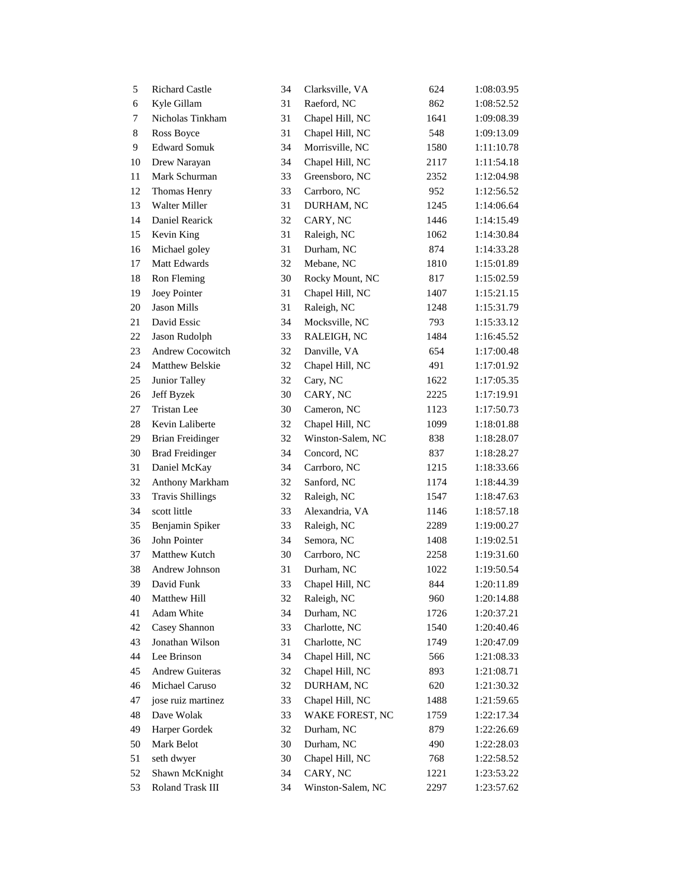| | | | | | |
|---|---|---|---|---|---|
| 5 | Richard Castle | 34 | Clarksville, VA | 624 | 1:08:03.95 |
| 6 | Kyle Gillam | 31 | Raeford, NC | 862 | 1:08:52.52 |
| 7 | Nicholas Tinkham | 31 | Chapel Hill, NC | 1641 | 1:09:08.39 |
| 8 | Ross Boyce | 31 | Chapel Hill, NC | 548 | 1:09:13.09 |
| 9 | Edward Somuk | 34 | Morrisville, NC | 1580 | 1:11:10.78 |
| 10 | Drew Narayan | 34 | Chapel Hill, NC | 2117 | 1:11:54.18 |
| 11 | Mark Schurman | 33 | Greensboro, NC | 2352 | 1:12:04.98 |
| 12 | Thomas Henry | 33 | Carrboro, NC | 952 | 1:12:56.52 |
| 13 | Walter Miller | 31 | DURHAM, NC | 1245 | 1:14:06.64 |
| 14 | Daniel Rearick | 32 | CARY, NC | 1446 | 1:14:15.49 |
| 15 | Kevin King | 31 | Raleigh, NC | 1062 | 1:14:30.84 |
| 16 | Michael goley | 31 | Durham, NC | 874 | 1:14:33.28 |
| 17 | Matt Edwards | 32 | Mebane, NC | 1810 | 1:15:01.89 |
| 18 | Ron Fleming | 30 | Rocky Mount, NC | 817 | 1:15:02.59 |
| 19 | Joey Pointer | 31 | Chapel Hill, NC | 1407 | 1:15:21.15 |
| 20 | Jason Mills | 31 | Raleigh, NC | 1248 | 1:15:31.79 |
| 21 | David Essic | 34 | Mocksville, NC | 793 | 1:15:33.12 |
| 22 | Jason Rudolph | 33 | RALEIGH, NC | 1484 | 1:16:45.52 |
| 23 | Andrew Cocowitch | 32 | Danville, VA | 654 | 1:17:00.48 |
| 24 | Matthew Belskie | 32 | Chapel Hill, NC | 491 | 1:17:01.92 |
| 25 | Junior Talley | 32 | Cary, NC | 1622 | 1:17:05.35 |
| 26 | Jeff Byzek | 30 | CARY, NC | 2225 | 1:17:19.91 |
| 27 | Tristan Lee | 30 | Cameron, NC | 1123 | 1:17:50.73 |
| 28 | Kevin Laliberte | 32 | Chapel Hill, NC | 1099 | 1:18:01.88 |
| 29 | Brian Freidinger | 32 | Winston-Salem, NC | 838 | 1:18:28.07 |
| 30 | Brad Freidinger | 34 | Concord, NC | 837 | 1:18:28.27 |
| 31 | Daniel McKay | 34 | Carrboro, NC | 1215 | 1:18:33.66 |
| 32 | Anthony Markham | 32 | Sanford, NC | 1174 | 1:18:44.39 |
| 33 | Travis Shillings | 32 | Raleigh, NC | 1547 | 1:18:47.63 |
| 34 | scott little | 33 | Alexandria, VA | 1146 | 1:18:57.18 |
| 35 | Benjamin Spiker | 33 | Raleigh, NC | 2289 | 1:19:00.27 |
| 36 | John Pointer | 34 | Semora, NC | 1408 | 1:19:02.51 |
| 37 | Matthew Kutch | 30 | Carrboro, NC | 2258 | 1:19:31.60 |
| 38 | Andrew Johnson | 31 | Durham, NC | 1022 | 1:19:50.54 |
| 39 | David Funk | 33 | Chapel Hill, NC | 844 | 1:20:11.89 |
| 40 | Matthew Hill | 32 | Raleigh, NC | 960 | 1:20:14.88 |
| 41 | Adam White | 34 | Durham, NC | 1726 | 1:20:37.21 |
| 42 | Casey Shannon | 33 | Charlotte, NC | 1540 | 1:20:40.46 |
| 43 | Jonathan Wilson | 31 | Charlotte, NC | 1749 | 1:20:47.09 |
| 44 | Lee Brinson | 34 | Chapel Hill, NC | 566 | 1:21:08.33 |
| 45 | Andrew Guiteras | 32 | Chapel Hill, NC | 893 | 1:21:08.71 |
| 46 | Michael Caruso | 32 | DURHAM, NC | 620 | 1:21:30.32 |
| 47 | jose ruiz martinez | 33 | Chapel Hill, NC | 1488 | 1:21:59.65 |
| 48 | Dave Wolak | 33 | WAKE FOREST, NC | 1759 | 1:22:17.34 |
| 49 | Harper Gordek | 32 | Durham, NC | 879 | 1:22:26.69 |
| 50 | Mark Belot | 30 | Durham, NC | 490 | 1:22:28.03 |
| 51 | seth dwyer | 30 | Chapel Hill, NC | 768 | 1:22:58.52 |
| 52 | Shawn McKnight | 34 | CARY, NC | 1221 | 1:23:53.22 |
| 53 | Roland Trask III | 34 | Winston-Salem, NC | 2297 | 1:23:57.62 |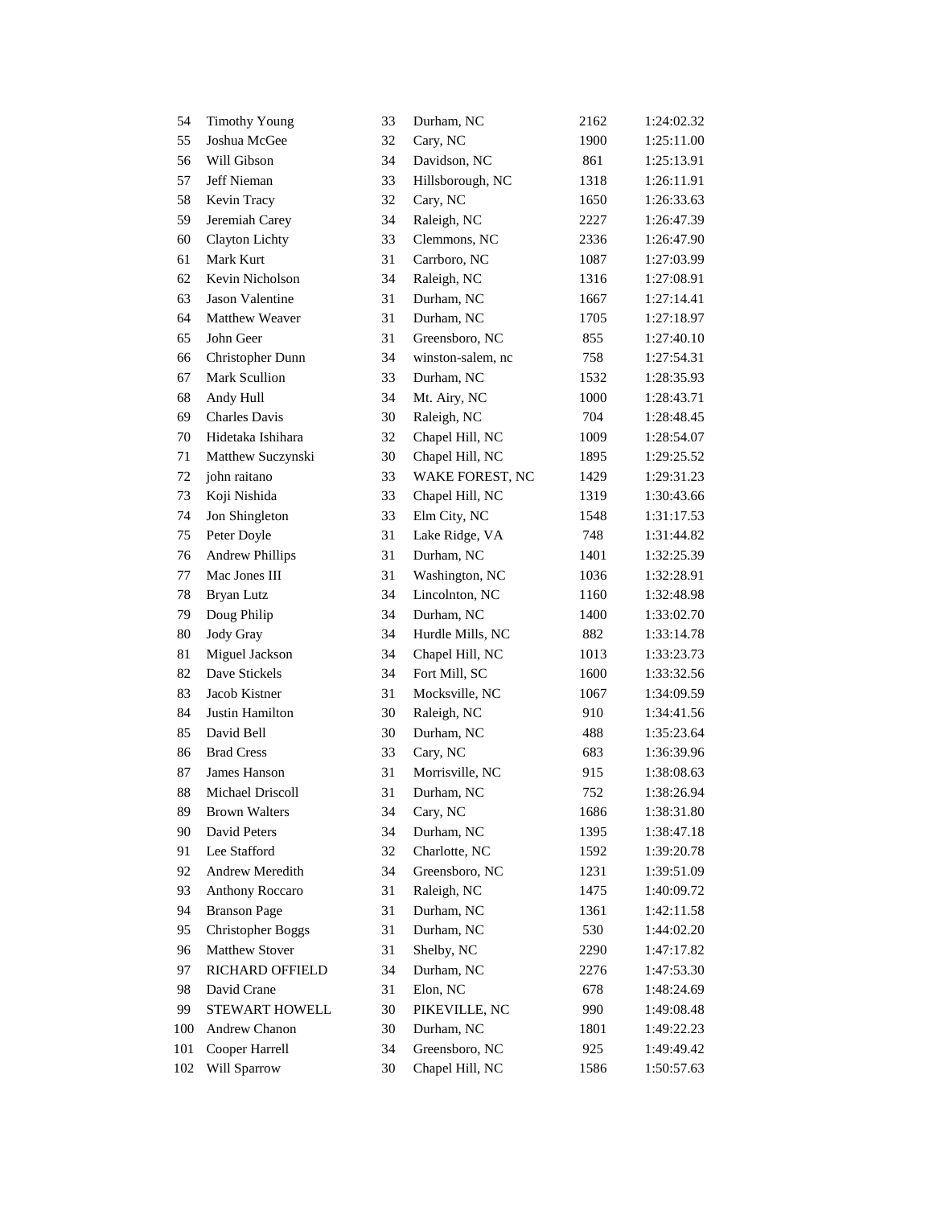| | | | | | |
|---|---|---|---|---|---|
| 54 | Timothy Young | 33 | Durham, NC | 2162 | 1:24:02.32 |
| 55 | Joshua McGee | 32 | Cary, NC | 1900 | 1:25:11.00 |
| 56 | Will Gibson | 34 | Davidson, NC | 861 | 1:25:13.91 |
| 57 | Jeff Nieman | 33 | Hillsborough, NC | 1318 | 1:26:11.91 |
| 58 | Kevin Tracy | 32 | Cary, NC | 1650 | 1:26:33.63 |
| 59 | Jeremiah Carey | 34 | Raleigh, NC | 2227 | 1:26:47.39 |
| 60 | Clayton Lichty | 33 | Clemmons, NC | 2336 | 1:26:47.90 |
| 61 | Mark Kurt | 31 | Carrboro, NC | 1087 | 1:27:03.99 |
| 62 | Kevin Nicholson | 34 | Raleigh, NC | 1316 | 1:27:08.91 |
| 63 | Jason Valentine | 31 | Durham, NC | 1667 | 1:27:14.41 |
| 64 | Matthew Weaver | 31 | Durham, NC | 1705 | 1:27:18.97 |
| 65 | John Geer | 31 | Greensboro, NC | 855 | 1:27:40.10 |
| 66 | Christopher Dunn | 34 | winston-salem, nc | 758 | 1:27:54.31 |
| 67 | Mark Scullion | 33 | Durham, NC | 1532 | 1:28:35.93 |
| 68 | Andy Hull | 34 | Mt. Airy, NC | 1000 | 1:28:43.71 |
| 69 | Charles Davis | 30 | Raleigh, NC | 704 | 1:28:48.45 |
| 70 | Hidetaka Ishihara | 32 | Chapel Hill, NC | 1009 | 1:28:54.07 |
| 71 | Matthew Suczynski | 30 | Chapel Hill, NC | 1895 | 1:29:25.52 |
| 72 | john raitano | 33 | WAKE FOREST, NC | 1429 | 1:29:31.23 |
| 73 | Koji Nishida | 33 | Chapel Hill, NC | 1319 | 1:30:43.66 |
| 74 | Jon Shingleton | 33 | Elm City, NC | 1548 | 1:31:17.53 |
| 75 | Peter Doyle | 31 | Lake Ridge, VA | 748 | 1:31:44.82 |
| 76 | Andrew Phillips | 31 | Durham, NC | 1401 | 1:32:25.39 |
| 77 | Mac Jones III | 31 | Washington, NC | 1036 | 1:32:28.91 |
| 78 | Bryan Lutz | 34 | Lincolnton, NC | 1160 | 1:32:48.98 |
| 79 | Doug Philip | 34 | Durham, NC | 1400 | 1:33:02.70 |
| 80 | Jody Gray | 34 | Hurdle Mills, NC | 882 | 1:33:14.78 |
| 81 | Miguel Jackson | 34 | Chapel Hill, NC | 1013 | 1:33:23.73 |
| 82 | Dave Stickels | 34 | Fort Mill, SC | 1600 | 1:33:32.56 |
| 83 | Jacob Kistner | 31 | Mocksville, NC | 1067 | 1:34:09.59 |
| 84 | Justin Hamilton | 30 | Raleigh, NC | 910 | 1:34:41.56 |
| 85 | David Bell | 30 | Durham, NC | 488 | 1:35:23.64 |
| 86 | Brad Cress | 33 | Cary, NC | 683 | 1:36:39.96 |
| 87 | James Hanson | 31 | Morrisville, NC | 915 | 1:38:08.63 |
| 88 | Michael Driscoll | 31 | Durham, NC | 752 | 1:38:26.94 |
| 89 | Brown Walters | 34 | Cary, NC | 1686 | 1:38:31.80 |
| 90 | David Peters | 34 | Durham, NC | 1395 | 1:38:47.18 |
| 91 | Lee Stafford | 32 | Charlotte, NC | 1592 | 1:39:20.78 |
| 92 | Andrew Meredith | 34 | Greensboro, NC | 1231 | 1:39:51.09 |
| 93 | Anthony Roccaro | 31 | Raleigh, NC | 1475 | 1:40:09.72 |
| 94 | Branson Page | 31 | Durham, NC | 1361 | 1:42:11.58 |
| 95 | Christopher Boggs | 31 | Durham, NC | 530 | 1:44:02.20 |
| 96 | Matthew Stover | 31 | Shelby, NC | 2290 | 1:47:17.82 |
| 97 | RICHARD OFFIELD | 34 | Durham, NC | 2276 | 1:47:53.30 |
| 98 | David Crane | 31 | Elon, NC | 678 | 1:48:24.69 |
| 99 | STEWART HOWELL | 30 | PIKEVILLE, NC | 990 | 1:49:08.48 |
| 100 | Andrew Chanon | 30 | Durham, NC | 1801 | 1:49:22.23 |
| 101 | Cooper Harrell | 34 | Greensboro, NC | 925 | 1:49:49.42 |
| 102 | Will Sparrow | 30 | Chapel Hill, NC | 1586 | 1:50:57.63 |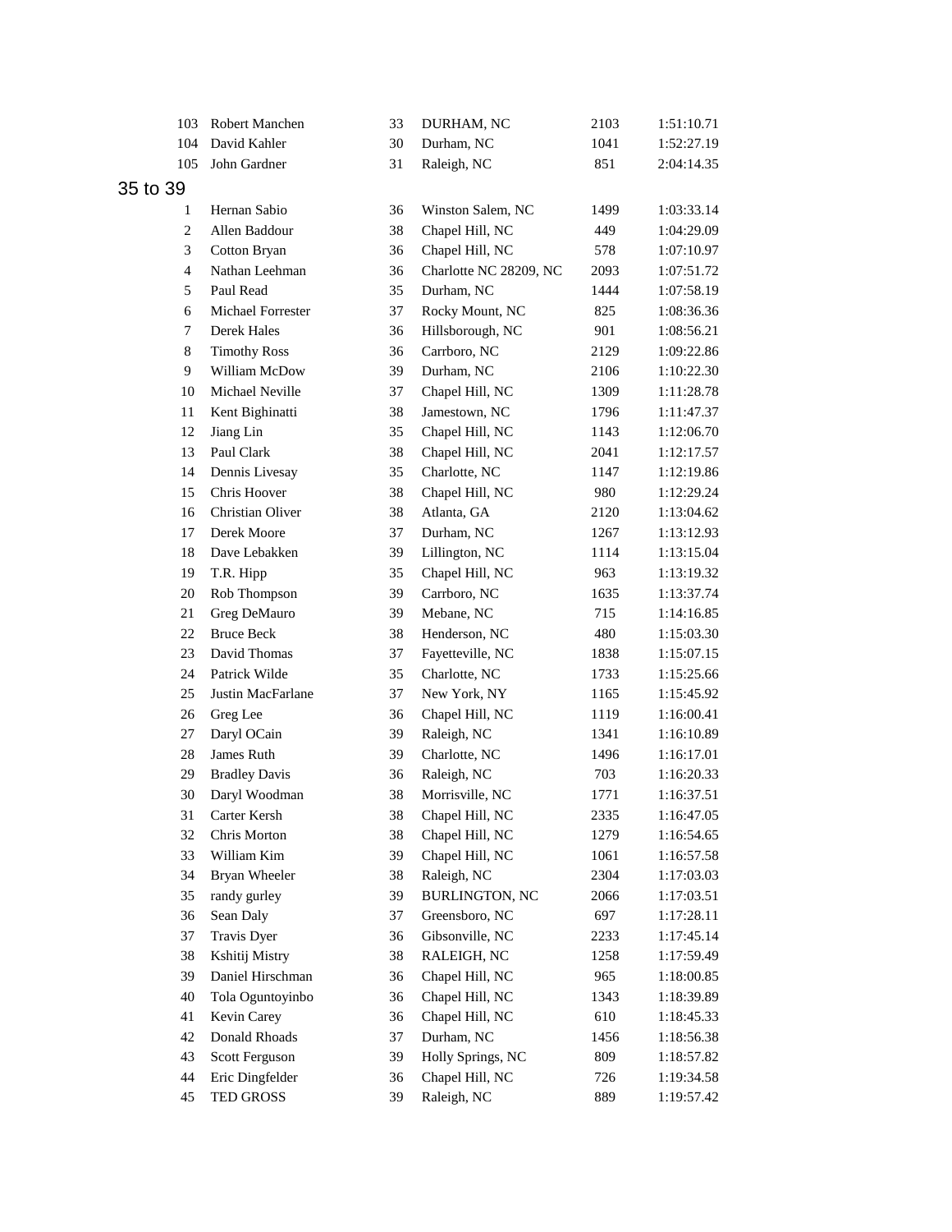| | | | | | |
|---|---|---|---|---|---|
| 103 | Robert Manchen | 33 | DURHAM, NC | 2103 | 1:51:10.71 |
| 104 | David Kahler | 30 | Durham, NC | 1041 | 1:52:27.19 |
| 105 | John Gardner | 31 | Raleigh, NC | 851 | 2:04:14.35 |

## 35 to 39

| | | | | | |
|---|---|---|---|---|---|
| 1 | Hernan Sabio | 36 | Winston Salem, NC | 1499 | 1:03:33.14 |
| 2 | Allen Baddour | 38 | Chapel Hill, NC | 449 | 1:04:29.09 |
| 3 | Cotton Bryan | 36 | Chapel Hill, NC | 578 | 1:07:10.97 |
| 4 | Nathan Leehman | 36 | Charlotte NC 28209, NC | 2093 | 1:07:51.72 |
| 5 | Paul Read | 35 | Durham, NC | 1444 | 1:07:58.19 |
| 6 | Michael Forrester | 37 | Rocky Mount, NC | 825 | 1:08:36.36 |
| 7 | Derek Hales | 36 | Hillsborough, NC | 901 | 1:08:56.21 |
| 8 | Timothy Ross | 36 | Carrboro, NC | 2129 | 1:09:22.86 |
| 9 | William McDow | 39 | Durham, NC | 2106 | 1:10:22.30 |
| 10 | Michael Neville | 37 | Chapel Hill, NC | 1309 | 1:11:28.78 |
| 11 | Kent Bighinatti | 38 | Jamestown, NC | 1796 | 1:11:47.37 |
| 12 | Jiang Lin | 35 | Chapel Hill, NC | 1143 | 1:12:06.70 |
| 13 | Paul Clark | 38 | Chapel Hill, NC | 2041 | 1:12:17.57 |
| 14 | Dennis Livesay | 35 | Charlotte, NC | 1147 | 1:12:19.86 |
| 15 | Chris Hoover | 38 | Chapel Hill, NC | 980 | 1:12:29.24 |
| 16 | Christian Oliver | 38 | Atlanta, GA | 2120 | 1:13:04.62 |
| 17 | Derek Moore | 37 | Durham, NC | 1267 | 1:13:12.93 |
| 18 | Dave Lebakken | 39 | Lillington, NC | 1114 | 1:13:15.04 |
| 19 | T.R. Hipp | 35 | Chapel Hill, NC | 963 | 1:13:19.32 |
| 20 | Rob Thompson | 39 | Carrboro, NC | 1635 | 1:13:37.74 |
| 21 | Greg DeMauro | 39 | Mebane, NC | 715 | 1:14:16.85 |
| 22 | Bruce Beck | 38 | Henderson, NC | 480 | 1:15:03.30 |
| 23 | David Thomas | 37 | Fayetteville, NC | 1838 | 1:15:07.15 |
| 24 | Patrick Wilde | 35 | Charlotte, NC | 1733 | 1:15:25.66 |
| 25 | Justin MacFarlane | 37 | New York, NY | 1165 | 1:15:45.92 |
| 26 | Greg Lee | 36 | Chapel Hill, NC | 1119 | 1:16:00.41 |
| 27 | Daryl OCain | 39 | Raleigh, NC | 1341 | 1:16:10.89 |
| 28 | James Ruth | 39 | Charlotte, NC | 1496 | 1:16:17.01 |
| 29 | Bradley Davis | 36 | Raleigh, NC | 703 | 1:16:20.33 |
| 30 | Daryl Woodman | 38 | Morrisville, NC | 1771 | 1:16:37.51 |
| 31 | Carter Kersh | 38 | Chapel Hill, NC | 2335 | 1:16:47.05 |
| 32 | Chris Morton | 38 | Chapel Hill, NC | 1279 | 1:16:54.65 |
| 33 | William Kim | 39 | Chapel Hill, NC | 1061 | 1:16:57.58 |
| 34 | Bryan Wheeler | 38 | Raleigh, NC | 2304 | 1:17:03.03 |
| 35 | randy gurley | 39 | BURLINGTON, NC | 2066 | 1:17:03.51 |
| 36 | Sean Daly | 37 | Greensboro, NC | 697 | 1:17:28.11 |
| 37 | Travis Dyer | 36 | Gibsonville, NC | 2233 | 1:17:45.14 |
| 38 | Kshitij Mistry | 38 | RALEIGH, NC | 1258 | 1:17:59.49 |
| 39 | Daniel Hirschman | 36 | Chapel Hill, NC | 965 | 1:18:00.85 |
| 40 | Tola Oguntoyinbo | 36 | Chapel Hill, NC | 1343 | 1:18:39.89 |
| 41 | Kevin Carey | 36 | Chapel Hill, NC | 610 | 1:18:45.33 |
| 42 | Donald Rhoads | 37 | Durham, NC | 1456 | 1:18:56.38 |
| 43 | Scott Ferguson | 39 | Holly Springs, NC | 809 | 1:18:57.82 |
| 44 | Eric Dingfelder | 36 | Chapel Hill, NC | 726 | 1:19:34.58 |
| 45 | TED GROSS | 39 | Raleigh, NC | 889 | 1:19:57.42 |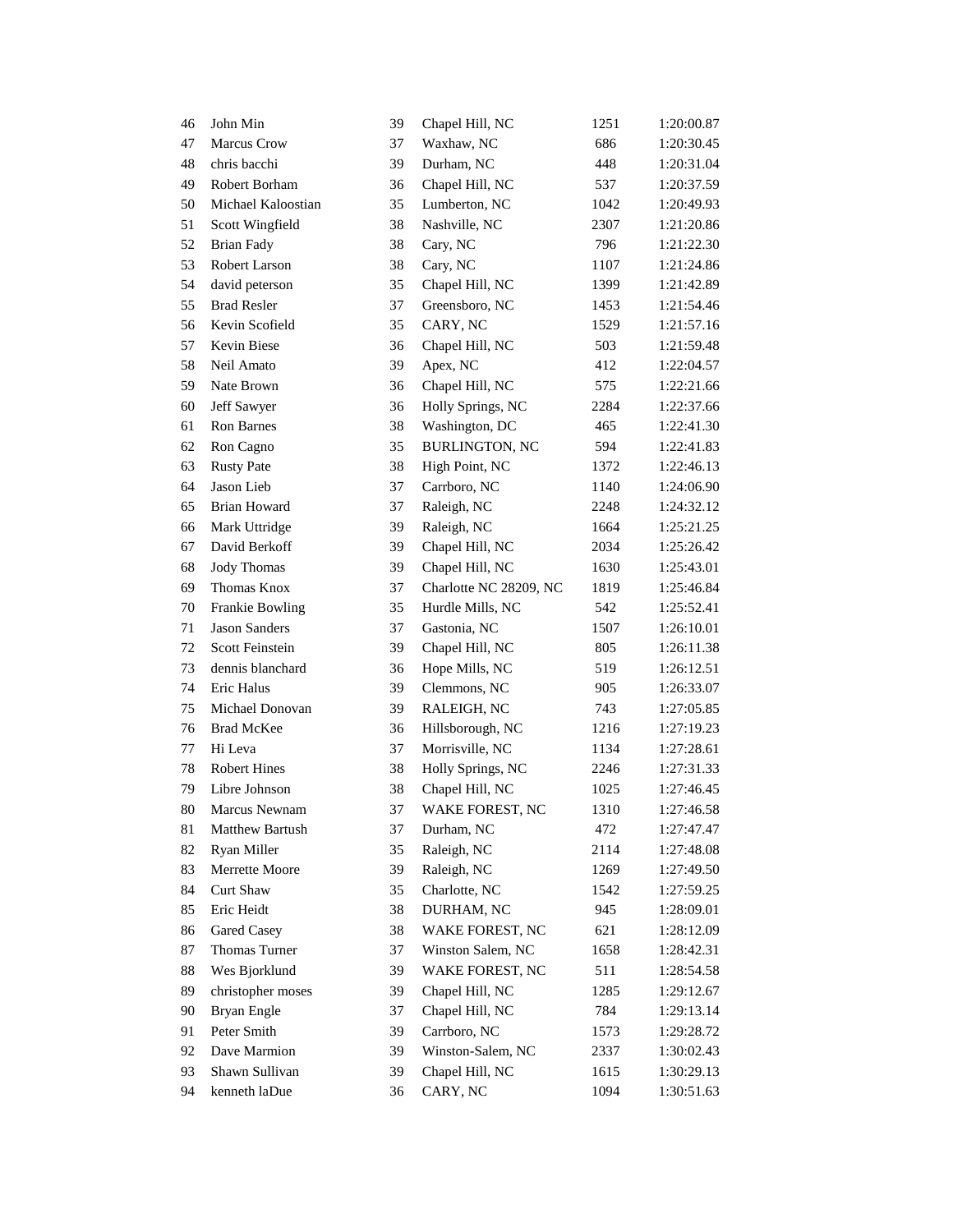| 46 | John Min | 39 | Chapel Hill, NC | 1251 | 1:20:00.87 |
|---|---|---|---|---|---|
| 47 | Marcus Crow | 37 | Waxhaw, NC | 686 | 1:20:30.45 |
| 48 | chris bacchi | 39 | Durham, NC | 448 | 1:20:31.04 |
| 49 | Robert Borham | 36 | Chapel Hill, NC | 537 | 1:20:37.59 |
| 50 | Michael Kaloostian | 35 | Lumberton, NC | 1042 | 1:20:49.93 |
| 51 | Scott Wingfield | 38 | Nashville, NC | 2307 | 1:21:20.86 |
| 52 | Brian Fady | 38 | Cary, NC | 796 | 1:21:22.30 |
| 53 | Robert Larson | 38 | Cary, NC | 1107 | 1:21:24.86 |
| 54 | david peterson | 35 | Chapel Hill, NC | 1399 | 1:21:42.89 |
| 55 | Brad Resler | 37 | Greensboro, NC | 1453 | 1:21:54.46 |
| 56 | Kevin Scofield | 35 | CARY, NC | 1529 | 1:21:57.16 |
| 57 | Kevin Biese | 36 | Chapel Hill, NC | 503 | 1:21:59.48 |
| 58 | Neil Amato | 39 | Apex, NC | 412 | 1:22:04.57 |
| 59 | Nate Brown | 36 | Chapel Hill, NC | 575 | 1:22:21.66 |
| 60 | Jeff Sawyer | 36 | Holly Springs, NC | 2284 | 1:22:37.66 |
| 61 | Ron Barnes | 38 | Washington, DC | 465 | 1:22:41.30 |
| 62 | Ron Cagno | 35 | BURLINGTON, NC | 594 | 1:22:41.83 |
| 63 | Rusty Pate | 38 | High Point, NC | 1372 | 1:22:46.13 |
| 64 | Jason Lieb | 37 | Carrboro, NC | 1140 | 1:24:06.90 |
| 65 | Brian Howard | 37 | Raleigh, NC | 2248 | 1:24:32.12 |
| 66 | Mark Uttridge | 39 | Raleigh, NC | 1664 | 1:25:21.25 |
| 67 | David Berkoff | 39 | Chapel Hill, NC | 2034 | 1:25:26.42 |
| 68 | Jody Thomas | 39 | Chapel Hill, NC | 1630 | 1:25:43.01 |
| 69 | Thomas Knox | 37 | Charlotte NC 28209, NC | 1819 | 1:25:46.84 |
| 70 | Frankie Bowling | 35 | Hurdle Mills, NC | 542 | 1:25:52.41 |
| 71 | Jason Sanders | 37 | Gastonia, NC | 1507 | 1:26:10.01 |
| 72 | Scott Feinstein | 39 | Chapel Hill, NC | 805 | 1:26:11.38 |
| 73 | dennis blanchard | 36 | Hope Mills, NC | 519 | 1:26:12.51 |
| 74 | Eric Halus | 39 | Clemmons, NC | 905 | 1:26:33.07 |
| 75 | Michael Donovan | 39 | RALEIGH, NC | 743 | 1:27:05.85 |
| 76 | Brad McKee | 36 | Hillsborough, NC | 1216 | 1:27:19.23 |
| 77 | Hi Leva | 37 | Morrisville, NC | 1134 | 1:27:28.61 |
| 78 | Robert Hines | 38 | Holly Springs, NC | 2246 | 1:27:31.33 |
| 79 | Libre Johnson | 38 | Chapel Hill, NC | 1025 | 1:27:46.45 |
| 80 | Marcus Newnam | 37 | WAKE FOREST, NC | 1310 | 1:27:46.58 |
| 81 | Matthew Bartush | 37 | Durham, NC | 472 | 1:27:47.47 |
| 82 | Ryan Miller | 35 | Raleigh, NC | 2114 | 1:27:48.08 |
| 83 | Merrette Moore | 39 | Raleigh, NC | 1269 | 1:27:49.50 |
| 84 | Curt Shaw | 35 | Charlotte, NC | 1542 | 1:27:59.25 |
| 85 | Eric Heidt | 38 | DURHAM, NC | 945 | 1:28:09.01 |
| 86 | Gared Casey | 38 | WAKE FOREST, NC | 621 | 1:28:12.09 |
| 87 | Thomas Turner | 37 | Winston Salem, NC | 1658 | 1:28:42.31 |
| 88 | Wes Bjorklund | 39 | WAKE FOREST, NC | 511 | 1:28:54.58 |
| 89 | christopher moses | 39 | Chapel Hill, NC | 1285 | 1:29:12.67 |
| 90 | Bryan Engle | 37 | Chapel Hill, NC | 784 | 1:29:13.14 |
| 91 | Peter Smith | 39 | Carrboro, NC | 1573 | 1:29:28.72 |
| 92 | Dave Marmion | 39 | Winston-Salem, NC | 2337 | 1:30:02.43 |
| 93 | Shawn Sullivan | 39 | Chapel Hill, NC | 1615 | 1:30:29.13 |
| 94 | kenneth laDue | 36 | CARY, NC | 1094 | 1:30:51.63 |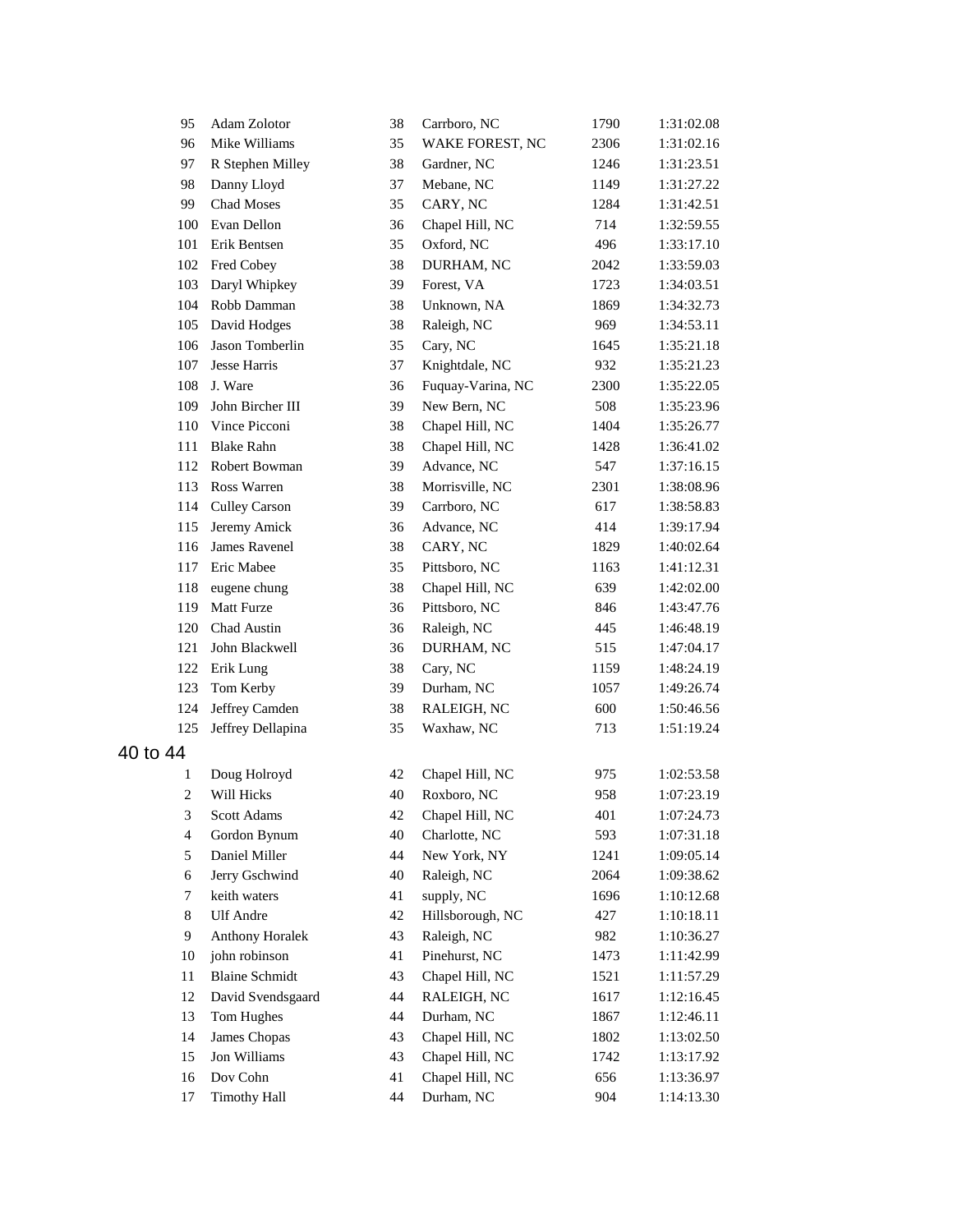| | | | | | |
|---|---|---|---|---|---|
| 95 | Adam Zolotor | 38 | Carrboro, NC | 1790 | 1:31:02.08 |
| 96 | Mike Williams | 35 | WAKE FOREST, NC | 2306 | 1:31:02.16 |
| 97 | R Stephen Milley | 38 | Gardner, NC | 1246 | 1:31:23.51 |
| 98 | Danny Lloyd | 37 | Mebane, NC | 1149 | 1:31:27.22 |
| 99 | Chad Moses | 35 | CARY, NC | 1284 | 1:31:42.51 |
| 100 | Evan Dellon | 36 | Chapel Hill, NC | 714 | 1:32:59.55 |
| 101 | Erik Bentsen | 35 | Oxford, NC | 496 | 1:33:17.10 |
| 102 | Fred Cobey | 38 | DURHAM, NC | 2042 | 1:33:59.03 |
| 103 | Daryl Whipkey | 39 | Forest, VA | 1723 | 1:34:03.51 |
| 104 | Robb Damman | 38 | Unknown, NA | 1869 | 1:34:32.73 |
| 105 | David Hodges | 38 | Raleigh, NC | 969 | 1:34:53.11 |
| 106 | Jason Tomberlin | 35 | Cary, NC | 1645 | 1:35:21.18 |
| 107 | Jesse Harris | 37 | Knightdale, NC | 932 | 1:35:21.23 |
| 108 | J. Ware | 36 | Fuquay-Varina, NC | 2300 | 1:35:22.05 |
| 109 | John Bircher III | 39 | New Bern, NC | 508 | 1:35:23.96 |
| 110 | Vince Picconi | 38 | Chapel Hill, NC | 1404 | 1:35:26.77 |
| 111 | Blake Rahn | 38 | Chapel Hill, NC | 1428 | 1:36:41.02 |
| 112 | Robert Bowman | 39 | Advance, NC | 547 | 1:37:16.15 |
| 113 | Ross Warren | 38 | Morrisville, NC | 2301 | 1:38:08.96 |
| 114 | Culley Carson | 39 | Carrboro, NC | 617 | 1:38:58.83 |
| 115 | Jeremy Amick | 36 | Advance, NC | 414 | 1:39:17.94 |
| 116 | James Ravenel | 38 | CARY, NC | 1829 | 1:40:02.64 |
| 117 | Eric Mabee | 35 | Pittsboro, NC | 1163 | 1:41:12.31 |
| 118 | eugene chung | 38 | Chapel Hill, NC | 639 | 1:42:02.00 |
| 119 | Matt Furze | 36 | Pittsboro, NC | 846 | 1:43:47.76 |
| 120 | Chad Austin | 36 | Raleigh, NC | 445 | 1:46:48.19 |
| 121 | John Blackwell | 36 | DURHAM, NC | 515 | 1:47:04.17 |
| 122 | Erik Lung | 38 | Cary, NC | 1159 | 1:48:24.19 |
| 123 | Tom Kerby | 39 | Durham, NC | 1057 | 1:49:26.74 |
| 124 | Jeffrey Camden | 38 | RALEIGH, NC | 600 | 1:50:46.56 |
| 125 | Jeffrey Dellapina | 35 | Waxhaw, NC | 713 | 1:51:19.24 |

## 40 to 44

| | | | | | |
|---|---|---|---|---|---|
| 1 | Doug Holroyd | 42 | Chapel Hill, NC | 975 | 1:02:53.58 |
| 2 | Will Hicks | 40 | Roxboro, NC | 958 | 1:07:23.19 |
| 3 | Scott Adams | 42 | Chapel Hill, NC | 401 | 1:07:24.73 |
| 4 | Gordon Bynum | 40 | Charlotte, NC | 593 | 1:07:31.18 |
| 5 | Daniel Miller | 44 | New York, NY | 1241 | 1:09:05.14 |
| 6 | Jerry Gschwind | 40 | Raleigh, NC | 2064 | 1:09:38.62 |
| 7 | keith waters | 41 | supply, NC | 1696 | 1:10:12.68 |
| 8 | Ulf Andre | 42 | Hillsborough, NC | 427 | 1:10:18.11 |
| 9 | Anthony Horalek | 43 | Raleigh, NC | 982 | 1:10:36.27 |
| 10 | john robinson | 41 | Pinehurst, NC | 1473 | 1:11:42.99 |
| 11 | Blaine Schmidt | 43 | Chapel Hill, NC | 1521 | 1:11:57.29 |
| 12 | David Svendsgaard | 44 | RALEIGH, NC | 1617 | 1:12:16.45 |
| 13 | Tom Hughes | 44 | Durham, NC | 1867 | 1:12:46.11 |
| 14 | James Chopas | 43 | Chapel Hill, NC | 1802 | 1:13:02.50 |
| 15 | Jon Williams | 43 | Chapel Hill, NC | 1742 | 1:13:17.92 |
| 16 | Dov Cohn | 41 | Chapel Hill, NC | 656 | 1:13:36.97 |
| 17 | Timothy Hall | 44 | Durham, NC | 904 | 1:14:13.30 |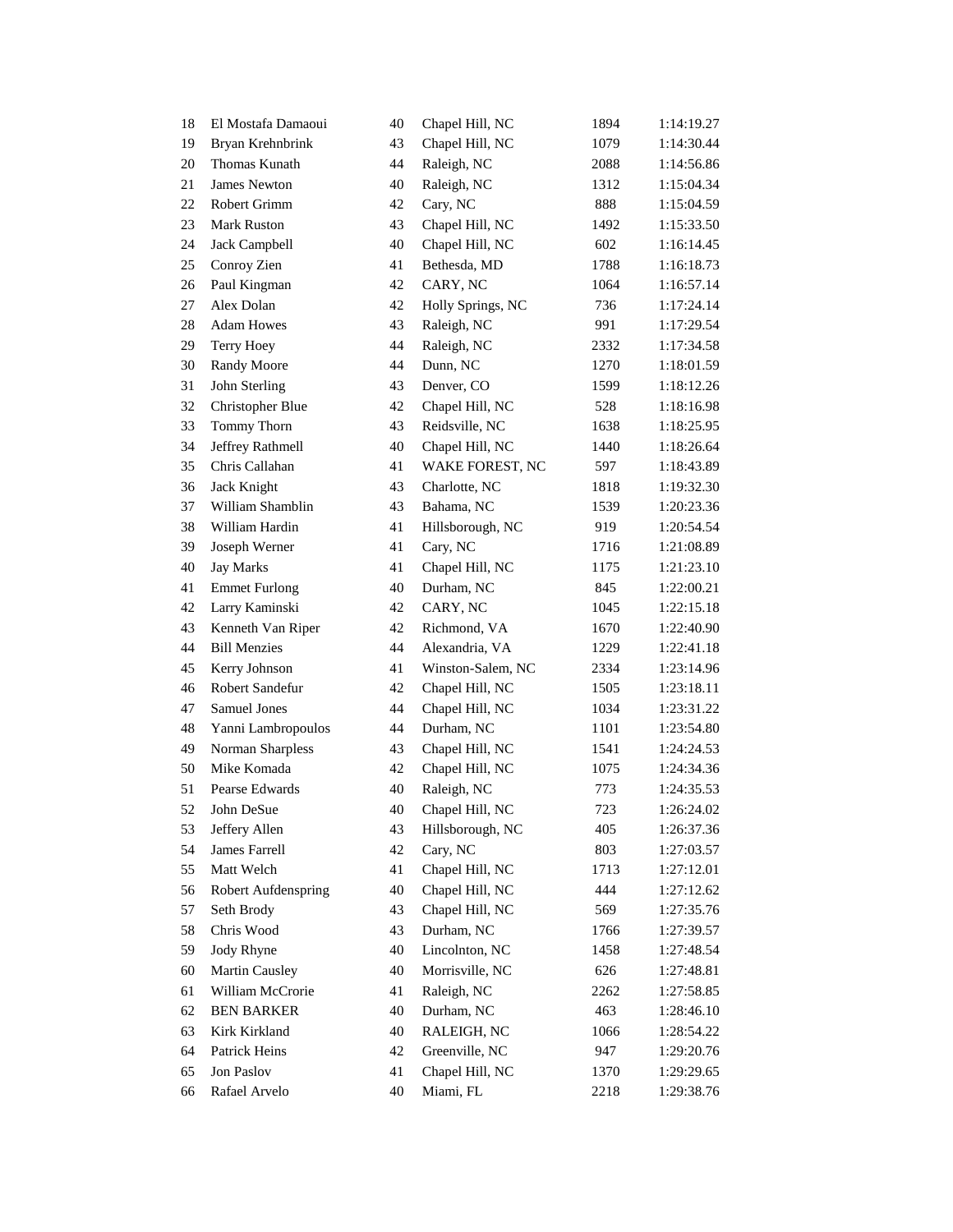| | | | | | |
|---|---|---|---|---|---|
| 18 | El Mostafa Damaoui | 40 | Chapel Hill, NC | 1894 | 1:14:19.27 |
| 19 | Bryan Krehnbrink | 43 | Chapel Hill, NC | 1079 | 1:14:30.44 |
| 20 | Thomas Kunath | 44 | Raleigh, NC | 2088 | 1:14:56.86 |
| 21 | James Newton | 40 | Raleigh, NC | 1312 | 1:15:04.34 |
| 22 | Robert Grimm | 42 | Cary, NC | 888 | 1:15:04.59 |
| 23 | Mark Ruston | 43 | Chapel Hill, NC | 1492 | 1:15:33.50 |
| 24 | Jack Campbell | 40 | Chapel Hill, NC | 602 | 1:16:14.45 |
| 25 | Conroy Zien | 41 | Bethesda, MD | 1788 | 1:16:18.73 |
| 26 | Paul Kingman | 42 | CARY, NC | 1064 | 1:16:57.14 |
| 27 | Alex Dolan | 42 | Holly Springs, NC | 736 | 1:17:24.14 |
| 28 | Adam Howes | 43 | Raleigh, NC | 991 | 1:17:29.54 |
| 29 | Terry Hoey | 44 | Raleigh, NC | 2332 | 1:17:34.58 |
| 30 | Randy Moore | 44 | Dunn, NC | 1270 | 1:18:01.59 |
| 31 | John Sterling | 43 | Denver, CO | 1599 | 1:18:12.26 |
| 32 | Christopher Blue | 42 | Chapel Hill, NC | 528 | 1:18:16.98 |
| 33 | Tommy Thorn | 43 | Reidsville, NC | 1638 | 1:18:25.95 |
| 34 | Jeffrey Rathmell | 40 | Chapel Hill, NC | 1440 | 1:18:26.64 |
| 35 | Chris Callahan | 41 | WAKE FOREST, NC | 597 | 1:18:43.89 |
| 36 | Jack Knight | 43 | Charlotte, NC | 1818 | 1:19:32.30 |
| 37 | William Shamblin | 43 | Bahama, NC | 1539 | 1:20:23.36 |
| 38 | William Hardin | 41 | Hillsborough, NC | 919 | 1:20:54.54 |
| 39 | Joseph Werner | 41 | Cary, NC | 1716 | 1:21:08.89 |
| 40 | Jay Marks | 41 | Chapel Hill, NC | 1175 | 1:21:23.10 |
| 41 | Emmet Furlong | 40 | Durham, NC | 845 | 1:22:00.21 |
| 42 | Larry Kaminski | 42 | CARY, NC | 1045 | 1:22:15.18 |
| 43 | Kenneth Van Riper | 42 | Richmond, VA | 1670 | 1:22:40.90 |
| 44 | Bill Menzies | 44 | Alexandria, VA | 1229 | 1:22:41.18 |
| 45 | Kerry Johnson | 41 | Winston-Salem, NC | 2334 | 1:23:14.96 |
| 46 | Robert Sandefur | 42 | Chapel Hill, NC | 1505 | 1:23:18.11 |
| 47 | Samuel Jones | 44 | Chapel Hill, NC | 1034 | 1:23:31.22 |
| 48 | Yanni Lambropoulos | 44 | Durham, NC | 1101 | 1:23:54.80 |
| 49 | Norman Sharpless | 43 | Chapel Hill, NC | 1541 | 1:24:24.53 |
| 50 | Mike Komada | 42 | Chapel Hill, NC | 1075 | 1:24:34.36 |
| 51 | Pearse Edwards | 40 | Raleigh, NC | 773 | 1:24:35.53 |
| 52 | John DeSue | 40 | Chapel Hill, NC | 723 | 1:26:24.02 |
| 53 | Jeffery Allen | 43 | Hillsborough, NC | 405 | 1:26:37.36 |
| 54 | James Farrell | 42 | Cary, NC | 803 | 1:27:03.57 |
| 55 | Matt Welch | 41 | Chapel Hill, NC | 1713 | 1:27:12.01 |
| 56 | Robert Aufdenspring | 40 | Chapel Hill, NC | 444 | 1:27:12.62 |
| 57 | Seth Brody | 43 | Chapel Hill, NC | 569 | 1:27:35.76 |
| 58 | Chris Wood | 43 | Durham, NC | 1766 | 1:27:39.57 |
| 59 | Jody Rhyne | 40 | Lincolnton, NC | 1458 | 1:27:48.54 |
| 60 | Martin Causley | 40 | Morrisville, NC | 626 | 1:27:48.81 |
| 61 | William McCrorie | 41 | Raleigh, NC | 2262 | 1:27:58.85 |
| 62 | BEN BARKER | 40 | Durham, NC | 463 | 1:28:46.10 |
| 63 | Kirk Kirkland | 40 | RALEIGH, NC | 1066 | 1:28:54.22 |
| 64 | Patrick Heins | 42 | Greenville, NC | 947 | 1:29:20.76 |
| 65 | Jon Paslov | 41 | Chapel Hill, NC | 1370 | 1:29:29.65 |
| 66 | Rafael Arvelo | 40 | Miami, FL | 2218 | 1:29:38.76 |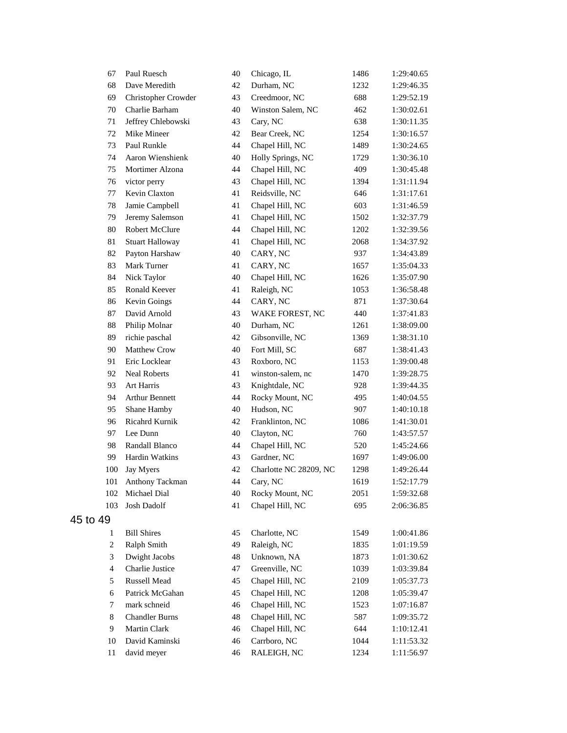| | | | | | |
|---|---|---|---|---|---|
| 67 | Paul Ruesch | 40 | Chicago, IL | 1486 | 1:29:40.65 |
| 68 | Dave Meredith | 42 | Durham, NC | 1232 | 1:29:46.35 |
| 69 | Christopher Crowder | 43 | Creedmoor, NC | 688 | 1:29:52.19 |
| 70 | Charlie Barham | 40 | Winston Salem, NC | 462 | 1:30:02.61 |
| 71 | Jeffrey Chlebowski | 43 | Cary, NC | 638 | 1:30:11.35 |
| 72 | Mike Mineer | 42 | Bear Creek, NC | 1254 | 1:30:16.57 |
| 73 | Paul Runkle | 44 | Chapel Hill, NC | 1489 | 1:30:24.65 |
| 74 | Aaron Wienshienk | 40 | Holly Springs, NC | 1729 | 1:30:36.10 |
| 75 | Mortimer Alzona | 44 | Chapel Hill, NC | 409 | 1:30:45.48 |
| 76 | victor perry | 43 | Chapel Hill, NC | 1394 | 1:31:11.94 |
| 77 | Kevin Claxton | 41 | Reidsville, NC | 646 | 1:31:17.61 |
| 78 | Jamie Campbell | 41 | Chapel Hill, NC | 603 | 1:31:46.59 |
| 79 | Jeremy Salemson | 41 | Chapel Hill, NC | 1502 | 1:32:37.79 |
| 80 | Robert McClure | 44 | Chapel Hill, NC | 1202 | 1:32:39.56 |
| 81 | Stuart Halloway | 41 | Chapel Hill, NC | 2068 | 1:34:37.92 |
| 82 | Payton Harshaw | 40 | CARY, NC | 937 | 1:34:43.89 |
| 83 | Mark Turner | 41 | CARY, NC | 1657 | 1:35:04.33 |
| 84 | Nick Taylor | 40 | Chapel Hill, NC | 1626 | 1:35:07.90 |
| 85 | Ronald Keever | 41 | Raleigh, NC | 1053 | 1:36:58.48 |
| 86 | Kevin Goings | 44 | CARY, NC | 871 | 1:37:30.64 |
| 87 | David Arnold | 43 | WAKE FOREST, NC | 440 | 1:37:41.83 |
| 88 | Philip Molnar | 40 | Durham, NC | 1261 | 1:38:09.00 |
| 89 | richie paschal | 42 | Gibsonville, NC | 1369 | 1:38:31.10 |
| 90 | Matthew Crow | 40 | Fort Mill, SC | 687 | 1:38:41.43 |
| 91 | Eric Locklear | 43 | Roxboro, NC | 1153 | 1:39:00.48 |
| 92 | Neal Roberts | 41 | winston-salem, nc | 1470 | 1:39:28.75 |
| 93 | Art Harris | 43 | Knightdale, NC | 928 | 1:39:44.35 |
| 94 | Arthur Bennett | 44 | Rocky Mount, NC | 495 | 1:40:04.55 |
| 95 | Shane Hamby | 40 | Hudson, NC | 907 | 1:40:10.18 |
| 96 | Ricahrd Kurnik | 42 | Franklinton, NC | 1086 | 1:41:30.01 |
| 97 | Lee Dunn | 40 | Clayton, NC | 760 | 1:43:57.57 |
| 98 | Randall Blanco | 44 | Chapel Hill, NC | 520 | 1:45:24.66 |
| 99 | Hardin Watkins | 43 | Gardner, NC | 1697 | 1:49:06.00 |
| 100 | Jay Myers | 42 | Charlotte NC 28209, NC | 1298 | 1:49:26.44 |
| 101 | Anthony Tackman | 44 | Cary, NC | 1619 | 1:52:17.79 |
| 102 | Michael Dial | 40 | Rocky Mount, NC | 2051 | 1:59:32.68 |
| 103 | Josh Dadolf | 41 | Chapel Hill, NC | 695 | 2:06:36.85 |

## 45 to 49

| | | | | | |
|---|---|---|---|---|---|
| 1 | Bill Shires | 45 | Charlotte, NC | 1549 | 1:00:41.86 |
| 2 | Ralph Smith | 49 | Raleigh, NC | 1835 | 1:01:19.59 |
| 3 | Dwight Jacobs | 48 | Unknown, NA | 1873 | 1:01:30.62 |
| 4 | Charlie Justice | 47 | Greenville, NC | 1039 | 1:03:39.84 |
| 5 | Russell Mead | 45 | Chapel Hill, NC | 2109 | 1:05:37.73 |
| 6 | Patrick McGahan | 45 | Chapel Hill, NC | 1208 | 1:05:39.47 |
| 7 | mark schneid | 46 | Chapel Hill, NC | 1523 | 1:07:16.87 |
| 8 | Chandler Burns | 48 | Chapel Hill, NC | 587 | 1:09:35.72 |
| 9 | Martin Clark | 46 | Chapel Hill, NC | 644 | 1:10:12.41 |
| 10 | David Kaminski | 46 | Carrboro, NC | 1044 | 1:11:53.32 |
| 11 | david meyer | 46 | RALEIGH, NC | 1234 | 1:11:56.97 |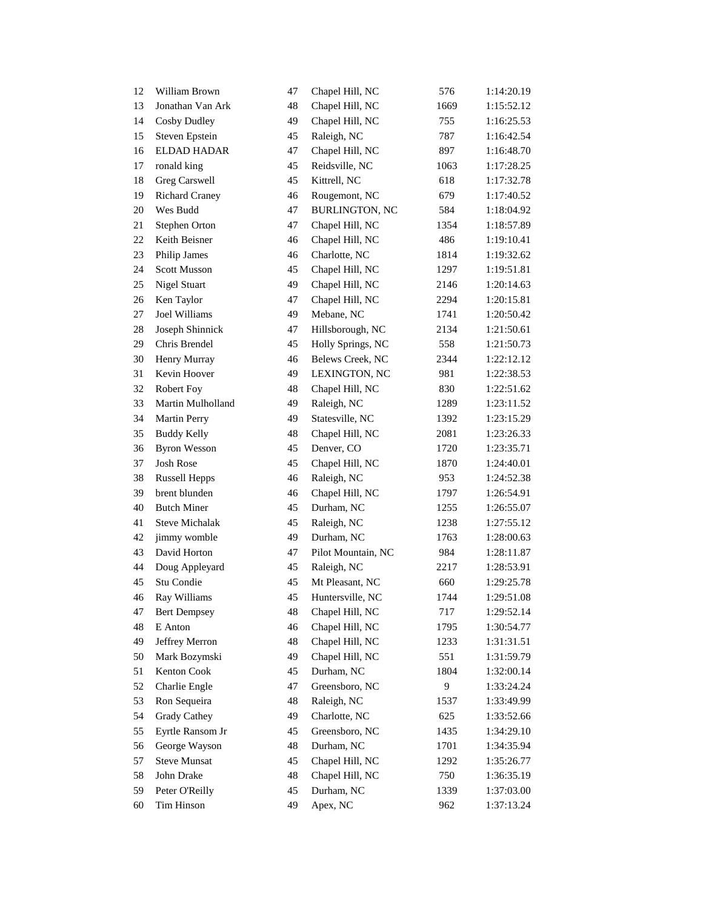| | | | | | |
|---|---|---|---|---|---|
| 12 | William Brown | 47 | Chapel Hill, NC | 576 | 1:14:20.19 |
| 13 | Jonathan Van Ark | 48 | Chapel Hill, NC | 1669 | 1:15:52.12 |
| 14 | Cosby Dudley | 49 | Chapel Hill, NC | 755 | 1:16:25.53 |
| 15 | Steven Epstein | 45 | Raleigh, NC | 787 | 1:16:42.54 |
| 16 | ELDAD HADAR | 47 | Chapel Hill, NC | 897 | 1:16:48.70 |
| 17 | ronald king | 45 | Reidsville, NC | 1063 | 1:17:28.25 |
| 18 | Greg Carswell | 45 | Kittrell, NC | 618 | 1:17:32.78 |
| 19 | Richard Craney | 46 | Rougemont, NC | 679 | 1:17:40.52 |
| 20 | Wes Budd | 47 | BURLINGTON, NC | 584 | 1:18:04.92 |
| 21 | Stephen Orton | 47 | Chapel Hill, NC | 1354 | 1:18:57.89 |
| 22 | Keith Beisner | 46 | Chapel Hill, NC | 486 | 1:19:10.41 |
| 23 | Philip James | 46 | Charlotte, NC | 1814 | 1:19:32.62 |
| 24 | Scott Musson | 45 | Chapel Hill, NC | 1297 | 1:19:51.81 |
| 25 | Nigel Stuart | 49 | Chapel Hill, NC | 2146 | 1:20:14.63 |
| 26 | Ken Taylor | 47 | Chapel Hill, NC | 2294 | 1:20:15.81 |
| 27 | Joel Williams | 49 | Mebane, NC | 1741 | 1:20:50.42 |
| 28 | Joseph Shinnick | 47 | Hillsborough, NC | 2134 | 1:21:50.61 |
| 29 | Chris Brendel | 45 | Holly Springs, NC | 558 | 1:21:50.73 |
| 30 | Henry Murray | 46 | Belews Creek, NC | 2344 | 1:22:12.12 |
| 31 | Kevin Hoover | 49 | LEXINGTON, NC | 981 | 1:22:38.53 |
| 32 | Robert Foy | 48 | Chapel Hill, NC | 830 | 1:22:51.62 |
| 33 | Martin Mulholland | 49 | Raleigh, NC | 1289 | 1:23:11.52 |
| 34 | Martin Perry | 49 | Statesville, NC | 1392 | 1:23:15.29 |
| 35 | Buddy Kelly | 48 | Chapel Hill, NC | 2081 | 1:23:26.33 |
| 36 | Byron Wesson | 45 | Denver, CO | 1720 | 1:23:35.71 |
| 37 | Josh Rose | 45 | Chapel Hill, NC | 1870 | 1:24:40.01 |
| 38 | Russell Hepps | 46 | Raleigh, NC | 953 | 1:24:52.38 |
| 39 | brent blunden | 46 | Chapel Hill, NC | 1797 | 1:26:54.91 |
| 40 | Butch Miner | 45 | Durham, NC | 1255 | 1:26:55.07 |
| 41 | Steve Michalak | 45 | Raleigh, NC | 1238 | 1:27:55.12 |
| 42 | jimmy womble | 49 | Durham, NC | 1763 | 1:28:00.63 |
| 43 | David Horton | 47 | Pilot Mountain, NC | 984 | 1:28:11.87 |
| 44 | Doug Appleyard | 45 | Raleigh, NC | 2217 | 1:28:53.91 |
| 45 | Stu Condie | 45 | Mt Pleasant, NC | 660 | 1:29:25.78 |
| 46 | Ray Williams | 45 | Huntersville, NC | 1744 | 1:29:51.08 |
| 47 | Bert Dempsey | 48 | Chapel Hill, NC | 717 | 1:29:52.14 |
| 48 | E Anton | 46 | Chapel Hill, NC | 1795 | 1:30:54.77 |
| 49 | Jeffrey Merron | 48 | Chapel Hill, NC | 1233 | 1:31:31.51 |
| 50 | Mark Bozymski | 49 | Chapel Hill, NC | 551 | 1:31:59.79 |
| 51 | Kenton Cook | 45 | Durham, NC | 1804 | 1:32:00.14 |
| 52 | Charlie Engle | 47 | Greensboro, NC | 9 | 1:33:24.24 |
| 53 | Ron Sequeira | 48 | Raleigh, NC | 1537 | 1:33:49.99 |
| 54 | Grady Cathey | 49 | Charlotte, NC | 625 | 1:33:52.66 |
| 55 | Eyrtle Ransom Jr | 45 | Greensboro, NC | 1435 | 1:34:29.10 |
| 56 | George Wayson | 48 | Durham, NC | 1701 | 1:34:35.94 |
| 57 | Steve Munsat | 45 | Chapel Hill, NC | 1292 | 1:35:26.77 |
| 58 | John Drake | 48 | Chapel Hill, NC | 750 | 1:36:35.19 |
| 59 | Peter O'Reilly | 45 | Durham, NC | 1339 | 1:37:03.00 |
| 60 | Tim Hinson | 49 | Apex, NC | 962 | 1:37:13.24 |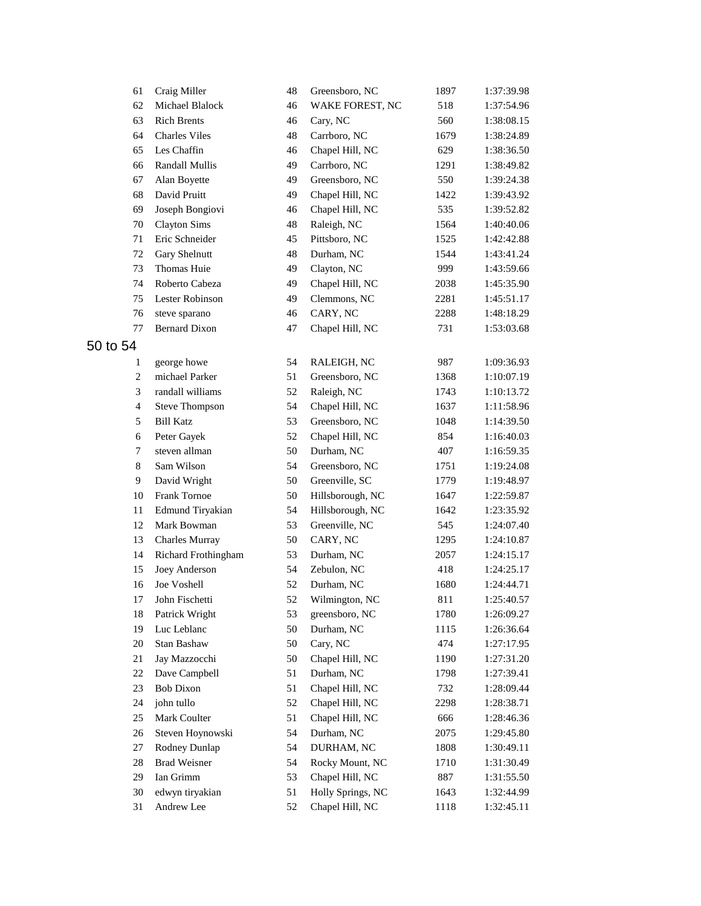| | | | | | |
|---|---|---|---|---|---|
| 61 | Craig Miller | 48 | Greensboro, NC | 1897 | 1:37:39.98 |
| 62 | Michael Blalock | 46 | WAKE FOREST, NC | 518 | 1:37:54.96 |
| 63 | Rich Brents | 46 | Cary, NC | 560 | 1:38:08.15 |
| 64 | Charles Viles | 48 | Carrboro, NC | 1679 | 1:38:24.89 |
| 65 | Les Chaffin | 46 | Chapel Hill, NC | 629 | 1:38:36.50 |
| 66 | Randall Mullis | 49 | Carrboro, NC | 1291 | 1:38:49.82 |
| 67 | Alan Boyette | 49 | Greensboro, NC | 550 | 1:39:24.38 |
| 68 | David Pruitt | 49 | Chapel Hill, NC | 1422 | 1:39:43.92 |
| 69 | Joseph Bongiovi | 46 | Chapel Hill, NC | 535 | 1:39:52.82 |
| 70 | Clayton Sims | 48 | Raleigh, NC | 1564 | 1:40:40.06 |
| 71 | Eric Schneider | 45 | Pittsboro, NC | 1525 | 1:42:42.88 |
| 72 | Gary Shelnutt | 48 | Durham, NC | 1544 | 1:43:41.24 |
| 73 | Thomas Huie | 49 | Clayton, NC | 999 | 1:43:59.66 |
| 74 | Roberto Cabeza | 49 | Chapel Hill, NC | 2038 | 1:45:35.90 |
| 75 | Lester Robinson | 49 | Clemmons, NC | 2281 | 1:45:51.17 |
| 76 | steve sparano | 46 | CARY, NC | 2288 | 1:48:18.29 |
| 77 | Bernard Dixon | 47 | Chapel Hill, NC | 731 | 1:53:03.68 |

## 50 to 54

| | | | | | |
|---|---|---|---|---|---|
| 1 | george howe | 54 | RALEIGH, NC | 987 | 1:09:36.93 |
| 2 | michael Parker | 51 | Greensboro, NC | 1368 | 1:10:07.19 |
| 3 | randall williams | 52 | Raleigh, NC | 1743 | 1:10:13.72 |
| 4 | Steve Thompson | 54 | Chapel Hill, NC | 1637 | 1:11:58.96 |
| 5 | Bill Katz | 53 | Greensboro, NC | 1048 | 1:14:39.50 |
| 6 | Peter Gayek | 52 | Chapel Hill, NC | 854 | 1:16:40.03 |
| 7 | steven allman | 50 | Durham, NC | 407 | 1:16:59.35 |
| 8 | Sam Wilson | 54 | Greensboro, NC | 1751 | 1:19:24.08 |
| 9 | David Wright | 50 | Greenville, SC | 1779 | 1:19:48.97 |
| 10 | Frank Tornoe | 50 | Hillsborough, NC | 1647 | 1:22:59.87 |
| 11 | Edmund Tiryakian | 54 | Hillsborough, NC | 1642 | 1:23:35.92 |
| 12 | Mark Bowman | 53 | Greenville, NC | 545 | 1:24:07.40 |
| 13 | Charles Murray | 50 | CARY, NC | 1295 | 1:24:10.87 |
| 14 | Richard Frothingham | 53 | Durham, NC | 2057 | 1:24:15.17 |
| 15 | Joey Anderson | 54 | Zebulon, NC | 418 | 1:24:25.17 |
| 16 | Joe Voshell | 52 | Durham, NC | 1680 | 1:24:44.71 |
| 17 | John Fischetti | 52 | Wilmington, NC | 811 | 1:25:40.57 |
| 18 | Patrick Wright | 53 | greensboro, NC | 1780 | 1:26:09.27 |
| 19 | Luc Leblanc | 50 | Durham, NC | 1115 | 1:26:36.64 |
| 20 | Stan Bashaw | 50 | Cary, NC | 474 | 1:27:17.95 |
| 21 | Jay Mazzocchi | 50 | Chapel Hill, NC | 1190 | 1:27:31.20 |
| 22 | Dave Campbell | 51 | Durham, NC | 1798 | 1:27:39.41 |
| 23 | Bob Dixon | 51 | Chapel Hill, NC | 732 | 1:28:09.44 |
| 24 | john tullo | 52 | Chapel Hill, NC | 2298 | 1:28:38.71 |
| 25 | Mark Coulter | 51 | Chapel Hill, NC | 666 | 1:28:46.36 |
| 26 | Steven Hoynowski | 54 | Durham, NC | 2075 | 1:29:45.80 |
| 27 | Rodney Dunlap | 54 | DURHAM, NC | 1808 | 1:30:49.11 |
| 28 | Brad Weisner | 54 | Rocky Mount, NC | 1710 | 1:31:30.49 |
| 29 | Ian Grimm | 53 | Chapel Hill, NC | 887 | 1:31:55.50 |
| 30 | edwyn tiryakian | 51 | Holly Springs, NC | 1643 | 1:32:44.99 |
| 31 | Andrew Lee | 52 | Chapel Hill, NC | 1118 | 1:32:45.11 |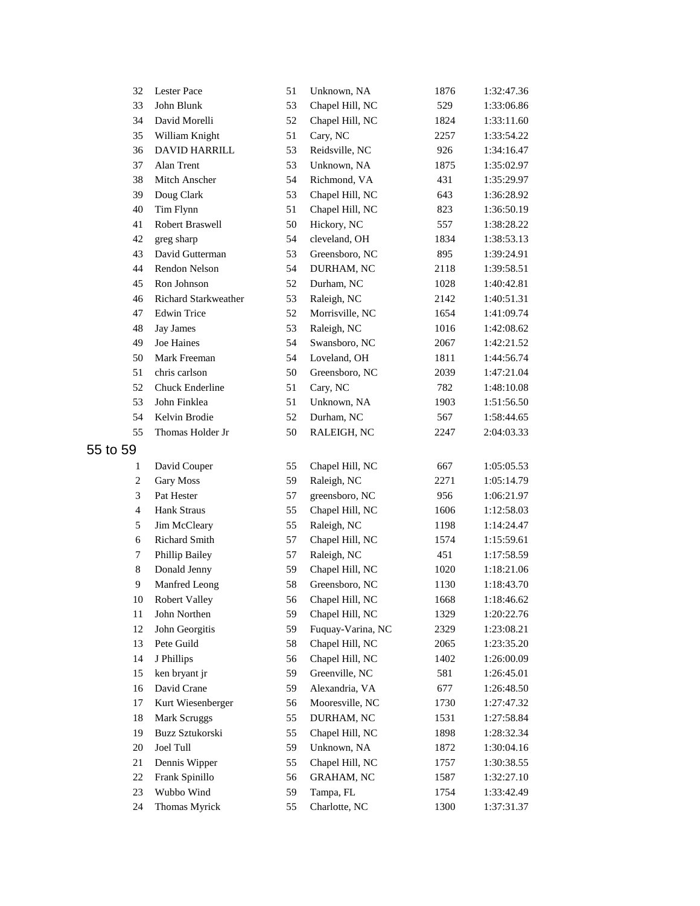| | | | | | |
|---|---|---|---|---|---|
| 32 | Lester Pace | 51 | Unknown, NA | 1876 | 1:32:47.36 |
| 33 | John Blunk | 53 | Chapel Hill, NC | 529 | 1:33:06.86 |
| 34 | David Morelli | 52 | Chapel Hill, NC | 1824 | 1:33:11.60 |
| 35 | William Knight | 51 | Cary, NC | 2257 | 1:33:54.22 |
| 36 | DAVID HARRILL | 53 | Reidsville, NC | 926 | 1:34:16.47 |
| 37 | Alan Trent | 53 | Unknown, NA | 1875 | 1:35:02.97 |
| 38 | Mitch Anscher | 54 | Richmond, VA | 431 | 1:35:29.97 |
| 39 | Doug Clark | 53 | Chapel Hill, NC | 643 | 1:36:28.92 |
| 40 | Tim Flynn | 51 | Chapel Hill, NC | 823 | 1:36:50.19 |
| 41 | Robert Braswell | 50 | Hickory, NC | 557 | 1:38:28.22 |
| 42 | greg sharp | 54 | cleveland, OH | 1834 | 1:38:53.13 |
| 43 | David Gutterman | 53 | Greensboro, NC | 895 | 1:39:24.91 |
| 44 | Rendon Nelson | 54 | DURHAM, NC | 2118 | 1:39:58.51 |
| 45 | Ron Johnson | 52 | Durham, NC | 1028 | 1:40:42.81 |
| 46 | Richard Starkweather | 53 | Raleigh, NC | 2142 | 1:40:51.31 |
| 47 | Edwin Trice | 52 | Morrisville, NC | 1654 | 1:41:09.74 |
| 48 | Jay James | 53 | Raleigh, NC | 1016 | 1:42:08.62 |
| 49 | Joe Haines | 54 | Swansboro, NC | 2067 | 1:42:21.52 |
| 50 | Mark Freeman | 54 | Loveland, OH | 1811 | 1:44:56.74 |
| 51 | chris carlson | 50 | Greensboro, NC | 2039 | 1:47:21.04 |
| 52 | Chuck Enderline | 51 | Cary, NC | 782 | 1:48:10.08 |
| 53 | John Finklea | 51 | Unknown, NA | 1903 | 1:51:56.50 |
| 54 | Kelvin Brodie | 52 | Durham, NC | 567 | 1:58:44.65 |
| 55 | Thomas Holder Jr | 50 | RALEIGH, NC | 2247 | 2:04:03.33 |

## 55 to 59

| | | | | | |
|---|---|---|---|---|---|
| 1 | David Couper | 55 | Chapel Hill, NC | 667 | 1:05:05.53 |
| 2 | Gary Moss | 59 | Raleigh, NC | 2271 | 1:05:14.79 |
| 3 | Pat Hester | 57 | greensboro, NC | 956 | 1:06:21.97 |
| 4 | Hank Straus | 55 | Chapel Hill, NC | 1606 | 1:12:58.03 |
| 5 | Jim McCleary | 55 | Raleigh, NC | 1198 | 1:14:24.47 |
| 6 | Richard Smith | 57 | Chapel Hill, NC | 1574 | 1:15:59.61 |
| 7 | Phillip Bailey | 57 | Raleigh, NC | 451 | 1:17:58.59 |
| 8 | Donald Jenny | 59 | Chapel Hill, NC | 1020 | 1:18:21.06 |
| 9 | Manfred Leong | 58 | Greensboro, NC | 1130 | 1:18:43.70 |
| 10 | Robert Valley | 56 | Chapel Hill, NC | 1668 | 1:18:46.62 |
| 11 | John Northen | 59 | Chapel Hill, NC | 1329 | 1:20:22.76 |
| 12 | John Georgitis | 59 | Fuquay-Varina, NC | 2329 | 1:23:08.21 |
| 13 | Pete Guild | 58 | Chapel Hill, NC | 2065 | 1:23:35.20 |
| 14 | J Phillips | 56 | Chapel Hill, NC | 1402 | 1:26:00.09 |
| 15 | ken bryant jr | 59 | Greenville, NC | 581 | 1:26:45.01 |
| 16 | David Crane | 59 | Alexandria, VA | 677 | 1:26:48.50 |
| 17 | Kurt Wiesenberger | 56 | Mooresville, NC | 1730 | 1:27:47.32 |
| 18 | Mark Scruggs | 55 | DURHAM, NC | 1531 | 1:27:58.84 |
| 19 | Buzz Sztukorski | 55 | Chapel Hill, NC | 1898 | 1:28:32.34 |
| 20 | Joel Tull | 59 | Unknown, NA | 1872 | 1:30:04.16 |
| 21 | Dennis Wipper | 55 | Chapel Hill, NC | 1757 | 1:30:38.55 |
| 22 | Frank Spinillo | 56 | GRAHAM, NC | 1587 | 1:32:27.10 |
| 23 | Wubbo Wind | 59 | Tampa, FL | 1754 | 1:33:42.49 |
| 24 | Thomas Myrick | 55 | Charlotte, NC | 1300 | 1:37:31.37 |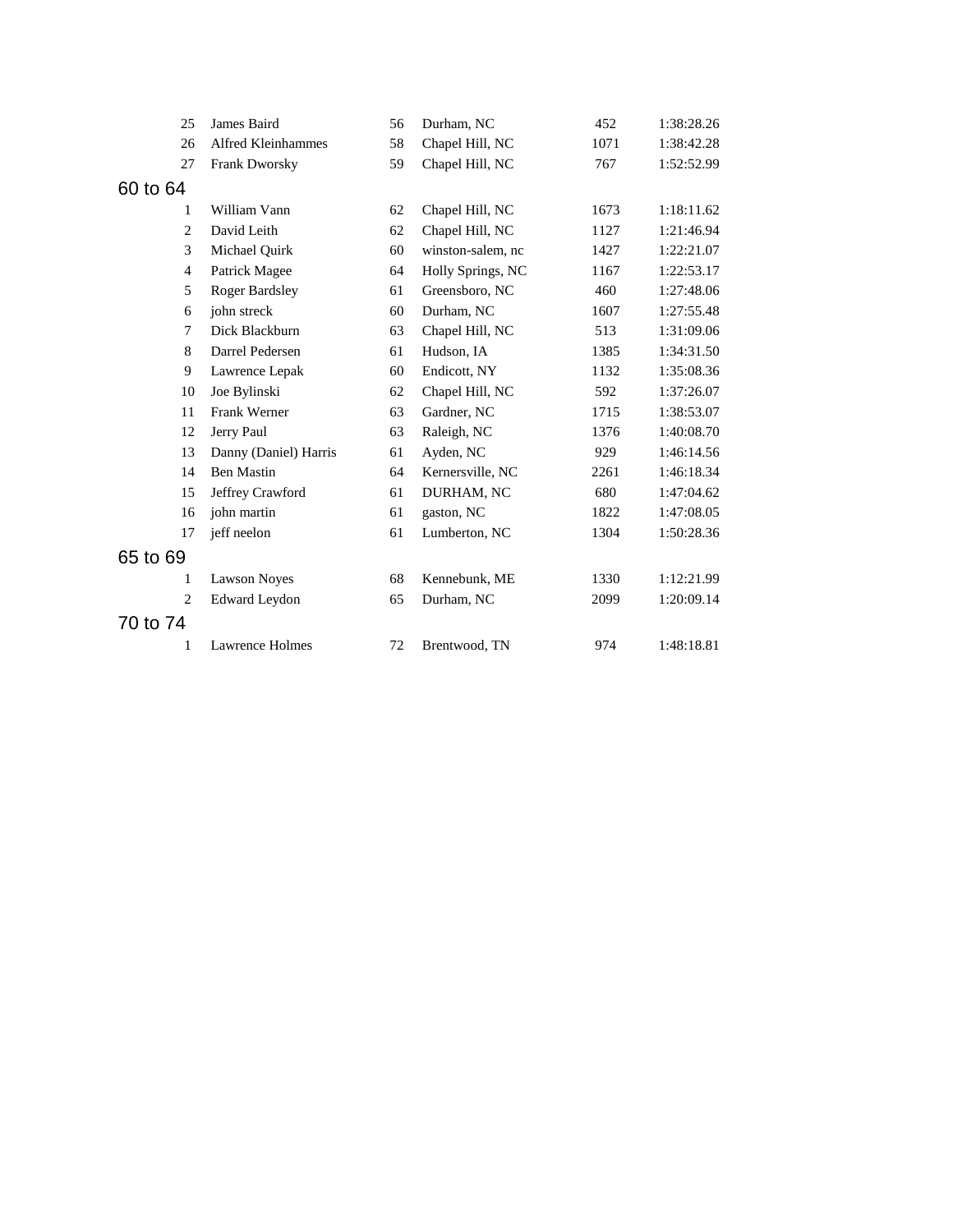| | | | | | |
|---|---|---|---|---|---|
| 25 | James Baird | 56 | Durham, NC | 452 | 1:38:28.26 |
| 26 | Alfred Kleinhammes | 58 | Chapel Hill, NC | 1071 | 1:38:42.28 |
| 27 | Frank Dworsky | 59 | Chapel Hill, NC | 767 | 1:52:52.99 |

## 60 to 64

| | | | | | |
|---|---|---|---|---|---|
| 1 | William Vann | 62 | Chapel Hill, NC | 1673 | 1:18:11.62 |
| 2 | David Leith | 62 | Chapel Hill, NC | 1127 | 1:21:46.94 |
| 3 | Michael Quirk | 60 | winston-salem, nc | 1427 | 1:22:21.07 |
| 4 | Patrick Magee | 64 | Holly Springs, NC | 1167 | 1:22:53.17 |
| 5 | Roger Bardsley | 61 | Greensboro, NC | 460 | 1:27:48.06 |
| 6 | john streck | 60 | Durham, NC | 1607 | 1:27:55.48 |
| 7 | Dick Blackburn | 63 | Chapel Hill, NC | 513 | 1:31:09.06 |
| 8 | Darrel Pedersen | 61 | Hudson, IA | 1385 | 1:34:31.50 |
| 9 | Lawrence Lepak | 60 | Endicott, NY | 1132 | 1:35:08.36 |
| 10 | Joe Bylinski | 62 | Chapel Hill, NC | 592 | 1:37:26.07 |
| 11 | Frank Werner | 63 | Gardner, NC | 1715 | 1:38:53.07 |
| 12 | Jerry Paul | 63 | Raleigh, NC | 1376 | 1:40:08.70 |
| 13 | Danny (Daniel) Harris | 61 | Ayden, NC | 929 | 1:46:14.56 |
| 14 | Ben Mastin | 64 | Kernersville, NC | 2261 | 1:46:18.34 |
| 15 | Jeffrey Crawford | 61 | DURHAM, NC | 680 | 1:47:04.62 |
| 16 | john martin | 61 | gaston, NC | 1822 | 1:47:08.05 |
| 17 | jeff neelon | 61 | Lumberton, NC | 1304 | 1:50:28.36 |

## 65 to 69

| | | | | | |
|---|---|---|---|---|---|
| 1 | Lawson Noyes | 68 | Kennebunk, ME | 1330 | 1:12:21.99 |
| 2 | Edward Leydon | 65 | Durham, NC | 2099 | 1:20:09.14 |

## 70 to 74

| | | | | | |
|---|---|---|---|---|---|
| 1 | Lawrence Holmes | 72 | Brentwood, TN | 974 | 1:48:18.81 |